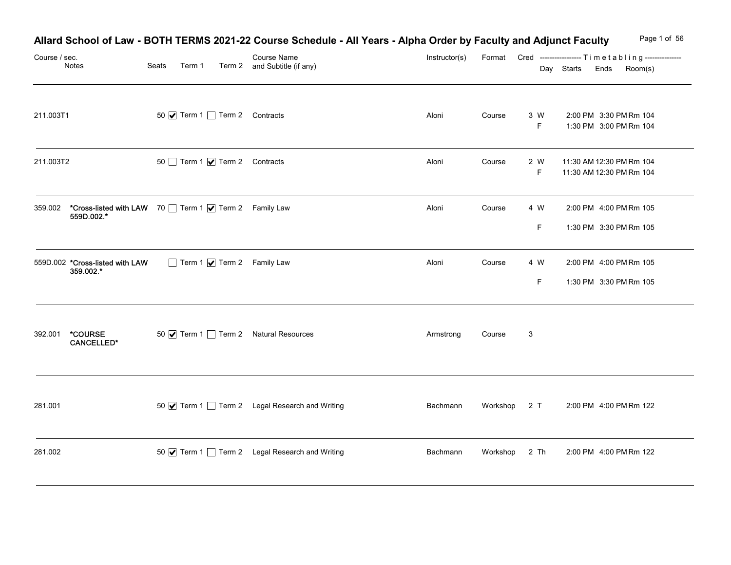# Allard School of Law - BOTH TERMS 2021-22 Course Schedule - All Years - Alpha Order by Faculty and Adjunct Faculty

| Course / sec. | Notes | Seats | Term 1 | Term 2 | Course Name and Subtitle (if any) | Instructor(s) | Format | Cred | Day | Starts | Ends | Room(s) |
|---|---|---|---|---|---|---|---|---|---|---|---|---|
| 211.003T1 | | 50 | ☑ Term 1 | ☐ Term 2 | Contracts | Aloni | Course | 3 | W<br>F | 2:00 PM<br>1:30 PM | 3:30 PM<br>3:00 PM | Rm 104<br>Rm 104 |
| 211.003T2 | | 50 | ☐ Term 1 | ☑ Term 2 | Contracts | Aloni | Course | 2 | W<br>F | 11:30 AM<br>11:30 AM | 12:30 PM<br>12:30 PM | Rm 104<br>Rm 104 |
| 359.002 | **\*Cross-listed with LAW 559D.002.\*** | 70 | ☐ Term 1 | ☑ Term 2 | Family Law | Aloni | Course | 4 | W<br>F | 2:00 PM<br>1:30 PM | 4:00 PM<br>3:30 PM | Rm 105<br>Rm 105 |
| 559D.002 | **\*Cross-listed with LAW 359.002.\*** | | ☐ Term 1 | ☑ Term 2 | Family Law | Aloni | Course | 4 | W<br>F | 2:00 PM<br>1:30 PM | 4:00 PM<br>3:30 PM | Rm 105<br>Rm 105 |
| 392.001 | **\*COURSE CANCELLED\*** | 50 | ☑ Term 1 | ☐ Term 2 | Natural Resources | Armstrong | Course | 3 | | | | |
| 281.001 | | 50 | ☑ Term 1 | ☐ Term 2 | Legal Research and Writing | Bachmann | Workshop | 2 | T | 2:00 PM | 4:00 PM | Rm 122 |
| 281.002 | | 50 | ☑ Term 1 | ☐ Term 2 | Legal Research and Writing | Bachmann | Workshop | 2 | Th | 2:00 PM | 4:00 PM | Rm 122 |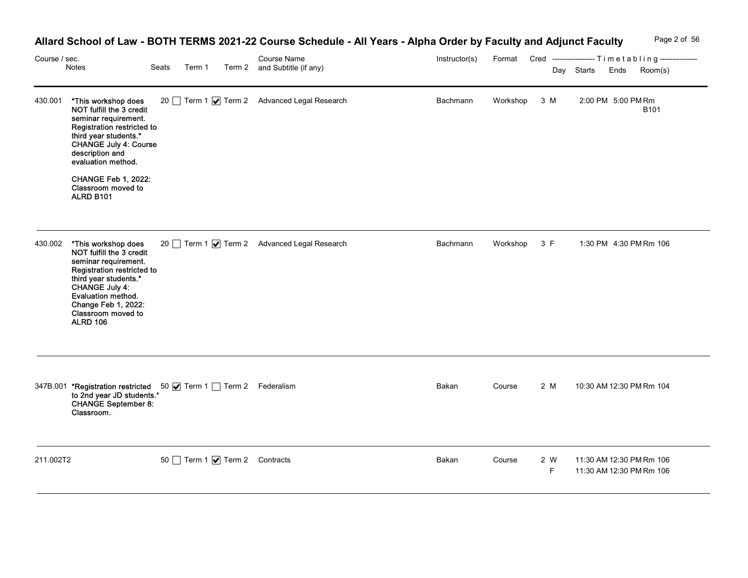# Allard School of Law - BOTH TERMS 2021-22 Course Schedule - All Years - Alpha Order by Faculty and Adjunct Faculty

| Course / sec. | Notes | Seats | Term 1 | Term 2 | Course Name and Subtitle (if any) | Instructor(s) | Format | Cred | Day | Starts | Ends | Room(s) |
|---|---|---|---|---|---|---|---|---|---|---|---|---|
| 430.001 | *This workshop does NOT fulfill the 3 credit seminar requirement. Registration restricted to third year students.* CHANGE July 4: Course description and evaluation method.<br><br>CHANGE Feb 1, 2022: Classroom moved to ALRD B101 | 20 | ☐ Term 1 | ☑ Term 2 | Advanced Legal Research | Bachmann | Workshop | 3 | M | 2:00 PM | 5:00 PM | Rm B101 |
| 430.002 | *This workshop does NOT fulfill the 3 credit seminar requirement. Registration restricted to third year students.* CHANGE July 4: Evaluation method. Change Feb 1, 2022: Classroom moved to ALRD 106 | 20 | ☐ Term 1 | ☑ Term 2 | Advanced Legal Research | Bachmann | Workshop | 3 | F | 1:30 PM | 4:30 PM | Rm 106 |
| 347B.001 | *Registration restricted to 2nd year JD students.* CHANGE September 8: Classroom. | 50 | ☑ Term 1 | ☐ Term 2 | Federalism | Bakan | Course | 2 | M | 10:30 AM | 12:30 PM | Rm 104 |
| 211.002T2 | | 50 | ☐ Term 1 | ☑ Term 2 | Contracts | Bakan | Course | 2 | W<br>F | 11:30 AM<br>11:30 AM | 12:30 PM<br>12:30 PM | Rm 106<br>Rm 106 |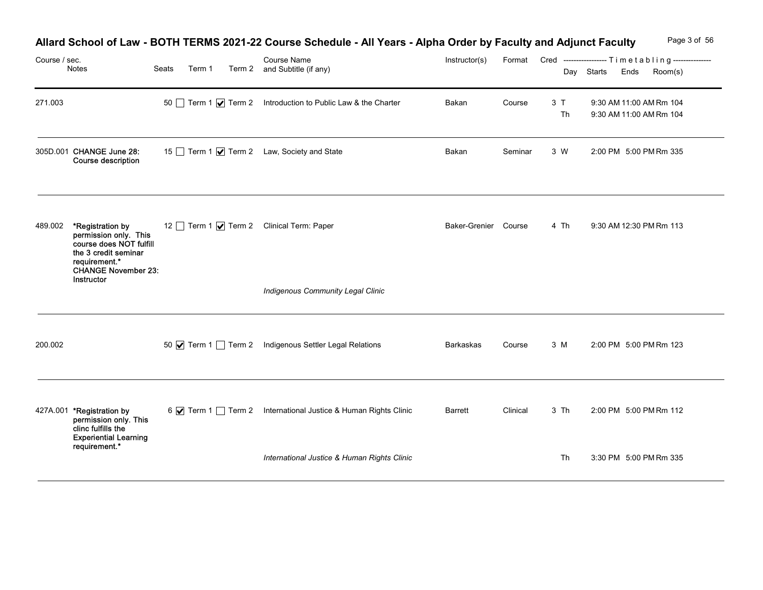# Allard School of Law - BOTH TERMS 2021-22 Course Schedule - All Years - Alpha Order by Faculty and Adjunct Faculty

| Course / sec. | Notes | Seats | Term 1 | Term 2 | Course Name and Subtitle (if any) | Instructor(s) | Format | Cred | Day | Starts | Ends | Room(s) |
|---|---|---|---|---|---|---|---|---|---|---|---|---|
| 271.003 | | 50 | ☐ | ☑ | Introduction to Public Law & the Charter | Bakan | Course | 3 | T | 9:30 AM | 11:00 AM | Rm 104 |
| | | | | | | | | | Th | 9:30 AM | 11:00 AM | Rm 104 |
| 305D.001 | **CHANGE June 28: Course description** | 15 | ☐ | ☑ | Law, Society and State | Bakan | Seminar | 3 | W | 2:00 PM | 5:00 PM | Rm 335 |
| 489.002 | ***Registration by permission only. This course does NOT fulfill the 3 credit seminar requirement.* CHANGE November 23: Instructor** | 12 | ☐ | ☑ | Clinical Term: Paper | Baker-Grenier | Course | 4 | Th | 9:30 AM | 12:30 PM | Rm 113 |
| | | | | | *Indigenous Community Legal Clinic* | | | | | | | |
| 200.002 | | 50 | ☑ | ☐ | Indigenous Settler Legal Relations | Barkaskas | Course | 3 | M | 2:00 PM | 5:00 PM | Rm 123 |
| 427A.001 | ***Registration by permission only. This clinc fulfills the Experiential Learning requirement.*** | 6 | ☑ | ☐ | International Justice & Human Rights Clinic | Barrett | Clinical | 3 | Th | 2:00 PM | 5:00 PM | Rm 112 |
| | | | | | *International Justice & Human Rights Clinic* | | | | Th | 3:30 PM | 5:00 PM | Rm 335 |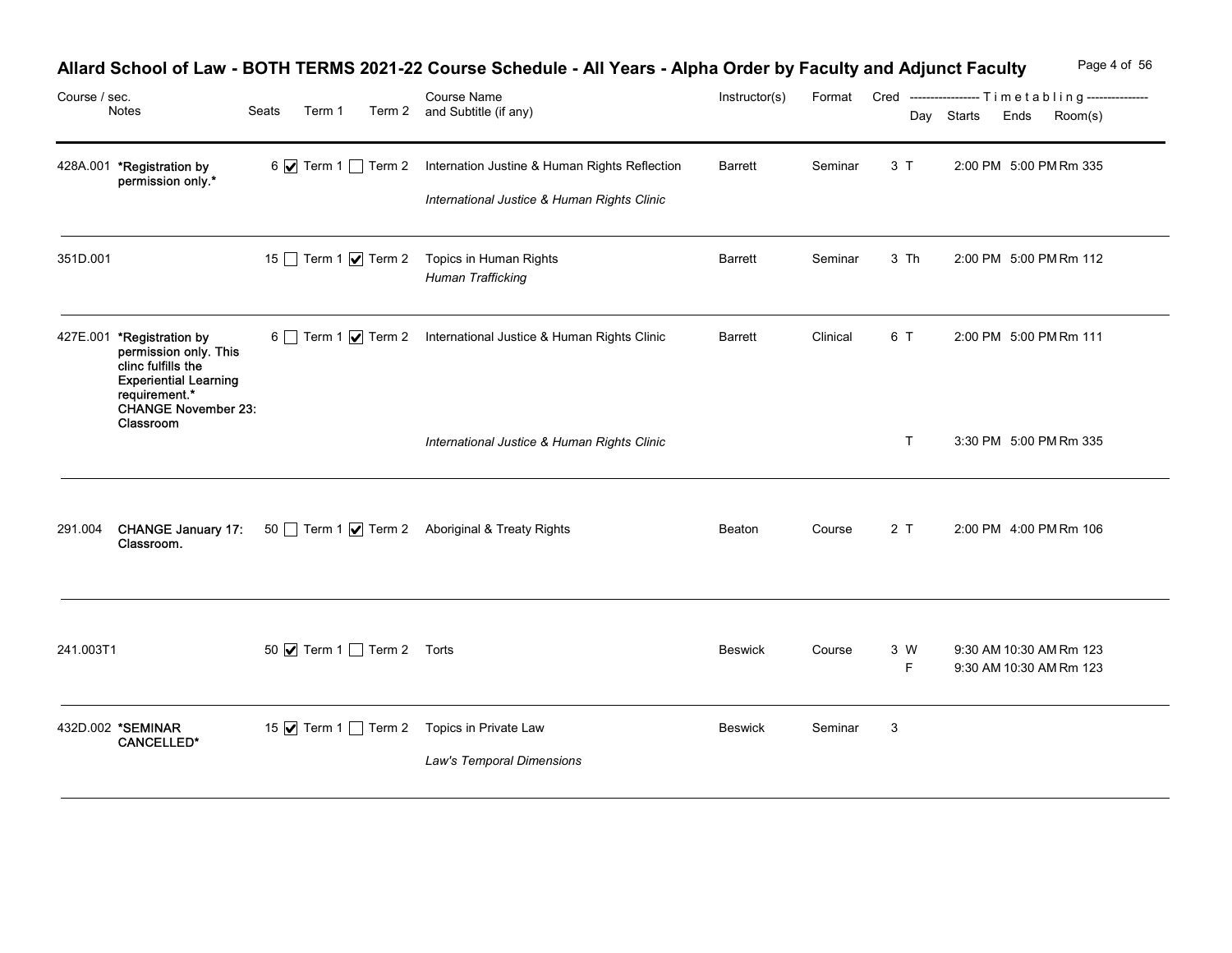# Allard School of Law - BOTH TERMS 2021-22 Course Schedule - All Years - Alpha Order by Faculty and Adjunct Faculty

| Course / sec. | Notes | Seats | Term 1 | Term 2 | Course Name and Subtitle (if any) | Instructor(s) | Format | Cred | Day | Starts | Ends | Room(s) |
|---|---|---|---|---|---|---|---|---|---|---|---|---|
| 428A.001 | *Registration by permission only.* | 6 | ☑ Term 1 | ☐ Term 2 | Internation Justine & Human Rights Reflection<br>*International Justice & Human Rights Clinic* | Barrett | Seminar | 3 | T | 2:00 PM | 5:00 PM | Rm 335 |
| 351D.001 | | 15 | ☐ Term 1 | ☑ Term 2 | Topics in Human Rights<br>*Human Trafficking* | Barrett | Seminar | 3 | Th | 2:00 PM | 5:00 PM | Rm 112 |
| 427E.001 | *Registration by permission only. This clinc fulfills the Experiential Learning requirement.* CHANGE November 23: Classroom | 6 | ☐ Term 1 | ☑ Term 2 | International Justice & Human Rights Clinic | Barrett | Clinical | 6 | T | 2:00 PM | 5:00 PM | Rm 111 |
| | | | | | *International Justice & Human Rights Clinic* | | | | T | 3:30 PM | 5:00 PM | Rm 335 |
| 291.004 | CHANGE January 17: Classroom. | 50 | ☐ Term 1 | ☑ Term 2 | Aboriginal & Treaty Rights | Beaton | Course | 2 | T | 2:00 PM | 4:00 PM | Rm 106 |
| 241.003T1 | | 50 | ☑ Term 1 | ☐ Term 2 | Torts | Beswick | Course | 3 | W | 9:30 AM | 10:30 AM | Rm 123 |
| | | | | | | | | | F | 9:30 AM | 10:30 AM | Rm 123 |
| 432D.002 | *SEMINAR CANCELLED* | 15 | ☑ Term 1 | ☐ Term 2 | Topics in Private Law<br>*Law's Temporal Dimensions* | Beswick | Seminar | 3 | | | | |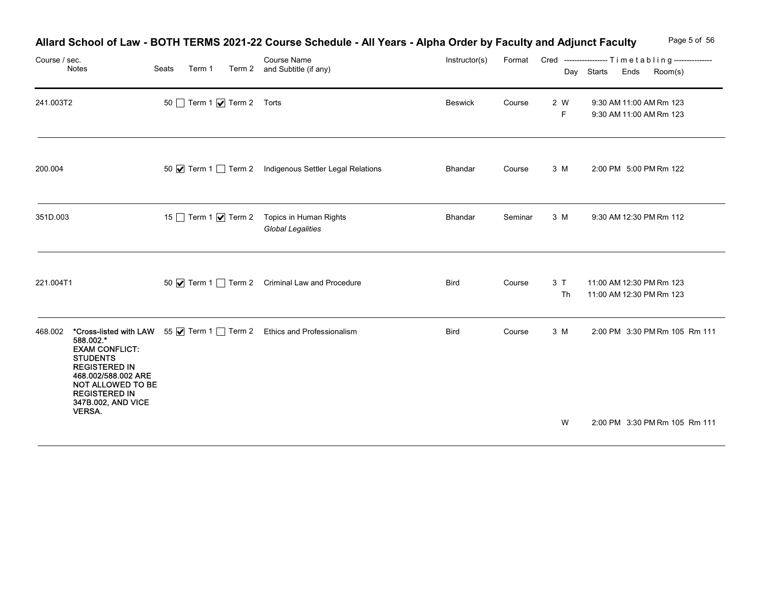# Allard School of Law - BOTH TERMS 2021-22 Course Schedule - All Years - Alpha Order by Faculty and Adjunct Faculty

| Course / sec. | Notes | Seats | Term 1 | Term 2 | Course Name and Subtitle (if any) | Instructor(s) | Format | Cred | Day | Starts | Ends | Room(s) |
|---|---|---|---|---|---|---|---|---|---|---|---|---|
| 241.003T2 | | 50 | ☐ | ☑ | Torts | Beswick | Course | 2 | W | 9:30 AM | 11:00 AM | Rm 123 |
| | | | | | | | | | F | 9:30 AM | 11:00 AM | Rm 123 |
| 200.004 | | 50 | ☑ | ☐ | Indigenous Settler Legal Relations | Bhandar | Course | 3 | M | 2:00 PM | 5:00 PM | Rm 122 |
| 351D.003 | | 15 | ☐ | ☑ | Topics in Human Rights *Global Legalities* | Bhandar | Seminar | 3 | M | 9:30 AM | 12:30 PM | Rm 112 |
| 221.004T1 | | 50 | ☑ | ☐ | Criminal Law and Procedure | Bird | Course | 3 | T | 11:00 AM | 12:30 PM | Rm 123 |
| | | | | | | | | | Th | 11:00 AM | 12:30 PM | Rm 123 |
| 468.002 | **\*Cross-listed with LAW 588.002.\* EXAM CONFLICT: STUDENTS REGISTERED IN 468.002/588.002 ARE NOT ALLOWED TO BE REGISTERED IN 347B.002, AND VICE VERSA.** | 55 | ☑ | ☐ | Ethics and Professionalism | Bird | Course | 3 | M | 2:00 PM | 3:30 PM | Rm 105 Rm 111 |
| | | | | | | | | | W | 2:00 PM | 3:30 PM | Rm 105 Rm 111 |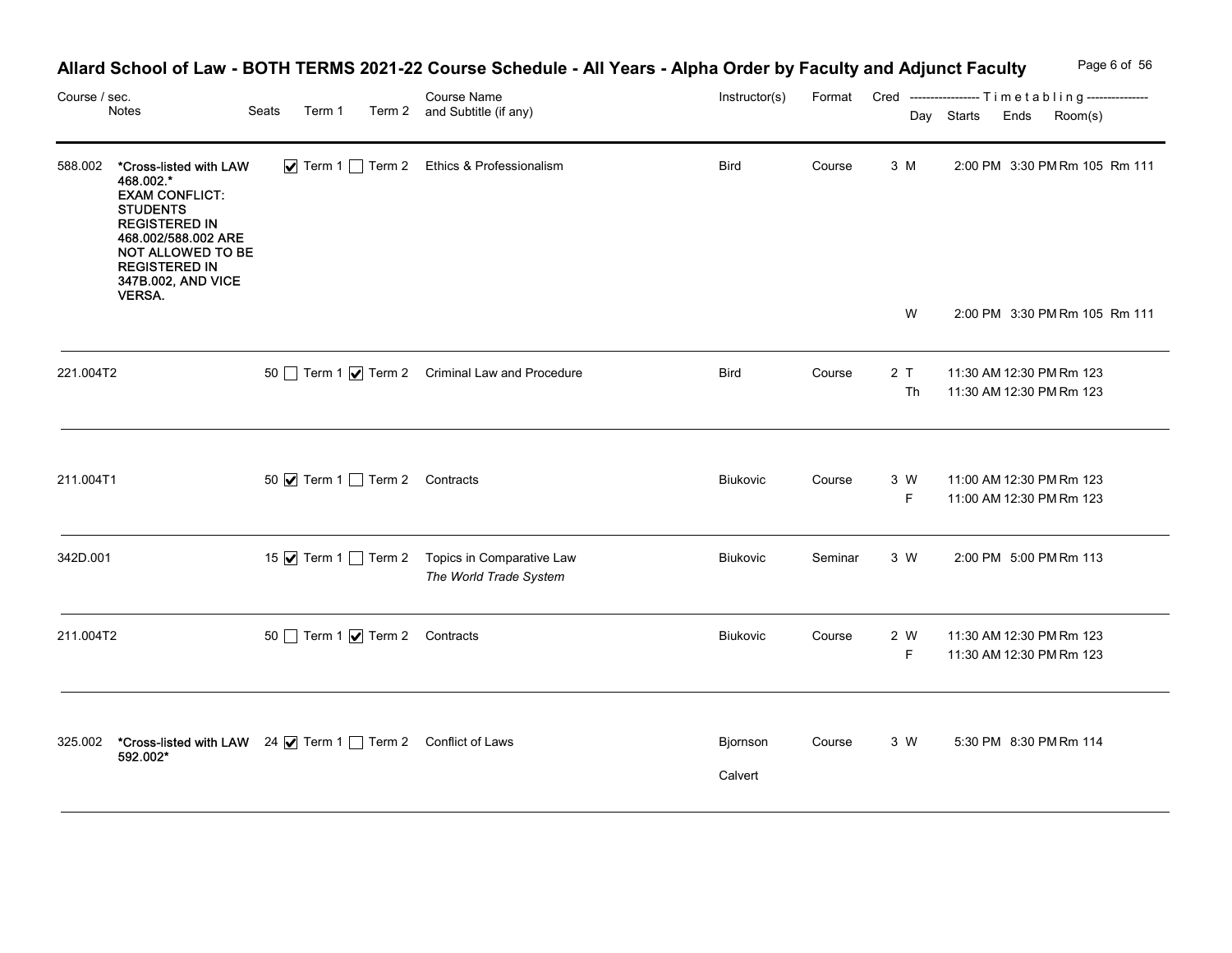# Allard School of Law - BOTH TERMS 2021-22 Course Schedule - All Years - Alpha Order by Faculty and Adjunct Faculty

| Course / sec. | Notes | Seats | Term 1 | Term 2 | Course Name and Subtitle (if any) | Instructor(s) | Format | Cred | Day | Starts | Ends | Room(s) |
|---|---|---|---|---|---|---|---|---|---|---|---|---|
| 588.002 | *Cross-listed with LAW 468.002.* EXAM CONFLICT: STUDENTS REGISTERED IN 468.002/588.002 ARE NOT ALLOWED TO BE REGISTERED IN 347B.002, AND VICE VERSA. | | ☑ Term 1 | ☐ Term 2 | Ethics & Professionalism | Bird | Course | 3 | M | 2:00 PM | 3:30 PM | Rm 105 Rm 111 |
| | | | | | | | | | W | 2:00 PM | 3:30 PM | Rm 105 Rm 111 |
| 221.004T2 | | 50 | ☐ Term 1 | ☑ Term 2 | Criminal Law and Procedure | Bird | Course | 2 | T | 11:30 AM | 12:30 PM | Rm 123 |
| | | | | | | | | | Th | 11:30 AM | 12:30 PM | Rm 123 |
| 211.004T1 | | 50 | ☑ Term 1 | ☐ Term 2 | Contracts | Biukovic | Course | 3 | W | 11:00 AM | 12:30 PM | Rm 123 |
| | | | | | | | | | F | 11:00 AM | 12:30 PM | Rm 123 |
| 342D.001 | | 15 | ☑ Term 1 | ☐ Term 2 | Topics in Comparative Law *The World Trade System* | Biukovic | Seminar | 3 | W | 2:00 PM | 5:00 PM | Rm 113 |
| 211.004T2 | | 50 | ☐ Term 1 | ☑ Term 2 | Contracts | Biukovic | Course | 2 | W | 11:30 AM | 12:30 PM | Rm 123 |
| | | | | | | | | | F | 11:30 AM | 12:30 PM | Rm 123 |
| 325.002 | *Cross-listed with LAW 592.002* | 24 | ☑ Term 1 | ☐ Term 2 | Conflict of Laws | Bjornson Calvert | Course | 3 | W | 5:30 PM | 8:30 PM | Rm 114 |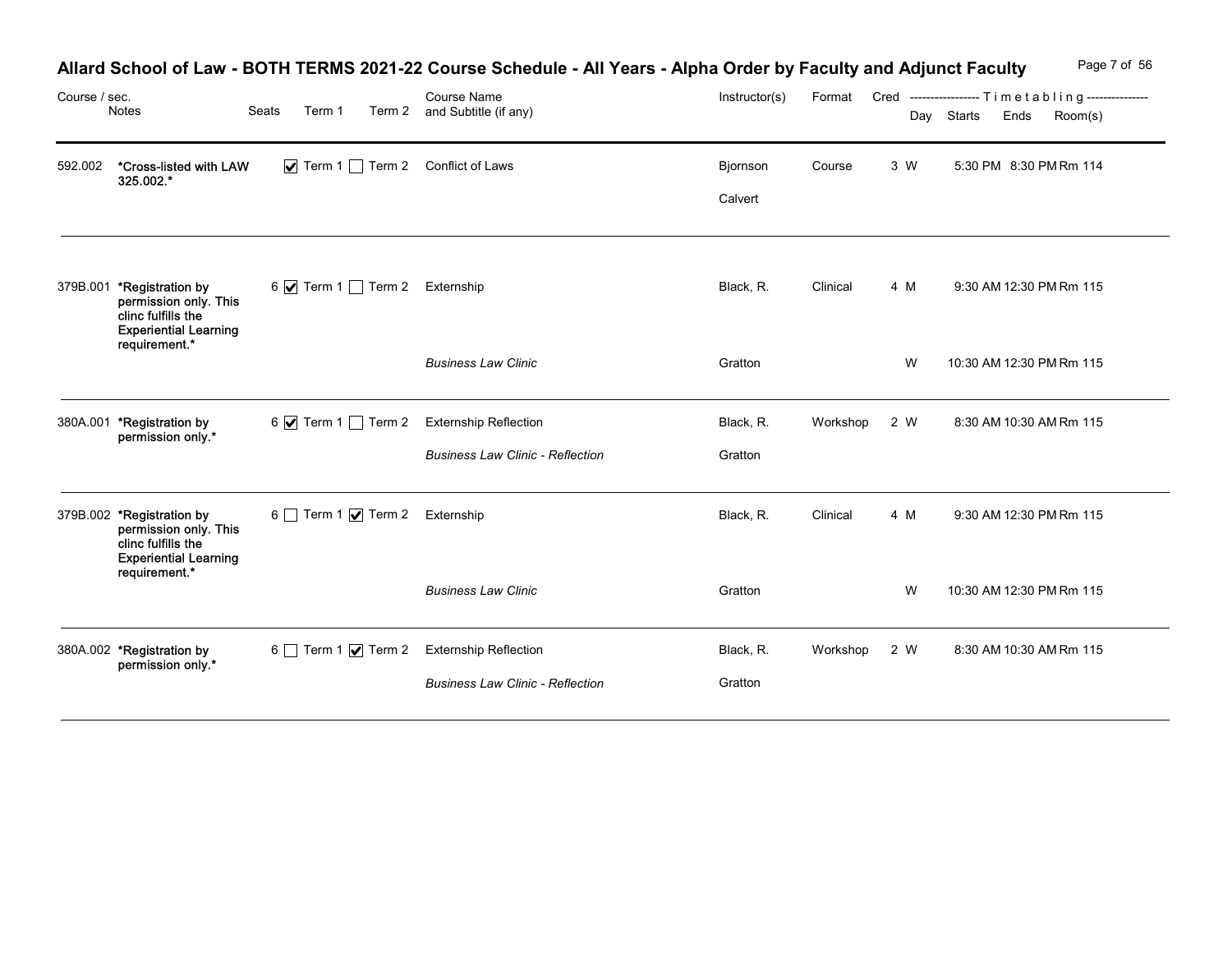# Allard School of Law - BOTH TERMS 2021-22 Course Schedule - All Years - Alpha Order by Faculty and Adjunct Faculty

| Course / sec. | Notes | Seats | Term 1 | Term 2 | Course Name and Subtitle (if any) | Instructor(s) | Format | Cred | Day | Starts | Ends | Room(s) |
|---|---|---|---|---|---|---|---|---|---|---|---|---|
| 592.002 | *Cross-listed with LAW 325.002.* | | ☑ Term 1 | ☐ Term 2 | Conflict of Laws | Bjornson | Course | 3 | W | 5:30 PM | 8:30 PM | Rm 114 |
| | | | | | | Calvert | | | | | | |
| 379B.001 | *Registration by permission only. This clinc fulfills the Experiential Learning requirement.* | 6 | ☑ Term 1 | ☐ Term 2 | Externship | Black, R. | Clinical | 4 | M | 9:30 AM | 12:30 PM | Rm 115 |
| | | | | | *Business Law Clinic* | Gratton | | | W | 10:30 AM | 12:30 PM | Rm 115 |
| 380A.001 | *Registration by permission only.* | 6 | ☑ Term 1 | ☐ Term 2 | Externship Reflection | Black, R. | Workshop | 2 | W | 8:30 AM | 10:30 AM | Rm 115 |
| | | | | | *Business Law Clinic - Reflection* | Gratton | | | | | | |
| 379B.002 | *Registration by permission only. This clinc fulfills the Experiential Learning requirement.* | 6 | ☐ Term 1 | ☑ Term 2 | Externship | Black, R. | Clinical | 4 | M | 9:30 AM | 12:30 PM | Rm 115 |
| | | | | | *Business Law Clinic* | Gratton | | | W | 10:30 AM | 12:30 PM | Rm 115 |
| 380A.002 | *Registration by permission only.* | 6 | ☐ Term 1 | ☑ Term 2 | Externship Reflection | Black, R. | Workshop | 2 | W | 8:30 AM | 10:30 AM | Rm 115 |
| | | | | | *Business Law Clinic - Reflection* | Gratton | | | | | | |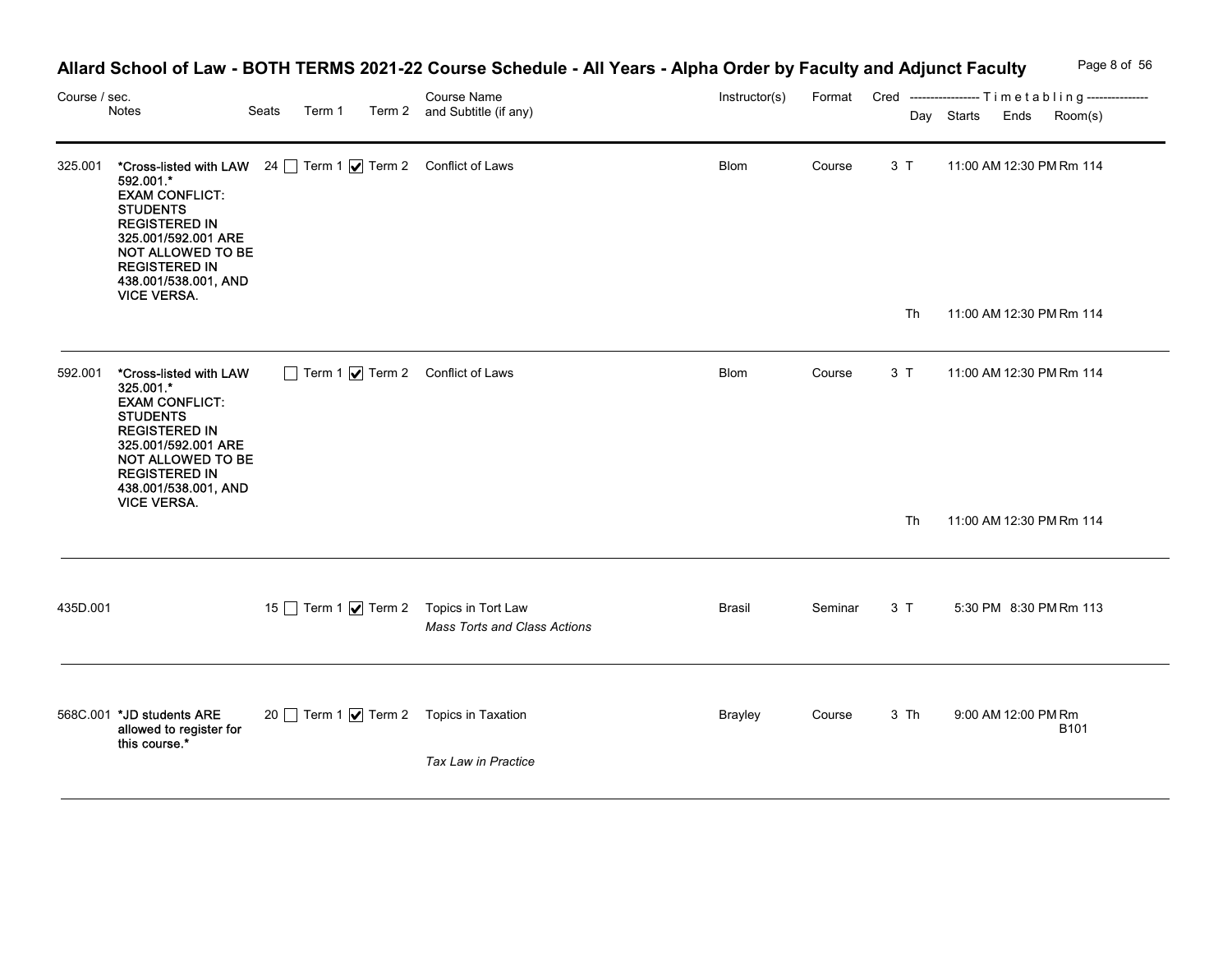# Allard School of Law - BOTH TERMS 2021-22 Course Schedule - All Years - Alpha Order by Faculty and Adjunct Faculty

| Course / sec. | Notes | Seats | Term 1 | Term 2 | Course Name and Subtitle (if any) | Instructor(s) | Format | Cred | Day | Starts | Ends | Room(s) |
|---|---|---|---|---|---|---|---|---|---|---|---|---|
| 325.001 | *Cross-listed with LAW 592.001.* EXAM CONFLICT: STUDENTS REGISTERED IN 325.001/592.001 ARE NOT ALLOWED TO BE REGISTERED IN 438.001/538.001, AND VICE VERSA. | 24 | ☐ Term 1 | ☑ Term 2 | Conflict of Laws | Blom | Course | 3 | T | 11:00 AM | 12:30 PM | Rm 114 |
| | | | | | | | | | Th | 11:00 AM | 12:30 PM | Rm 114 |
| 592.001 | *Cross-listed with LAW 325.001.* EXAM CONFLICT: STUDENTS REGISTERED IN 325.001/592.001 ARE NOT ALLOWED TO BE REGISTERED IN 438.001/538.001, AND VICE VERSA. | | ☐ Term 1 | ☑ Term 2 | Conflict of Laws | Blom | Course | 3 | T | 11:00 AM | 12:30 PM | Rm 114 |
| | | | | | | | | | Th | 11:00 AM | 12:30 PM | Rm 114 |
| 435D.001 | | 15 | ☐ Term 1 | ☑ Term 2 | Topics in Tort Law *Mass Torts and Class Actions* | Brasil | Seminar | 3 | T | 5:30 PM | 8:30 PM | Rm 113 |
| 568C.001 | *JD students ARE allowed to register for this course.* | 20 | ☐ Term 1 | ☑ Term 2 | Topics in Taxation *Tax Law in Practice* | Brayley | Course | 3 | Th | 9:00 AM | 12:00 PM | Rm B101 |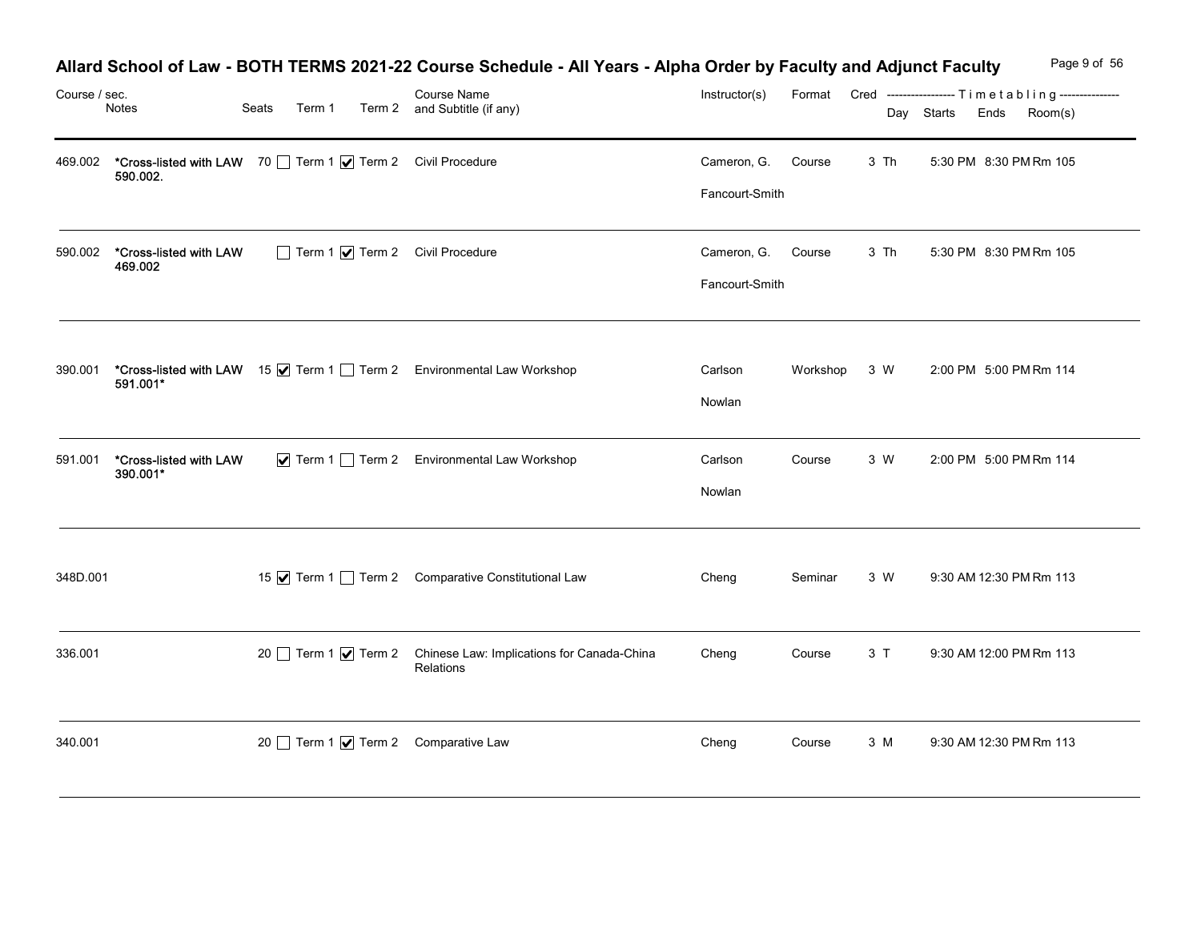# Allard School of Law - BOTH TERMS 2021-22 Course Schedule - All Years - Alpha Order by Faculty and Adjunct Faculty

| Course / sec. | Notes | Seats | Term 1 | Term 2 | Course Name and Subtitle (if any) | Instructor(s) | Format | Cred | Day | Starts | Ends | Room(s) |
|---|---|---|---|---|---|---|---|---|---|---|---|---|
| 469.002 | *Cross-listed with LAW 590.002. | 70 | ☐ Term 1 | ☑ Term 2 | Civil Procedure | Cameron, G.<br>Fancourt-Smith | Course | 3 | Th | 5:30 PM | 8:30 PM | Rm 105 |
| 590.002 | *Cross-listed with LAW 469.002 | | ☐ Term 1 | ☑ Term 2 | Civil Procedure | Cameron, G.<br>Fancourt-Smith | Course | 3 | Th | 5:30 PM | 8:30 PM | Rm 105 |
| 390.001 | *Cross-listed with LAW 591.001* | 15 | ☑ Term 1 | ☐ Term 2 | Environmental Law Workshop | Carlson<br>Nowlan | Workshop | 3 | W | 2:00 PM | 5:00 PM | Rm 114 |
| 591.001 | *Cross-listed with LAW 390.001* | | ☑ Term 1 | ☐ Term 2 | Environmental Law Workshop | Carlson<br>Nowlan | Course | 3 | W | 2:00 PM | 5:00 PM | Rm 114 |
| 348D.001 | | 15 | ☑ Term 1 | ☐ Term 2 | Comparative Constitutional Law | Cheng | Seminar | 3 | W | 9:30 AM | 12:30 PM | Rm 113 |
| 336.001 | | 20 | ☐ Term 1 | ☑ Term 2 | Chinese Law: Implications for Canada-China Relations | Cheng | Course | 3 | T | 9:30 AM | 12:00 PM | Rm 113 |
| 340.001 | | 20 | ☐ Term 1 | ☑ Term 2 | Comparative Law | Cheng | Course | 3 | M | 9:30 AM | 12:30 PM | Rm 113 |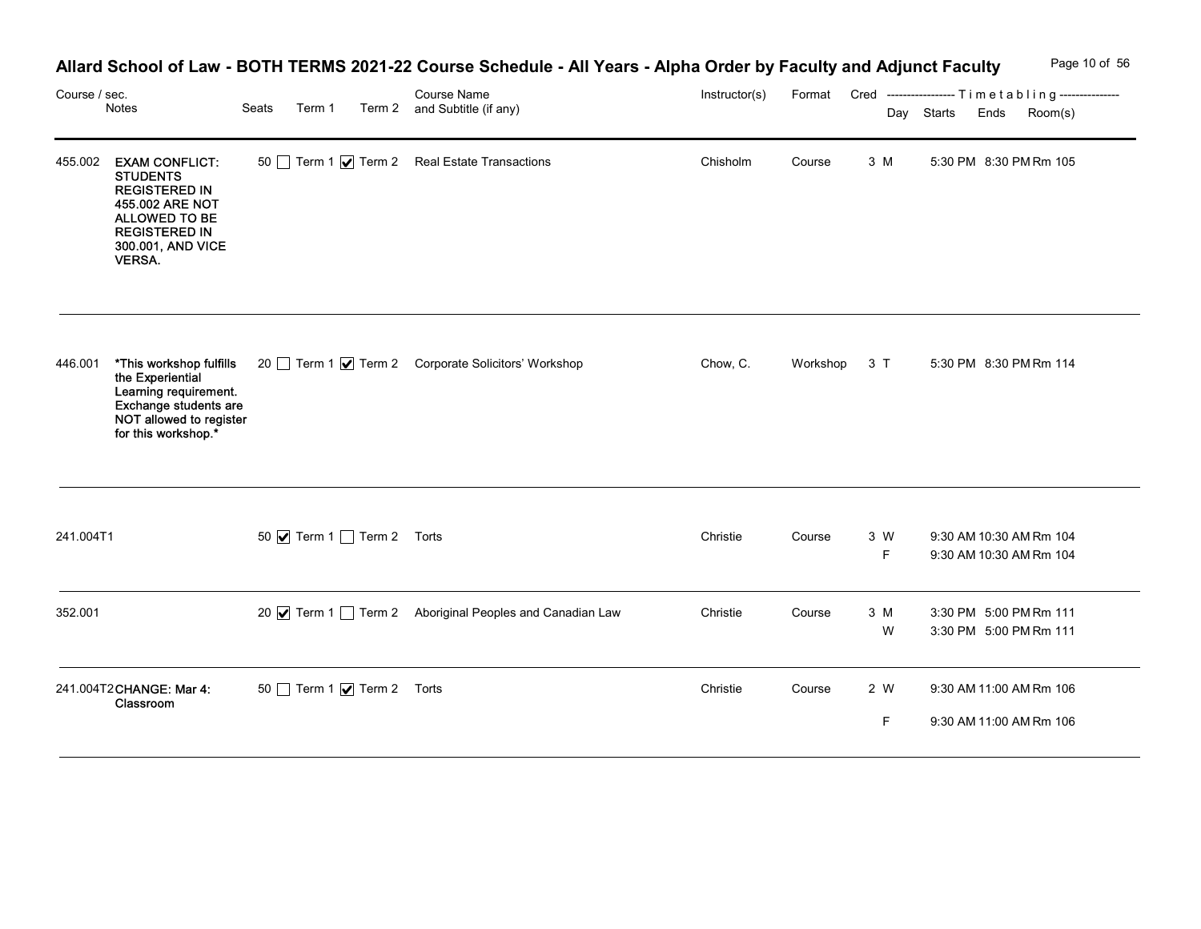# Allard School of Law - BOTH TERMS 2021-22 Course Schedule - All Years - Alpha Order by Faculty and Adjunct Faculty

| Course / sec. | Notes | Seats | Term 1 | Term 2 | Course Name and Subtitle (if any) | Instructor(s) | Format | Cred | Day | Starts | Ends | Room(s) |
|---|---|---|---|---|---|---|---|---|---|---|---|---|
| 455.002 | **EXAM CONFLICT: STUDENTS REGISTERED IN 455.002 ARE NOT ALLOWED TO BE REGISTERED IN 300.001, AND VICE VERSA.** | 50 | ☐ | ☑ | Real Estate Transactions | Chisholm | Course | 3 | M | 5:30 PM | 8:30 PM | Rm 105 |
| 446.001 | **\*This workshop fulfills the Experiential Learning requirement. Exchange students are NOT allowed to register for this workshop.\*** | 20 | ☐ | ☑ | Corporate Solicitors' Workshop | Chow, C. | Workshop | 3 | T | 5:30 PM | 8:30 PM | Rm 114 |
| 241.004T1 | | 50 | ☑ | ☐ | Torts | Christie | Course | 3 | W | 9:30 AM | 10:30 AM | Rm 104 |
| | | | | | | | | | F | 9:30 AM | 10:30 AM | Rm 104 |
| 352.001 | | 20 | ☑ | ☐ | Aboriginal Peoples and Canadian Law | Christie | Course | 3 | M | 3:30 PM | 5:00 PM | Rm 111 |
| | | | | | | | | | W | 3:30 PM | 5:00 PM | Rm 111 |
| 241.004T2 | **CHANGE: Mar 4: Classroom** | 50 | ☐ | ☑ | Torts | Christie | Course | 2 | W | 9:30 AM | 11:00 AM | Rm 106 |
| | | | | | | | | | F | 9:30 AM | 11:00 AM | Rm 106 |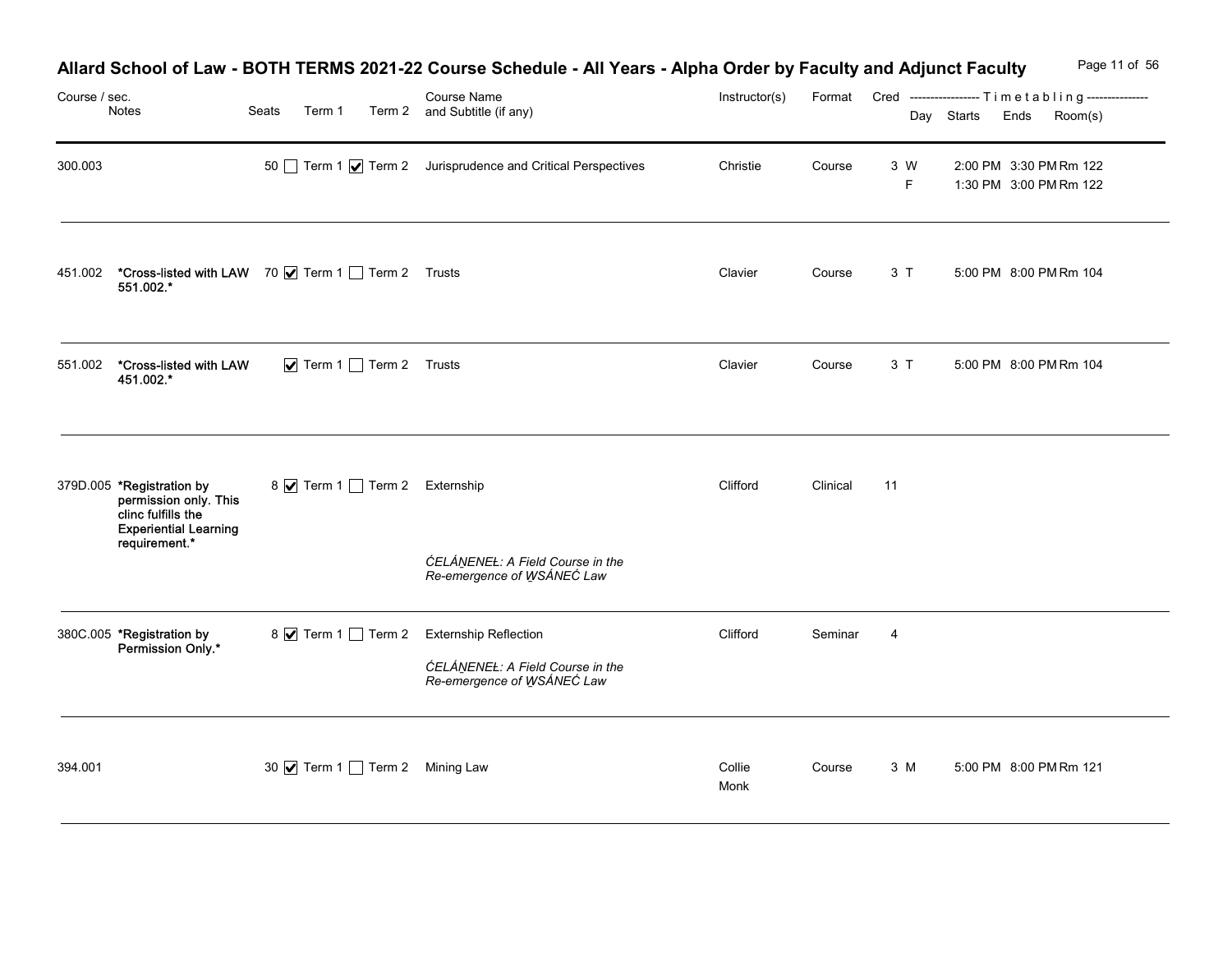# Allard School of Law - BOTH TERMS 2021-22 Course Schedule - All Years - Alpha Order by Faculty and Adjunct Faculty

| Course / sec. | Notes | Seats | Term 1 | Term 2 | Course Name and Subtitle (if any) | Instructor(s) | Format | Cred | Day | Starts | Ends | Room(s) |
|---|---|---|---|---|---|---|---|---|---|---|---|---|
| 300.003 | | 50 | ☐ Term 1 | ☑ Term 2 | Jurisprudence and Critical Perspectives | Christie | Course | 3 | W<br>F | 2:00 PM<br>1:30 PM | 3:30 PM<br>3:00 PM | Rm 122<br>Rm 122 |
| 451.002 | *Cross-listed with LAW 551.002.* | 70 | ☑ Term 1 | ☐ Term 2 | Trusts | Clavier | Course | 3 | T | 5:00 PM | 8:00 PM | Rm 104 |
| 551.002 | *Cross-listed with LAW 451.002.* | | ☑ Term 1 | ☐ Term 2 | Trusts | Clavier | Course | 3 | T | 5:00 PM | 8:00 PM | Rm 104 |
| 379D.005 | *Registration by permission only. This clinc fulfills the Experiential Learning requirement.* | 8 | ☑ Term 1 | ☐ Term 2 | Externship<br>*ĆELÁṈENEŁ: A Field Course in the Re-emergence of W̱SÁNEĆ Law* | Clifford | Clinical | 11 | | | | |
| 380C.005 | *Registration by Permission Only.* | 8 | ☑ Term 1 | ☐ Term 2 | Externship Reflection<br>*ĆELÁṈENEŁ: A Field Course in the Re-emergence of W̱SÁNEĆ Law* | Clifford | Seminar | 4 | | | | |
| 394.001 | | 30 | ☑ Term 1 | ☐ Term 2 | Mining Law | Collie<br>Monk | Course | 3 | M | 5:00 PM | 8:00 PM | Rm 121 |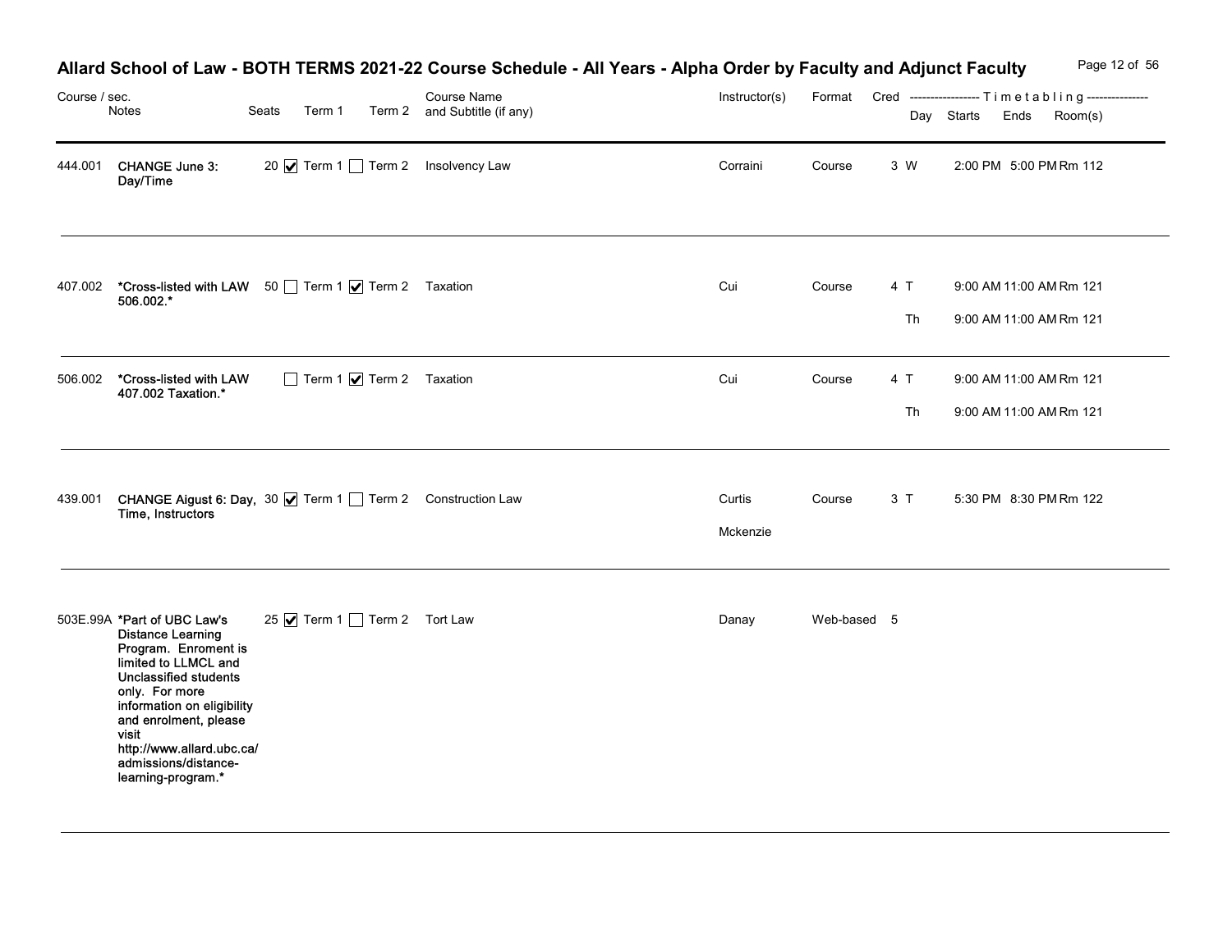# Allard School of Law - BOTH TERMS 2021-22 Course Schedule - All Years - Alpha Order by Faculty and Adjunct Faculty

| Course / sec. | Notes | Seats | Term 1 | Term 2 | Course Name and Subtitle (if any) | Instructor(s) | Format | Cred | Day | Starts | Ends | Room(s) |
|---|---|---|---|---|---|---|---|---|---|---|---|---|
| 444.001 | CHANGE June 3: Day/Time | 20 | ☑ Term 1 | ☐ Term 2 | Insolvency Law | Corraini | Course | 3 | W | 2:00 PM | 5:00 PM | Rm 112 |
| 407.002 | *Cross-listed with LAW 506.002.* | 50 | ☐ Term 1 | ☑ Term 2 | Taxation | Cui | Course | 4 | T | 9:00 AM | 11:00 AM | Rm 121 |
| | | | | | | | | | Th | 9:00 AM | 11:00 AM | Rm 121 |
| 506.002 | *Cross-listed with LAW 407.002 Taxation.* | | ☐ Term 1 | ☑ Term 2 | Taxation | Cui | Course | 4 | T | 9:00 AM | 11:00 AM | Rm 121 |
| | | | | | | | | | Th | 9:00 AM | 11:00 AM | Rm 121 |
| 439.001 | CHANGE Aigust 6: Day, Time, Instructors | 30 | ☑ Term 1 | ☐ Term 2 | Construction Law | Curtis<br>Mckenzie | Course | 3 | T | 5:30 PM | 8:30 PM | Rm 122 |
| 503E.99A | *Part of UBC Law's Distance Learning Program. Enroment is limited to LLMCL and Unclassified students only. For more information on eligibility and enrolment, please visit http://www.allard.ubc.ca/admissions/distance-learning-program.* | 25 | ☑ Term 1 | ☐ Term 2 | Tort Law | Danay | Web-based | 5 | | | | |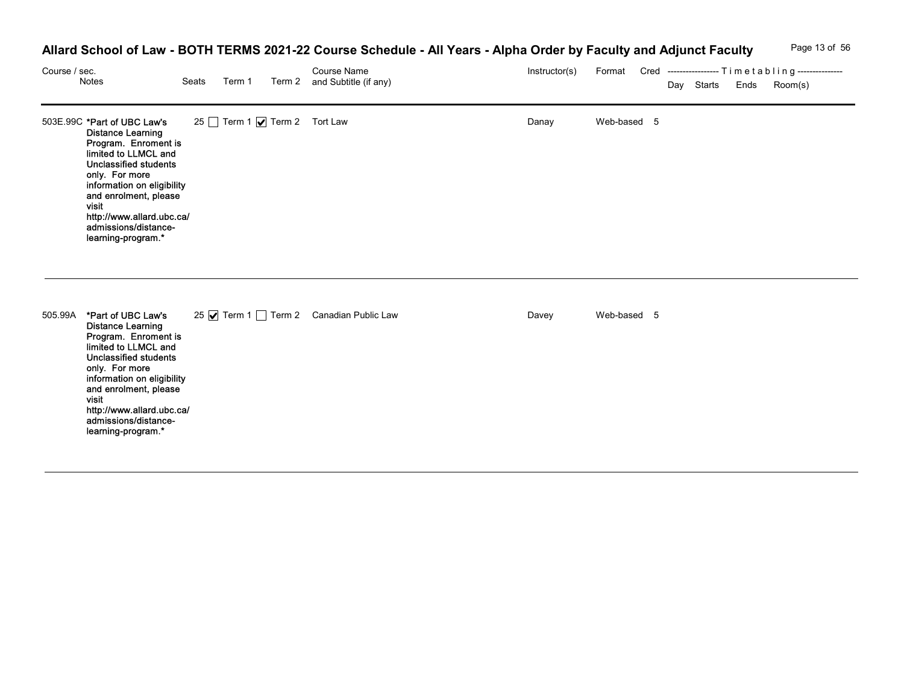# Allard School of Law - BOTH TERMS 2021-22 Course Schedule - All Years - Alpha Order by Faculty and Adjunct Faculty

| Course / sec. | Notes | Seats | Term 1 | Term 2 | Course Name and Subtitle (if any) | Instructor(s) | Format | Cred | Day | Starts | Ends | Room(s) |
|---|---|---|---|---|---|---|---|---|---|---|---|---|
| 503E.99C | **\*Part of UBC Law's Distance Learning Program. Enroment is limited to LLMCL and Unclassified students only. For more information on eligibility and enrolment, please visit http://www.allard.ubc.ca/admissions/distance-learning-program.\*** | 25 | ☐ | ☑ | Tort Law | Danay | Web-based | 5 | | | | |
| 505.99A | **\*Part of UBC Law's Distance Learning Program. Enroment is limited to LLMCL and Unclassified students only. For more information on eligibility and enrolment, please visit http://www.allard.ubc.ca/admissions/distance-learning-program.\*** | 25 | ☑ | ☐ | Canadian Public Law | Davey | Web-based | 5 | | | | |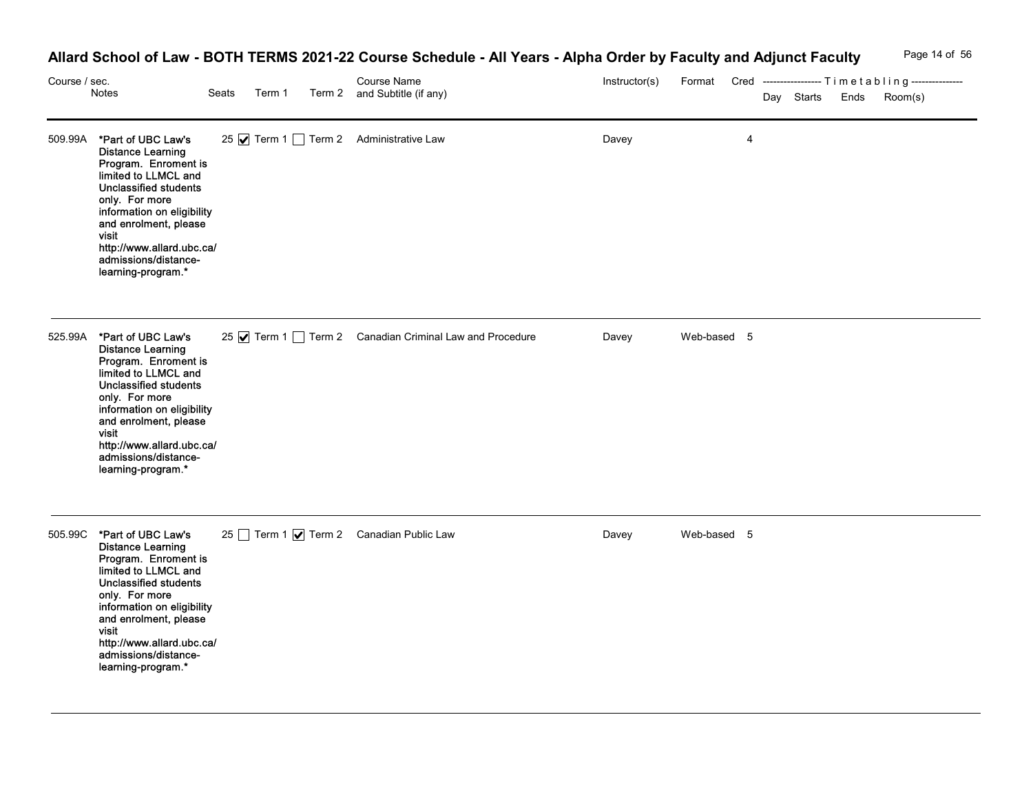# Allard School of Law - BOTH TERMS 2021-22 Course Schedule - All Years - Alpha Order by Faculty and Adjunct Faculty

| Course / sec. | Notes | Seats | Term 1 | Term 2 | Course Name and Subtitle (if any) | Instructor(s) | Format | Cred | Day | Starts | Ends | Room(s) |
|---|---|---|---|---|---|---|---|---|---|---|---|---|
| 509.99A | *Part of UBC Law's Distance Learning Program. Enroment is limited to LLMCL and Unclassified students only. For more information on eligibility and enrolment, please visit http://www.allard.ubc.ca/admissions/distance-learning-program.* | 25 | ☑ Term 1 | ☐ Term 2 | Administrative Law | Davey | | 4 | | | | |
| 525.99A | *Part of UBC Law's Distance Learning Program. Enroment is limited to LLMCL and Unclassified students only. For more information on eligibility and enrolment, please visit http://www.allard.ubc.ca/admissions/distance-learning-program.* | 25 | ☑ Term 1 | ☐ Term 2 | Canadian Criminal Law and Procedure | Davey | Web-based | 5 | | | | |
| 505.99C | *Part of UBC Law's Distance Learning Program. Enroment is limited to LLMCL and Unclassified students only. For more information on eligibility and enrolment, please visit http://www.allard.ubc.ca/admissions/distance-learning-program.* | 25 | ☐ Term 1 | ☑ Term 2 | Canadian Public Law | Davey | Web-based | 5 | | | | |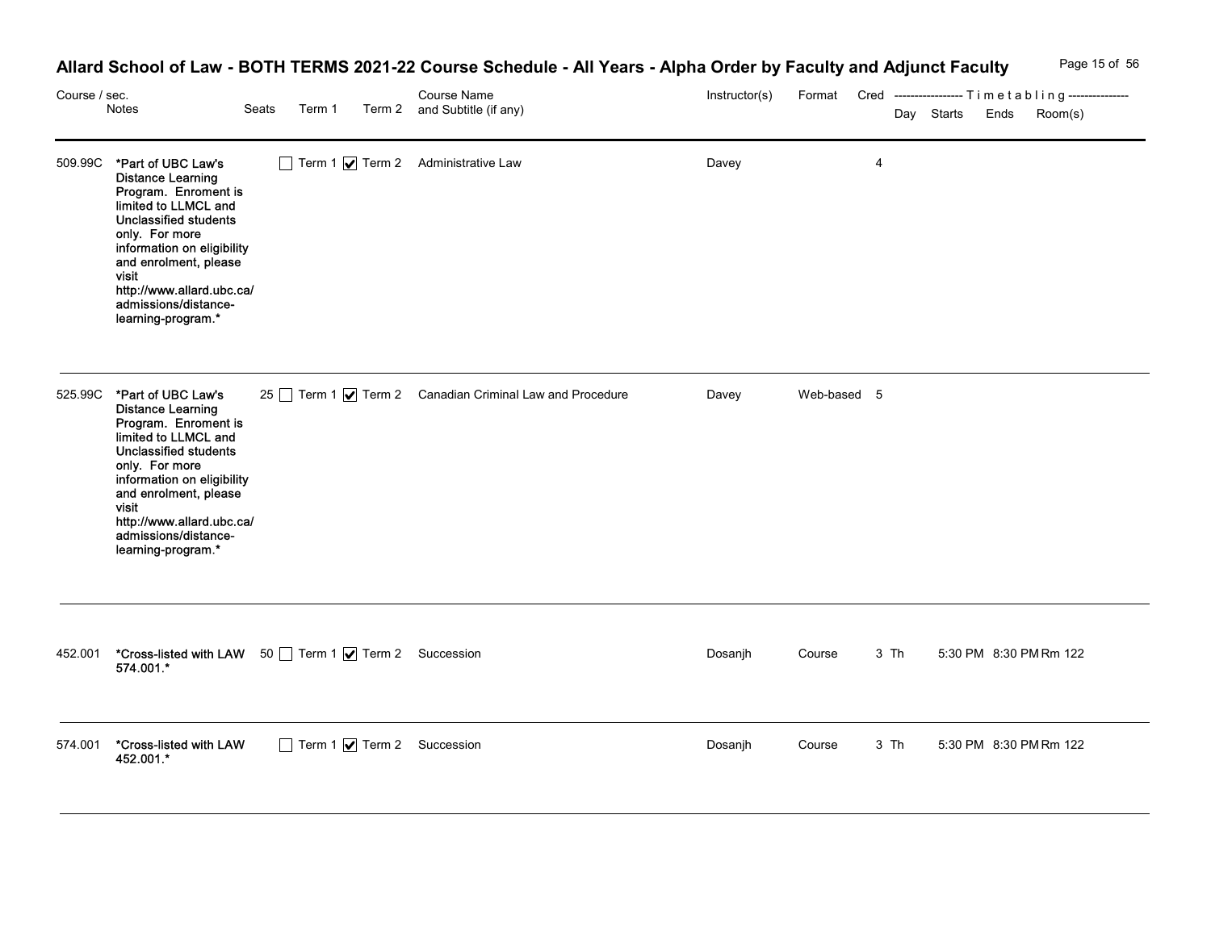# Allard School of Law - BOTH TERMS 2021-22 Course Schedule - All Years - Alpha Order by Faculty and Adjunct Faculty

| Course / sec. | Notes | Seats | Term 1 | Term 2 | Course Name and Subtitle (if any) | Instructor(s) | Format | Cred | Day | Starts | Ends | Room(s) |
|---|---|---|---|---|---|---|---|---|---|---|---|---|
| 509.99C | *Part of UBC Law's Distance Learning Program. Enroment is limited to LLMCL and Unclassified students only. For more information on eligibility and enrolment, please visit http://www.allard.ubc.ca/admissions/distance-learning-program.* | | ☐ Term 1 | ☑ Term 2 | Administrative Law | Davey | | 4 | | | | |
| 525.99C | *Part of UBC Law's Distance Learning Program. Enroment is limited to LLMCL and Unclassified students only. For more information on eligibility and enrolment, please visit http://www.allard.ubc.ca/admissions/distance-learning-program.* | 25 | ☐ Term 1 | ☑ Term 2 | Canadian Criminal Law and Procedure | Davey | Web-based | 5 | | | | |
| 452.001 | *Cross-listed with LAW 574.001.* | 50 | ☐ Term 1 | ☑ Term 2 | Succession | Dosanjh | Course | 3 | Th | 5:30 PM | 8:30 PM | Rm 122 |
| 574.001 | *Cross-listed with LAW 452.001.* | | ☐ Term 1 | ☑ Term 2 | Succession | Dosanjh | Course | 3 | Th | 5:30 PM | 8:30 PM | Rm 122 |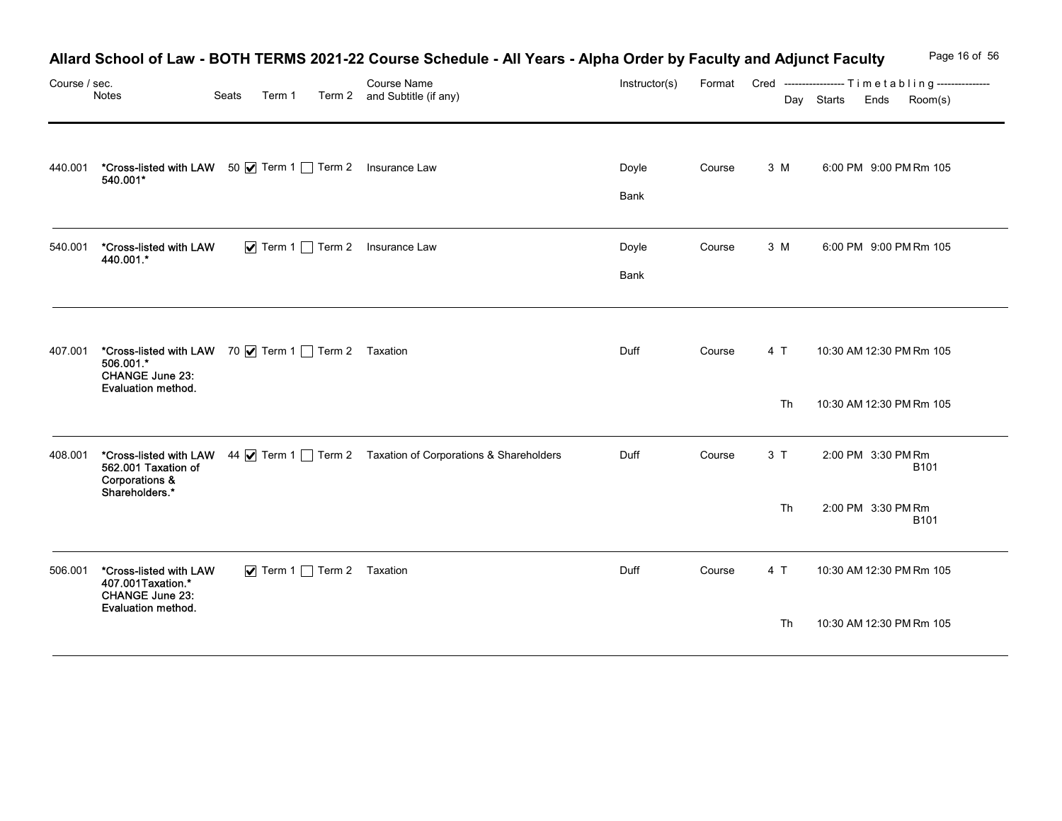# Allard School of Law - BOTH TERMS 2021-22 Course Schedule - All Years - Alpha Order by Faculty and Adjunct Faculty

| Course / sec. | Notes | Seats | Term 1 | Term 2 | Course Name and Subtitle (if any) | Instructor(s) | Format | Cred | Day | Starts | Ends | Room(s) |
|---|---|---|---|---|---|---|---|---|---|---|---|---|
| 440.001 | *Cross-listed with LAW 540.001* | 50 | ☑ Term 1 | ☐ Term 2 | Insurance Law | Doyle<br>Bank | Course | 3 | M | 6:00 PM | 9:00 PM | Rm 105 |
| 540.001 | *Cross-listed with LAW 440.001.* | | ☑ Term 1 | ☐ Term 2 | Insurance Law | Doyle<br>Bank | Course | 3 | M | 6:00 PM | 9:00 PM | Rm 105 |
| 407.001 | *Cross-listed with LAW 506.001.* CHANGE June 23: Evaluation method. | 70 | ☑ Term 1 | ☐ Term 2 | Taxation | Duff | Course | 4 | T | 10:30 AM | 12:30 PM | Rm 105 |
| | | | | | | | | | Th | 10:30 AM | 12:30 PM | Rm 105 |
| 408.001 | *Cross-listed with LAW 562.001 Taxation of Corporations & Shareholders.* | 44 | ☑ Term 1 | ☐ Term 2 | Taxation of Corporations & Shareholders | Duff | Course | 3 | T | 2:00 PM | 3:30 PM | Rm B101 |
| | | | | | | | | | Th | 2:00 PM | 3:30 PM | Rm B101 |
| 506.001 | *Cross-listed with LAW 407.001Taxation.* CHANGE June 23: Evaluation method. | | ☑ Term 1 | ☐ Term 2 | Taxation | Duff | Course | 4 | T | 10:30 AM | 12:30 PM | Rm 105 |
| | | | | | | | | | Th | 10:30 AM | 12:30 PM | Rm 105 |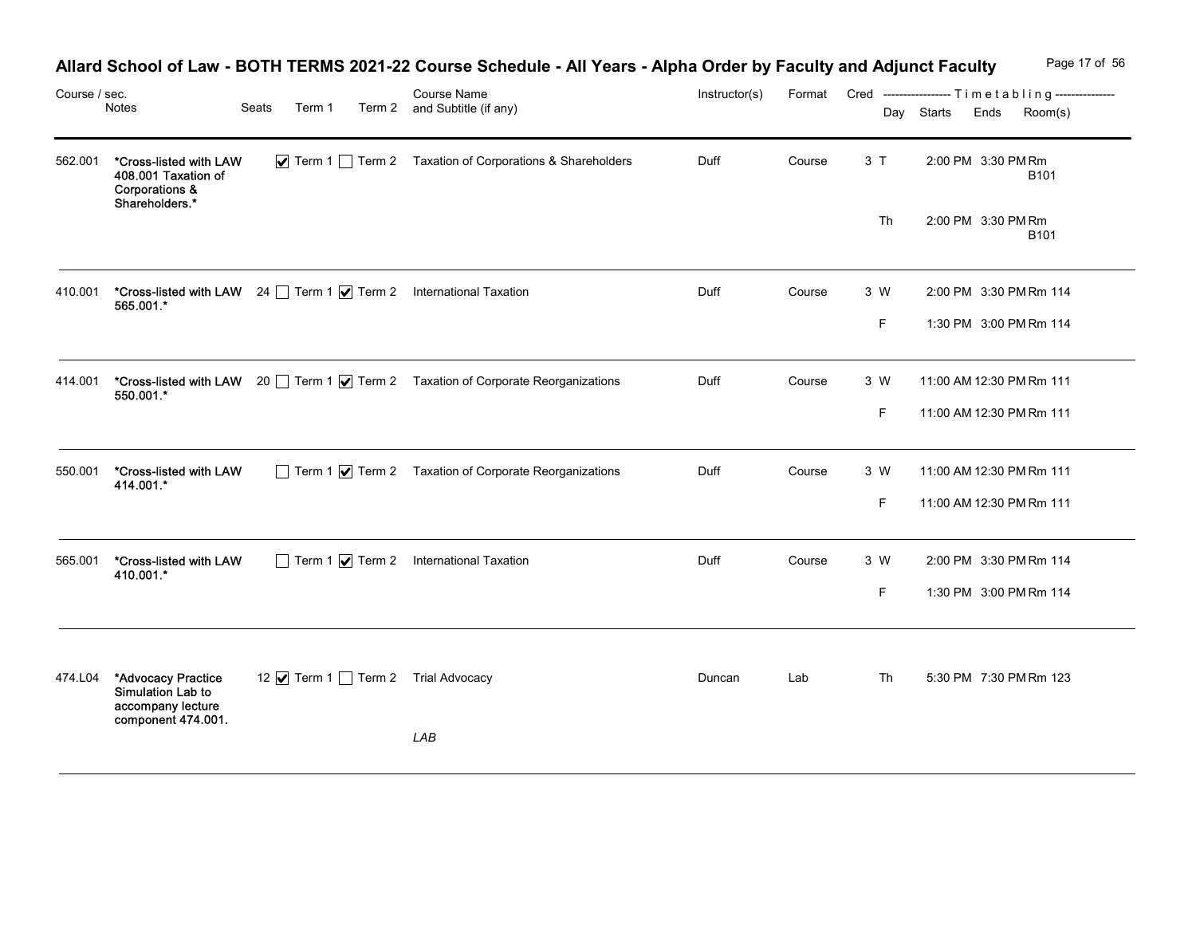# Allard School of Law - BOTH TERMS 2021-22 Course Schedule - All Years - Alpha Order by Faculty and Adjunct Faculty

| Course / sec. | Notes | Seats | Term 1 | Term 2 | Course Name and Subtitle (if any) | Instructor(s) | Format | Cred | Day | Starts | Ends | Room(s) |
|---|---|---|---|---|---|---|---|---|---|---|---|---|
| 562.001 | *Cross-listed with LAW 408.001 Taxation of Corporations & Shareholders.* | | ☑ Term 1 | ☐ Term 2 | Taxation of Corporations & Shareholders | Duff | Course | 3 | T | 2:00 PM | 3:30 PM | Rm B101 |
| | | | | | | | | | Th | 2:00 PM | 3:30 PM | Rm B101 |
| 410.001 | *Cross-listed with LAW 565.001.* | 24 | ☐ Term 1 | ☑ Term 2 | International Taxation | Duff | Course | 3 | W | 2:00 PM | 3:30 PM | Rm 114 |
| | | | | | | | | | F | 1:30 PM | 3:00 PM | Rm 114 |
| 414.001 | *Cross-listed with LAW 550.001.* | 20 | ☐ Term 1 | ☑ Term 2 | Taxation of Corporate Reorganizations | Duff | Course | 3 | W | 11:00 AM | 12:30 PM | Rm 111 |
| | | | | | | | | | F | 11:00 AM | 12:30 PM | Rm 111 |
| 550.001 | *Cross-listed with LAW 414.001.* | | ☐ Term 1 | ☑ Term 2 | Taxation of Corporate Reorganizations | Duff | Course | 3 | W | 11:00 AM | 12:30 PM | Rm 111 |
| | | | | | | | | | F | 11:00 AM | 12:30 PM | Rm 111 |
| 565.001 | *Cross-listed with LAW 410.001.* | | ☐ Term 1 | ☑ Term 2 | International Taxation | Duff | Course | 3 | W | 2:00 PM | 3:30 PM | Rm 114 |
| | | | | | | | | | F | 1:30 PM | 3:00 PM | Rm 114 |
| 474.L04 | *Advocacy Practice Simulation Lab to accompany lecture component 474.001. | 12 | ☑ Term 1 | ☐ Term 2 | Trial Advocacy<br>*LAB* | Duncan | Lab | | Th | 5:30 PM | 7:30 PM | Rm 123 |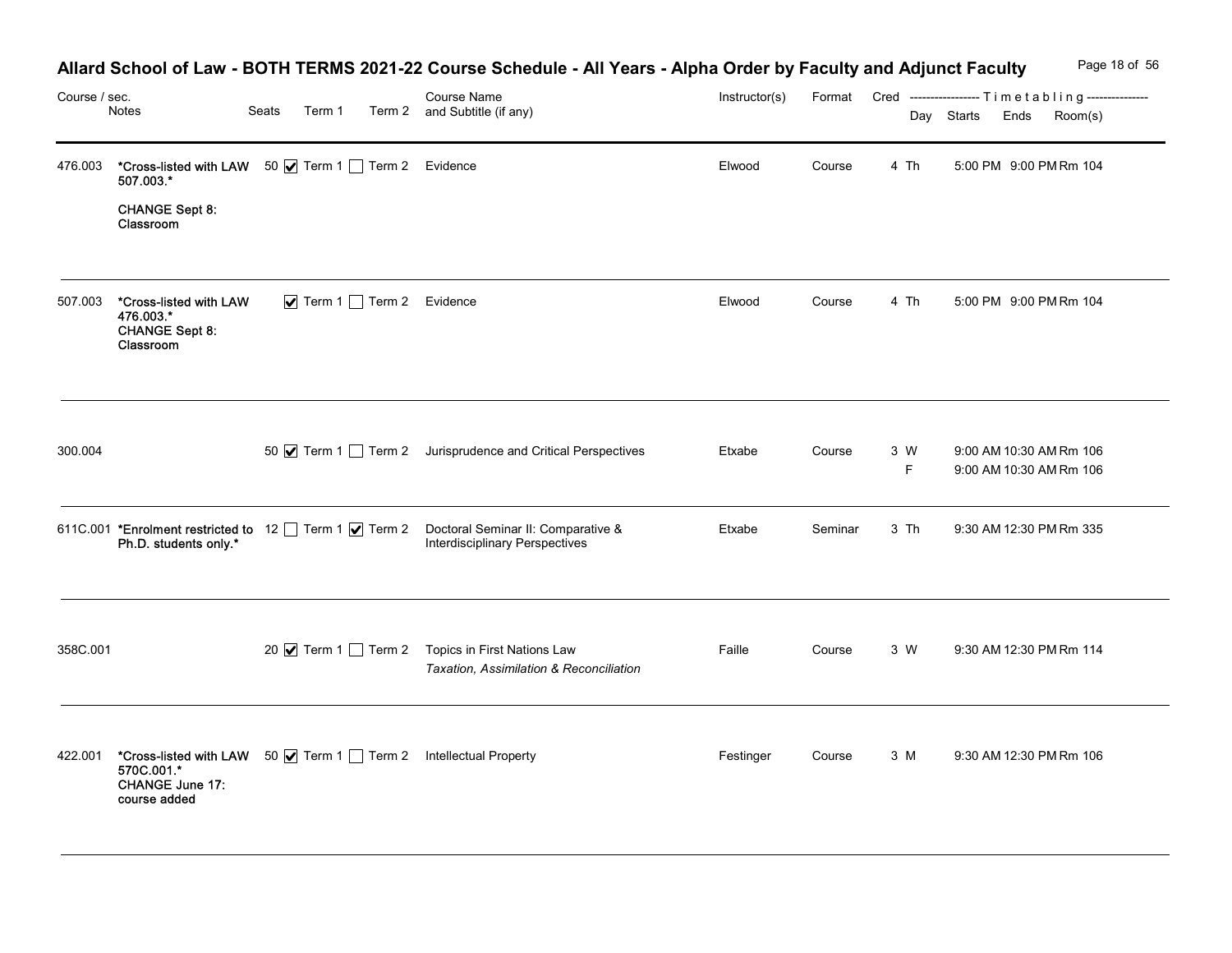# Allard School of Law - BOTH TERMS 2021-22 Course Schedule - All Years - Alpha Order by Faculty and Adjunct Faculty

| Course / sec. | Notes | Seats | Term 1 | Term 2 | Course Name and Subtitle (if any) | Instructor(s) | Format | Cred | Day | Starts | Ends | Room(s) |
|---|---|---|---|---|---|---|---|---|---|---|---|---|
| 476.003 | *Cross-listed with LAW 507.003.* CHANGE Sept 8: Classroom | 50 | ☑ Term 1 | ☐ Term 2 | Evidence | Elwood | Course | 4 | Th | 5:00 PM | 9:00 PM | Rm 104 |
| 507.003 | *Cross-listed with LAW 476.003.* CHANGE Sept 8: Classroom | | ☑ Term 1 | ☐ Term 2 | Evidence | Elwood | Course | 4 | Th | 5:00 PM | 9:00 PM | Rm 104 |
| 300.004 | | 50 | ☑ Term 1 | ☐ Term 2 | Jurisprudence and Critical Perspectives | Etxabe | Course | 3 | W | 9:00 AM | 10:30 AM | Rm 106 |
| | | | | | | | | | F | 9:00 AM | 10:30 AM | Rm 106 |
| 611C.001 | *Enrolment restricted to Ph.D. students only.* | 12 | ☐ Term 1 | ☑ Term 2 | Doctoral Seminar II: Comparative & Interdisciplinary Perspectives | Etxabe | Seminar | 3 | Th | 9:30 AM | 12:30 PM | Rm 335 |
| 358C.001 | | 20 | ☑ Term 1 | ☐ Term 2 | Topics in First Nations Law<br>*Taxation, Assimilation & Reconciliation* | Faille | Course | 3 | W | 9:30 AM | 12:30 PM | Rm 114 |
| 422.001 | *Cross-listed with LAW 570C.001.* CHANGE June 17: course added | 50 | ☑ Term 1 | ☐ Term 2 | Intellectual Property | Festinger | Course | 3 | M | 9:30 AM | 12:30 PM | Rm 106 |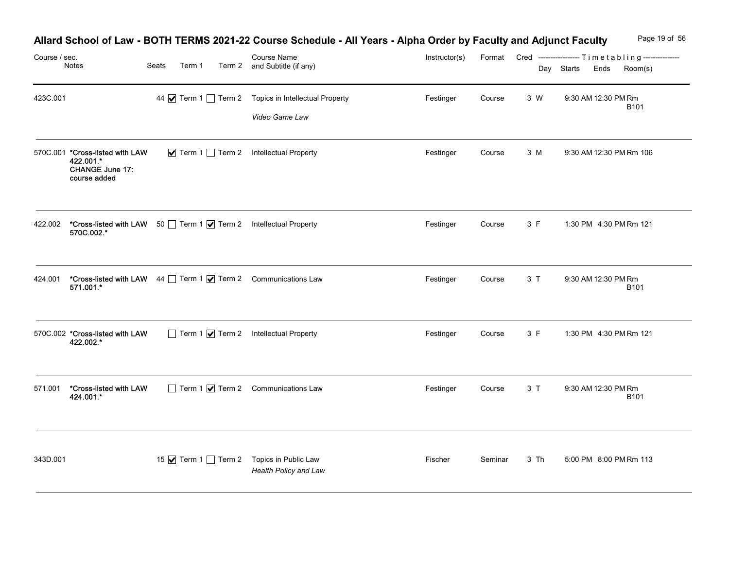# Allard School of Law - BOTH TERMS 2021-22 Course Schedule - All Years - Alpha Order by Faculty and Adjunct Faculty

| Course / sec. | Notes | Seats | Term 1 | Term 2 | Course Name and Subtitle (if any) | Instructor(s) | Format | Cred | Day | Starts | Ends | Room(s) |
|---|---|---|---|---|---|---|---|---|---|---|---|---|
| 423C.001 | | 44 | ☑ Term 1 | ☐ Term 2 | Topics in Intellectual Property *Video Game Law* | Festinger | Course | 3 | W | 9:30 AM | 12:30 PM | Rm B101 |
| 570C.001 | **\*Cross-listed with LAW 422.001.\* CHANGE June 17: course added** | | ☑ Term 1 | ☐ Term 2 | Intellectual Property | Festinger | Course | 3 | M | 9:30 AM | 12:30 PM | Rm 106 |
| 422.002 | **\*Cross-listed with LAW 570C.002.\*** | 50 | ☐ Term 1 | ☑ Term 2 | Intellectual Property | Festinger | Course | 3 | F | 1:30 PM | 4:30 PM | Rm 121 |
| 424.001 | **\*Cross-listed with LAW 571.001.\*** | 44 | ☐ Term 1 | ☑ Term 2 | Communications Law | Festinger | Course | 3 | T | 9:30 AM | 12:30 PM | Rm B101 |
| 570C.002 | **\*Cross-listed with LAW 422.002.\*** | | ☐ Term 1 | ☑ Term 2 | Intellectual Property | Festinger | Course | 3 | F | 1:30 PM | 4:30 PM | Rm 121 |
| 571.001 | **\*Cross-listed with LAW 424.001.\*** | | ☐ Term 1 | ☑ Term 2 | Communications Law | Festinger | Course | 3 | T | 9:30 AM | 12:30 PM | Rm B101 |
| 343D.001 | | 15 | ☑ Term 1 | ☐ Term 2 | Topics in Public Law *Health Policy and Law* | Fischer | Seminar | 3 | Th | 5:00 PM | 8:00 PM | Rm 113 |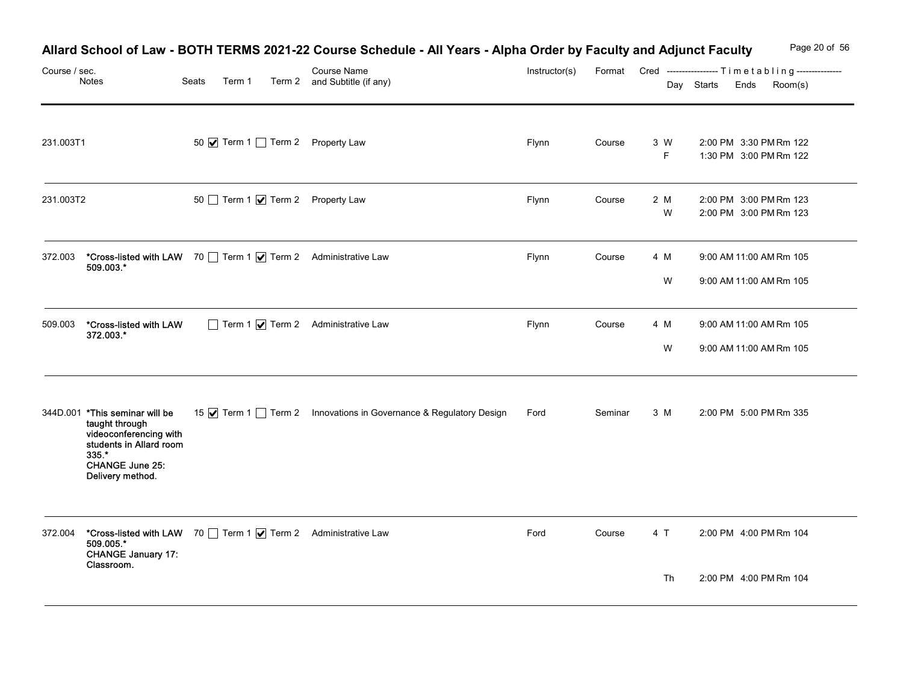# Allard School of Law - BOTH TERMS 2021-22 Course Schedule - All Years - Alpha Order by Faculty and Adjunct Faculty

| Course / sec. | Notes | Seats | Term 1 | Term 2 | Course Name and Subtitle (if any) | Instructor(s) | Format | Cred | Day | Starts | Ends | Room(s) |
|---|---|---|---|---|---|---|---|---|---|---|---|---|
| 231.003T1 | | 50 | ☑ Term 1 | ☐ Term 2 | Property Law | Flynn | Course | 3 | W | 2:00 PM | 3:30 PM | Rm 122 |
| | | | | | | | | | F | 1:30 PM | 3:00 PM | Rm 122 |
| 231.003T2 | | 50 | ☐ Term 1 | ☑ Term 2 | Property Law | Flynn | Course | 2 | M | 2:00 PM | 3:00 PM | Rm 123 |
| | | | | | | | | | W | 2:00 PM | 3:00 PM | Rm 123 |
| 372.003 | *Cross-listed with LAW 509.003.* | 70 | ☐ Term 1 | ☑ Term 2 | Administrative Law | Flynn | Course | 4 | M | 9:00 AM | 11:00 AM | Rm 105 |
| | | | | | | | | | W | 9:00 AM | 11:00 AM | Rm 105 |
| 509.003 | *Cross-listed with LAW 372.003.* | | ☐ Term 1 | ☑ Term 2 | Administrative Law | Flynn | Course | 4 | M | 9:00 AM | 11:00 AM | Rm 105 |
| | | | | | | | | | W | 9:00 AM | 11:00 AM | Rm 105 |
| 344D.001 | *This seminar will be taught through videoconferencing with students in Allard room 335.* CHANGE June 25: Delivery method. | 15 | ☑ Term 1 | ☐ Term 2 | Innovations in Governance & Regulatory Design | Ford | Seminar | 3 | M | 2:00 PM | 5:00 PM | Rm 335 |
| 372.004 | *Cross-listed with LAW 509.005.* CHANGE January 17: Classroom. | 70 | ☐ Term 1 | ☑ Term 2 | Administrative Law | Ford | Course | 4 | T | 2:00 PM | 4:00 PM | Rm 104 |
| | | | | | | | | | Th | 2:00 PM | 4:00 PM | Rm 104 |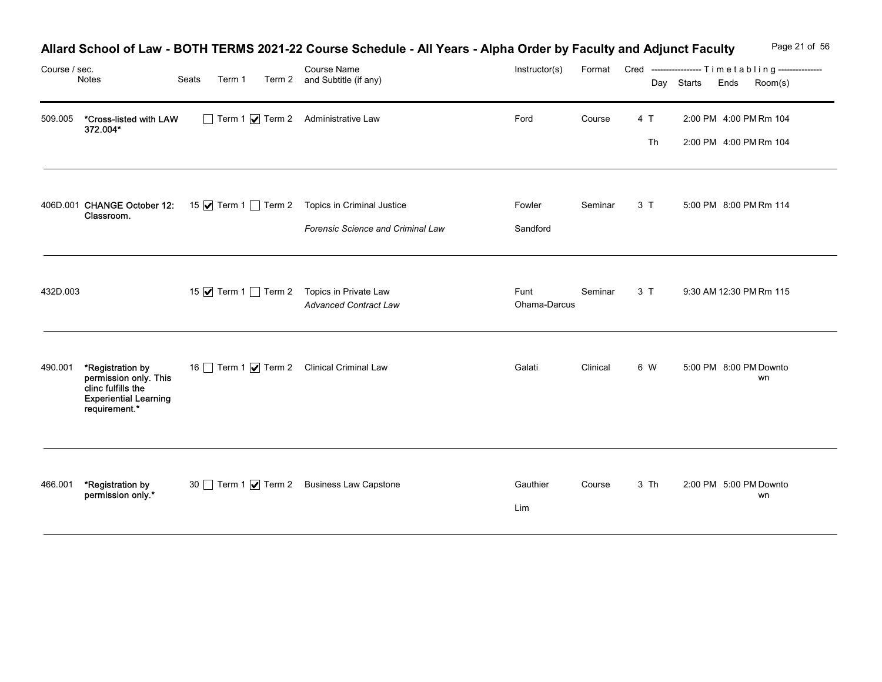# Allard School of Law - BOTH TERMS 2021-22 Course Schedule - All Years - Alpha Order by Faculty and Adjunct Faculty

| Course / sec. | Notes | Seats | Term 1 | Term 2 | Course Name and Subtitle (if any) | Instructor(s) | Format | Cred | Day | Starts | Ends | Room(s) |
|---|---|---|---|---|---|---|---|---|---|---|---|---|
| 509.005 | *Cross-listed with LAW 372.004* | | ☐ | ☑ | Administrative Law | Ford | Course | 4 | T | 2:00 PM | 4:00 PM | Rm 104 |
| | | | | | | | | | Th | 2:00 PM | 4:00 PM | Rm 104 |
| 406D.001 | CHANGE October 12: Classroom. | 15 | ☑ | ☐ | Topics in Criminal Justice *Forensic Science and Criminal Law* | Fowler Sandford | Seminar | 3 | T | 5:00 PM | 8:00 PM | Rm 114 |
| 432D.003 | | 15 | ☑ | ☐ | Topics in Private Law *Advanced Contract Law* | Funt Ohama-Darcus | Seminar | 3 | T | 9:30 AM | 12:30 PM | Rm 115 |
| 490.001 | *Registration by permission only. This clinc fulfills the Experiential Learning requirement.* | 16 | ☐ | ☑ | Clinical Criminal Law | Galati | Clinical | 6 | W | 5:00 PM | 8:00 PM | Downtown |
| 466.001 | *Registration by permission only.* | 30 | ☐ | ☑ | Business Law Capstone | Gauthier Lim | Course | 3 | Th | 2:00 PM | 5:00 PM | Downtown |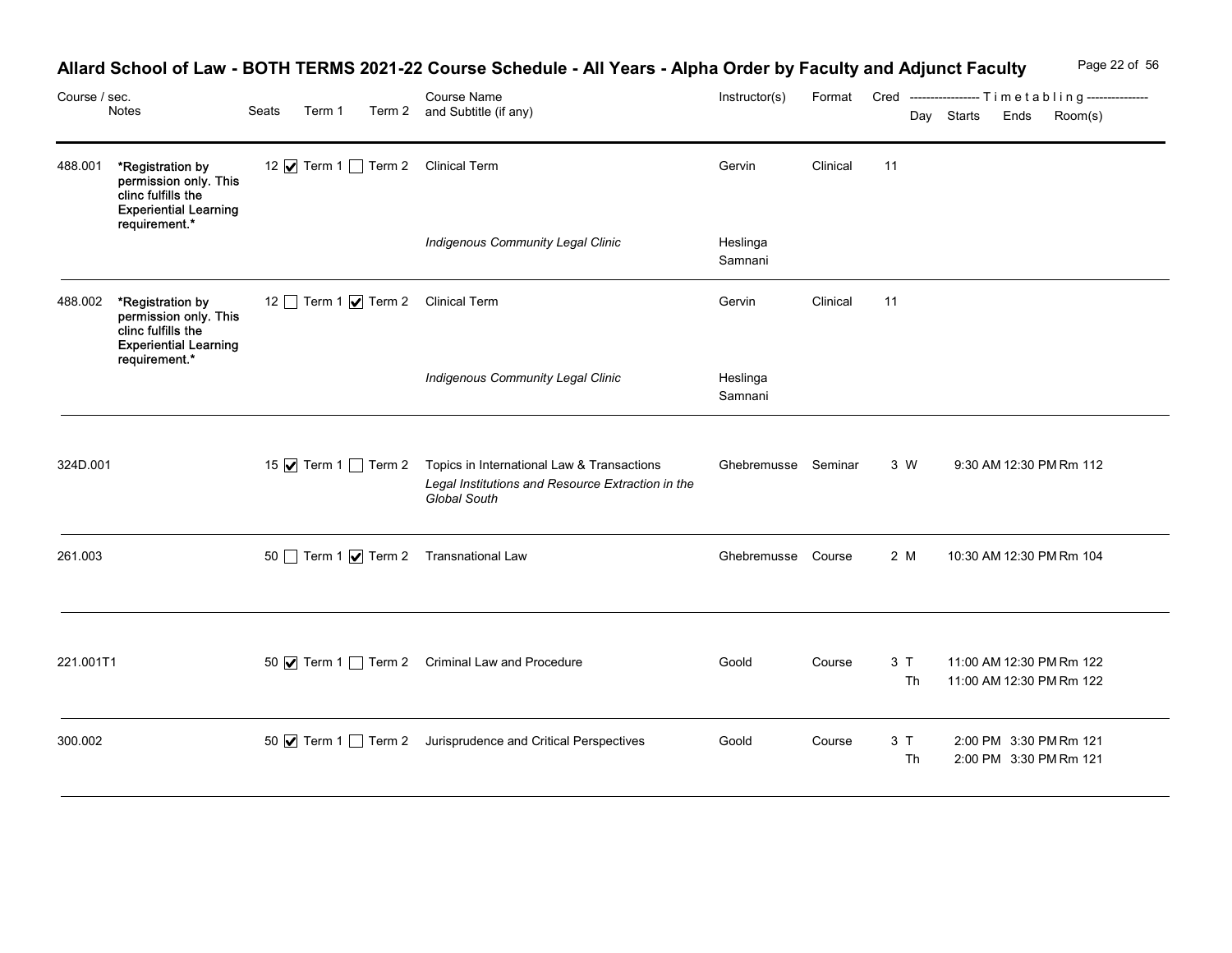# Allard School of Law - BOTH TERMS 2021-22 Course Schedule - All Years - Alpha Order by Faculty and Adjunct Faculty

| Course / sec. | Notes | Seats | Term 1 | Term 2 | Course Name and Subtitle (if any) | Instructor(s) | Format | Cred | Day | Starts | Ends | Room(s) |
|---|---|---|---|---|---|---|---|---|---|---|---|---|
| 488.001 | *Registration by permission only. This clinc fulfills the Experiential Learning requirement.* | 12 | ☑ Term 1 | ☐ Term 2 | Clinical Term | Gervin | Clinical | 11 | | | | |
| | | | | | *Indigenous Community Legal Clinic* | Heslinga<br>Samnani | | | | | | |
| 488.002 | *Registration by permission only. This clinc fulfills the Experiential Learning requirement.* | 12 | ☐ Term 1 | ☑ Term 2 | Clinical Term | Gervin | Clinical | 11 | | | | |
| | | | | | *Indigenous Community Legal Clinic* | Heslinga<br>Samnani | | | | | | |
| 324D.001 | | 15 | ☑ Term 1 | ☐ Term 2 | Topics in International Law & Transactions<br>*Legal Institutions and Resource Extraction in the Global South* | Ghebremusse | Seminar | 3 | W | 9:30 AM | 12:30 PM | Rm 112 |
| 261.003 | | 50 | ☐ Term 1 | ☑ Term 2 | Transnational Law | Ghebremusse | Course | 2 | M | 10:30 AM | 12:30 PM | Rm 104 |
| 221.001T1 | | 50 | ☑ Term 1 | ☐ Term 2 | Criminal Law and Procedure | Goold | Course | 3 | T<br>Th | 11:00 AM<br>11:00 AM | 12:30 PM<br>12:30 PM | Rm 122<br>Rm 122 |
| 300.002 | | 50 | ☑ Term 1 | ☐ Term 2 | Jurisprudence and Critical Perspectives | Goold | Course | 3 | T<br>Th | 2:00 PM<br>2:00 PM | 3:30 PM<br>3:30 PM | Rm 121<br>Rm 121 |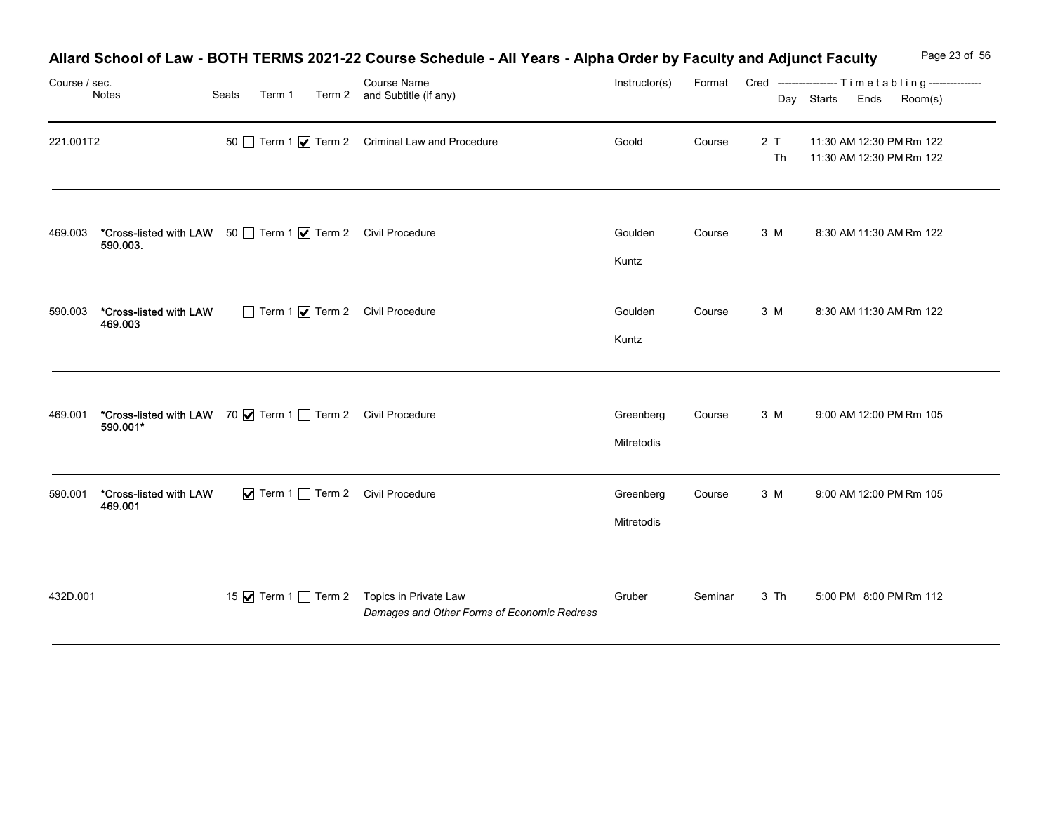# Allard School of Law - BOTH TERMS 2021-22 Course Schedule - All Years - Alpha Order by Faculty and Adjunct Faculty

| Course / sec. | Notes | Seats | Term 1 | Term 2 | Course Name and Subtitle (if any) | Instructor(s) | Format | Cred | Day | Starts | Ends | Room(s) |
|---|---|---|---|---|---|---|---|---|---|---|---|---|
| 221.001T2 | | 50 | ☐ | ☑ | Criminal Law and Procedure | Goold | Course | 2 | T<br>Th | 11:30 AM<br>11:30 AM | 12:30 PM<br>12:30 PM | Rm 122<br>Rm 122 |
| 469.003 | **\*Cross-listed with LAW 590.003.** | 50 | ☐ | ☑ | Civil Procedure | Goulden<br>Kuntz | Course | 3 | M | 8:30 AM | 11:30 AM | Rm 122 |
| 590.003 | **\*Cross-listed with LAW 469.003** | | ☐ | ☑ | Civil Procedure | Goulden<br>Kuntz | Course | 3 | M | 8:30 AM | 11:30 AM | Rm 122 |
| 469.001 | **\*Cross-listed with LAW 590.001\*** | 70 | ☑ | ☐ | Civil Procedure | Greenberg<br>Mitretodis | Course | 3 | M | 9:00 AM | 12:00 PM | Rm 105 |
| 590.001 | **\*Cross-listed with LAW 469.001** | | ☑ | ☐ | Civil Procedure | Greenberg<br>Mitretodis | Course | 3 | M | 9:00 AM | 12:00 PM | Rm 105 |
| 432D.001 | | 15 | ☑ | ☐ | Topics in Private Law<br>*Damages and Other Forms of Economic Redress* | Gruber | Seminar | 3 | Th | 5:00 PM | 8:00 PM | Rm 112 |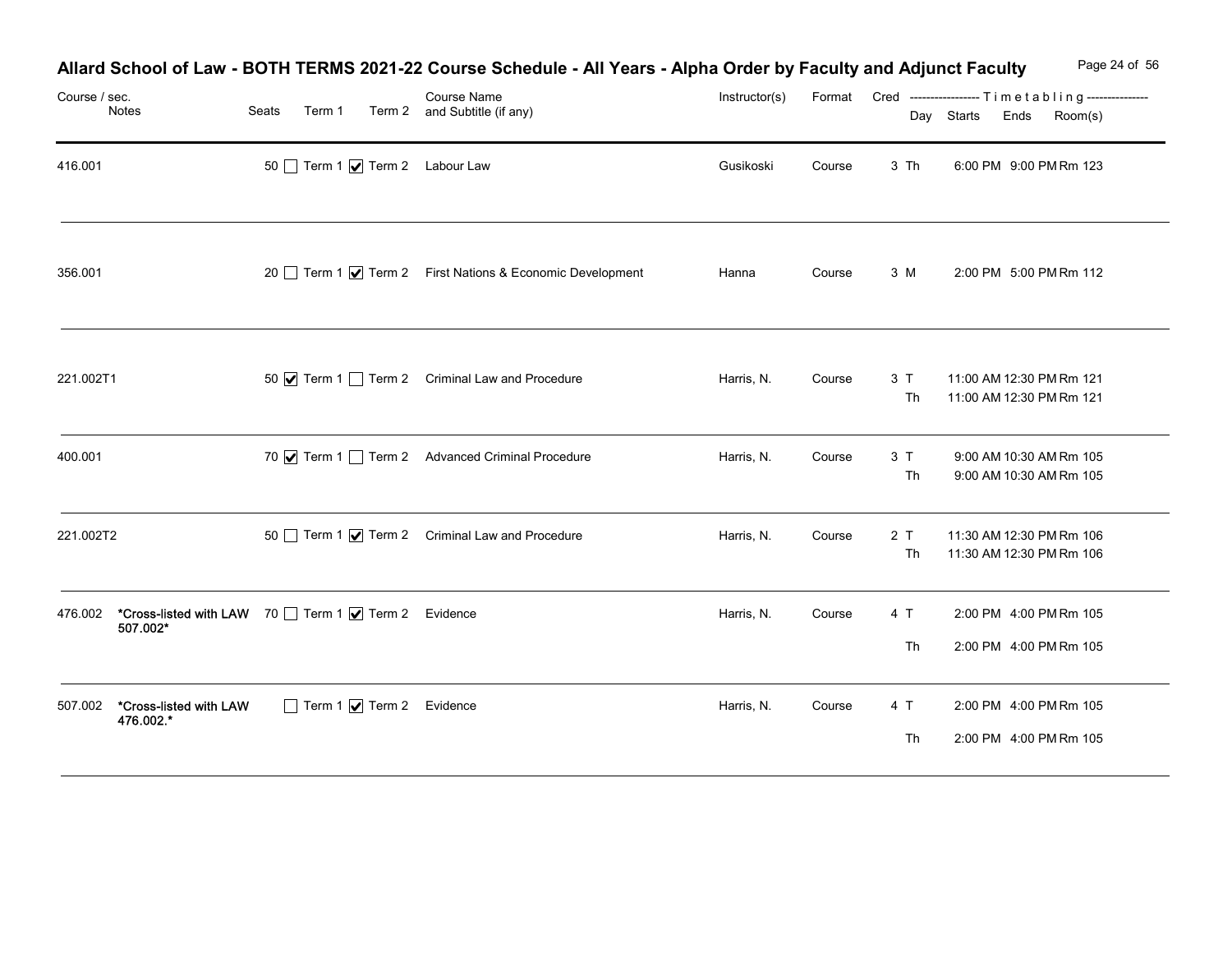# Allard School of Law - BOTH TERMS 2021-22 Course Schedule - All Years - Alpha Order by Faculty and Adjunct Faculty

| Course / sec. | Notes | Seats | Term 1 | Term 2 | Course Name and Subtitle (if any) | Instructor(s) | Format | Cred | Day | Starts | Ends | Room(s) |
|---|---|---|---|---|---|---|---|---|---|---|---|---|
| 416.001 | | 50 | ☐ | ☑ | Labour Law | Gusikoski | Course | 3 | Th | 6:00 PM | 9:00 PM | Rm 123 |
| 356.001 | | 20 | ☐ | ☑ | First Nations & Economic Development | Hanna | Course | 3 | M | 2:00 PM | 5:00 PM | Rm 112 |
| 221.002T1 | | 50 | ☑ | ☐ | Criminal Law and Procedure | Harris, N. | Course | 3 | T | 11:00 AM | 12:30 PM | Rm 121 |
| | | | | | | | | | Th | 11:00 AM | 12:30 PM | Rm 121 |
| 400.001 | | 70 | ☑ | ☐ | Advanced Criminal Procedure | Harris, N. | Course | 3 | T | 9:00 AM | 10:30 AM | Rm 105 |
| | | | | | | | | | Th | 9:00 AM | 10:30 AM | Rm 105 |
| 221.002T2 | | 50 | ☐ | ☑ | Criminal Law and Procedure | Harris, N. | Course | 2 | T | 11:30 AM | 12:30 PM | Rm 106 |
| | | | | | | | | | Th | 11:30 AM | 12:30 PM | Rm 106 |
| 476.002 | *Cross-listed with LAW 507.002* | 70 | ☐ | ☑ | Evidence | Harris, N. | Course | 4 | T | 2:00 PM | 4:00 PM | Rm 105 |
| | | | | | | | | | Th | 2:00 PM | 4:00 PM | Rm 105 |
| 507.002 | *Cross-listed with LAW 476.002.* | | ☐ | ☑ | Evidence | Harris, N. | Course | 4 | T | 2:00 PM | 4:00 PM | Rm 105 |
| | | | | | | | | | Th | 2:00 PM | 4:00 PM | Rm 105 |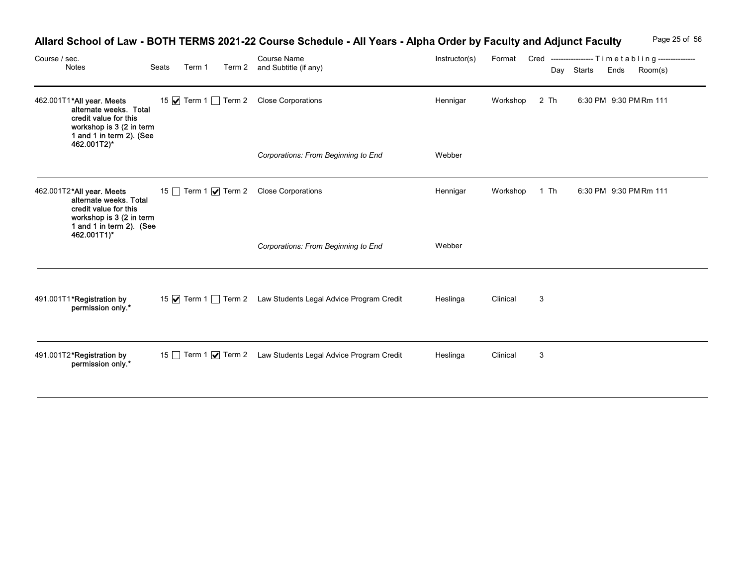# Allard School of Law - BOTH TERMS 2021-22 Course Schedule - All Years - Alpha Order by Faculty and Adjunct Faculty

| Course / sec. | Notes | Seats | Term 1 | Term 2 | Course Name and Subtitle (if any) | Instructor(s) | Format | Cred | Day | Starts | Ends | Room(s) |
|---|---|---|---|---|---|---|---|---|---|---|---|---|
| 462.001T1 | *All year. Meets alternate weeks. Total credit value for this workshop is 3 (2 in term 1 and 1 in term 2). (See 462.001T2)* | 15 | ☑ Term 1 | ☐ Term 2 | Close Corporations | Hennigar | Workshop | 2 | Th | 6:30 PM | 9:30 PM | Rm 111 |
| | | | | | *Corporations: From Beginning to End* | Webber | | | | | | |
| 462.001T2 | *All year. Meets alternate weeks. Total credit value for this workshop is 3 (2 in term 1 and 1 in term 2). (See 462.001T1)* | 15 | ☐ Term 1 | ☑ Term 2 | Close Corporations | Hennigar | Workshop | 1 | Th | 6:30 PM | 9:30 PM | Rm 111 |
| | | | | | *Corporations: From Beginning to End* | Webber | | | | | | |
| 491.001T1 | *Registration by permission only.* | 15 | ☑ Term 1 | ☐ Term 2 | Law Students Legal Advice Program Credit | Heslinga | Clinical | 3 | | | | |
| 491.001T2 | *Registration by permission only.* | 15 | ☐ Term 1 | ☑ Term 2 | Law Students Legal Advice Program Credit | Heslinga | Clinical | 3 | | | | |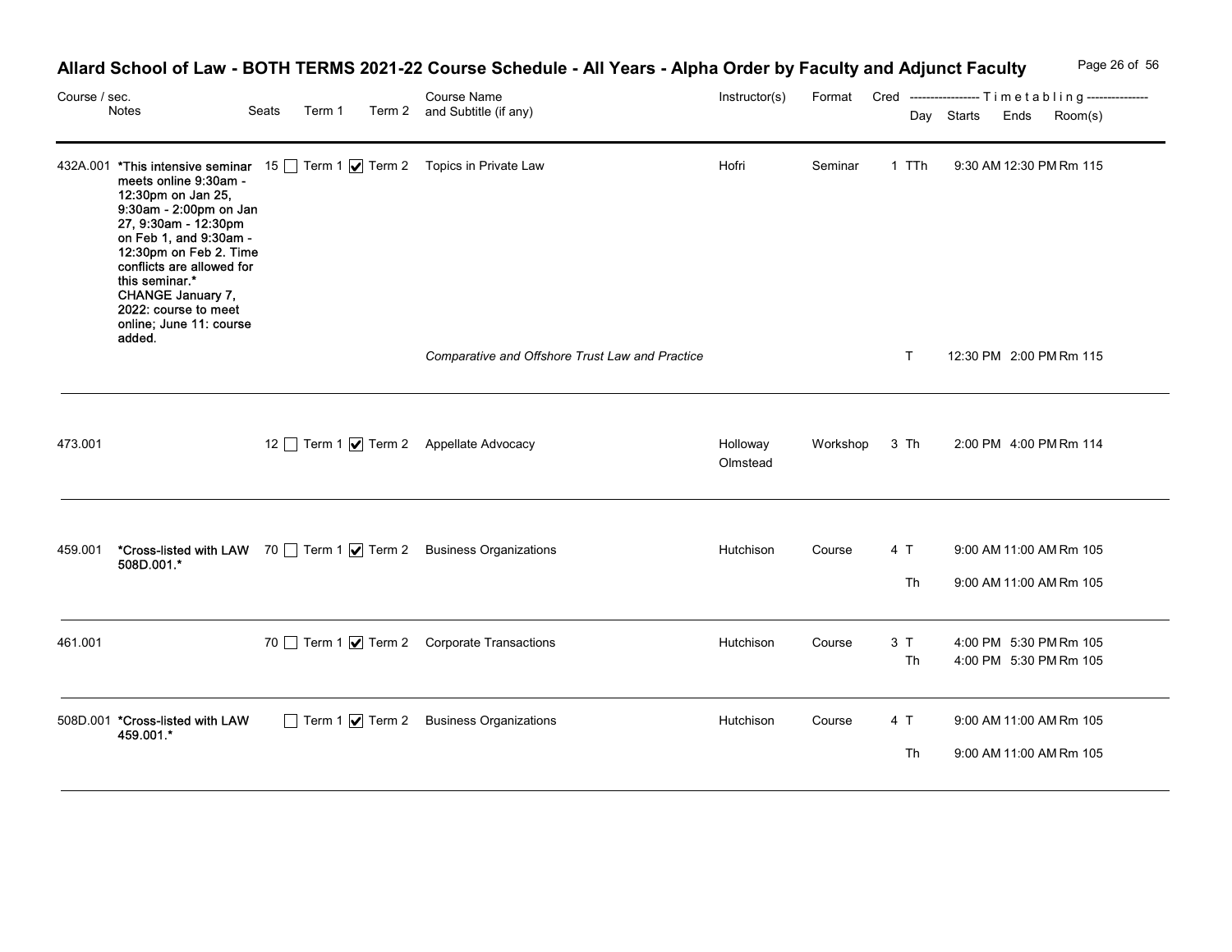# Allard School of Law - BOTH TERMS 2021-22 Course Schedule - All Years - Alpha Order by Faculty and Adjunct Faculty

| Course / sec. | Notes | Seats | Term 1 | Term 2 | Course Name and Subtitle (if any) | Instructor(s) | Format | Cred | Day | Starts | Ends | Room(s) |
|---|---|---|---|---|---|---|---|---|---|---|---|---|
| 432A.001 | *This intensive seminar meets online 9:30am - 12:30pm on Jan 25, 9:30am - 2:00pm on Jan 27, 9:30am - 12:30pm on Feb 1, and 9:30am - 12:30pm on Feb 2. Time conflicts are allowed for this seminar.* CHANGE January 7, 2022: course to meet online; June 11: course added. | 15 | ☐ Term 1 | ☑ Term 2 | Topics in Private Law | Hofri | Seminar | 1 | TTh | 9:30 AM | 12:30 PM | Rm 115 |
| | | | | | *Comparative and Offshore Trust Law and Practice* | | | | T | 12:30 PM | 2:00 PM | Rm 115 |
| 473.001 | | 12 | ☐ Term 1 | ☑ Term 2 | Appellate Advocacy | Holloway Olmstead | Workshop | 3 | Th | 2:00 PM | 4:00 PM | Rm 114 |
| 459.001 | *Cross-listed with LAW 508D.001.* | 70 | ☐ Term 1 | ☑ Term 2 | Business Organizations | Hutchison | Course | 4 | T | 9:00 AM | 11:00 AM | Rm 105 |
| | | | | | | | | | Th | 9:00 AM | 11:00 AM | Rm 105 |
| 461.001 | | 70 | ☐ Term 1 | ☑ Term 2 | Corporate Transactions | Hutchison | Course | 3 | T | 4:00 PM | 5:30 PM | Rm 105 |
| | | | | | | | | | Th | 4:00 PM | 5:30 PM | Rm 105 |
| 508D.001 | *Cross-listed with LAW 459.001.* | | ☐ Term 1 | ☑ Term 2 | Business Organizations | Hutchison | Course | 4 | T | 9:00 AM | 11:00 AM | Rm 105 |
| | | | | | | | | | Th | 9:00 AM | 11:00 AM | Rm 105 |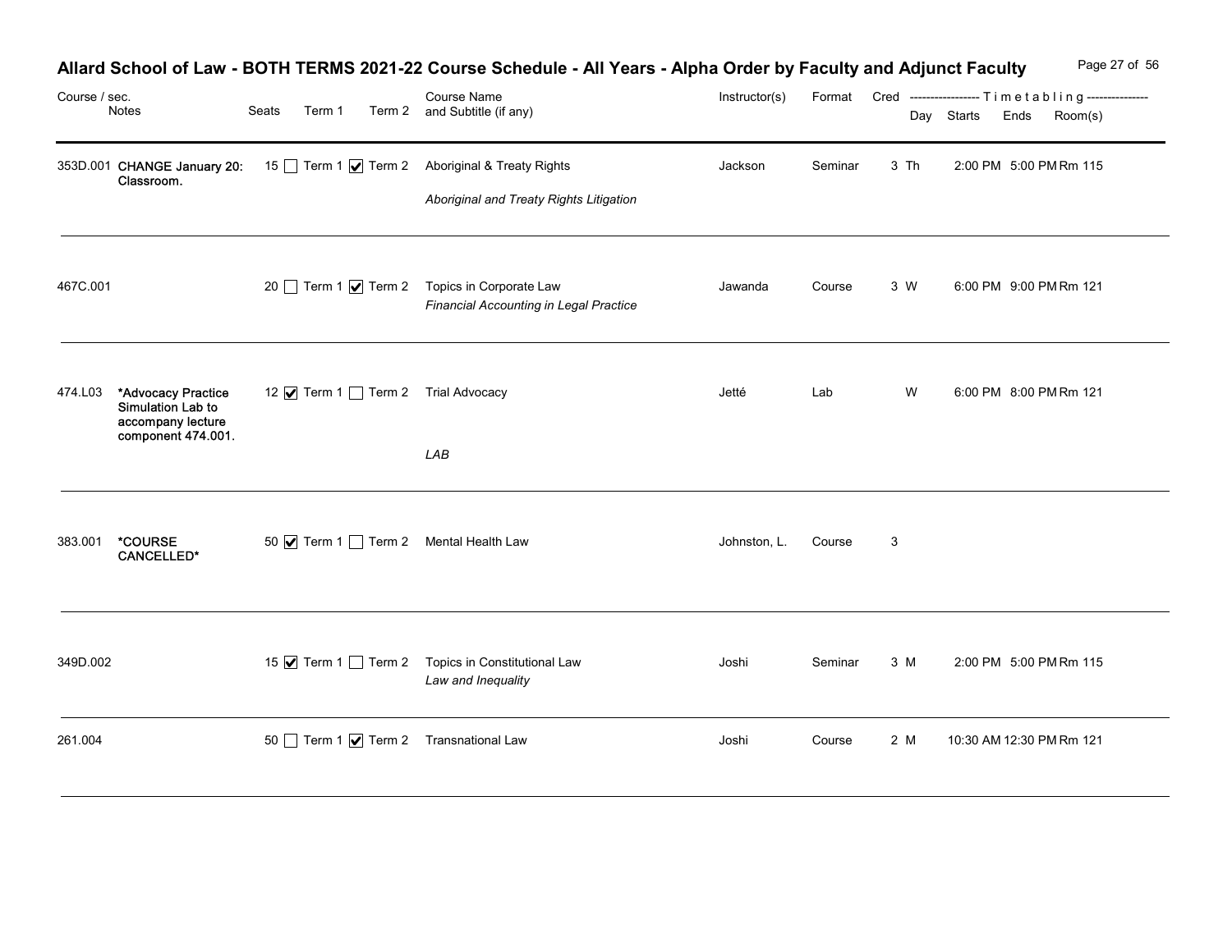# Allard School of Law - BOTH TERMS 2021-22 Course Schedule - All Years - Alpha Order by Faculty and Adjunct Faculty

| Course / sec. | Notes | Seats | Term 1 | Term 2 | Course Name and Subtitle (if any) | Instructor(s) | Format | Cred | Day | Starts | Ends | Room(s) |
|---|---|---|---|---|---|---|---|---|---|---|---|---|
| 353D.001 | CHANGE January 20: Classroom. | 15 | ☐ | ☑ | Aboriginal & Treaty Rights<br>*Aboriginal and Treaty Rights Litigation* | Jackson | Seminar | 3 | Th | 2:00 PM | 5:00 PM | Rm 115 |
| 467C.001 | | 20 | ☐ | ☑ | Topics in Corporate Law<br>*Financial Accounting in Legal Practice* | Jawanda | Course | 3 | W | 6:00 PM | 9:00 PM | Rm 121 |
| 474.L03 | *Advocacy Practice Simulation Lab to accompany lecture component 474.001. | 12 | ☑ | ☐ | Trial Advocacy<br>*LAB* | Jetté | Lab | | W | 6:00 PM | 8:00 PM | Rm 121 |
| 383.001 | *COURSE CANCELLED* | 50 | ☑ | ☐ | Mental Health Law | Johnston, L. | Course | 3 | | | | |
| 349D.002 | | 15 | ☑ | ☐ | Topics in Constitutional Law<br>*Law and Inequality* | Joshi | Seminar | 3 | M | 2:00 PM | 5:00 PM | Rm 115 |
| 261.004 | | 50 | ☐ | ☑ | Transnational Law | Joshi | Course | 2 | M | 10:30 AM | 12:30 PM | Rm 121 |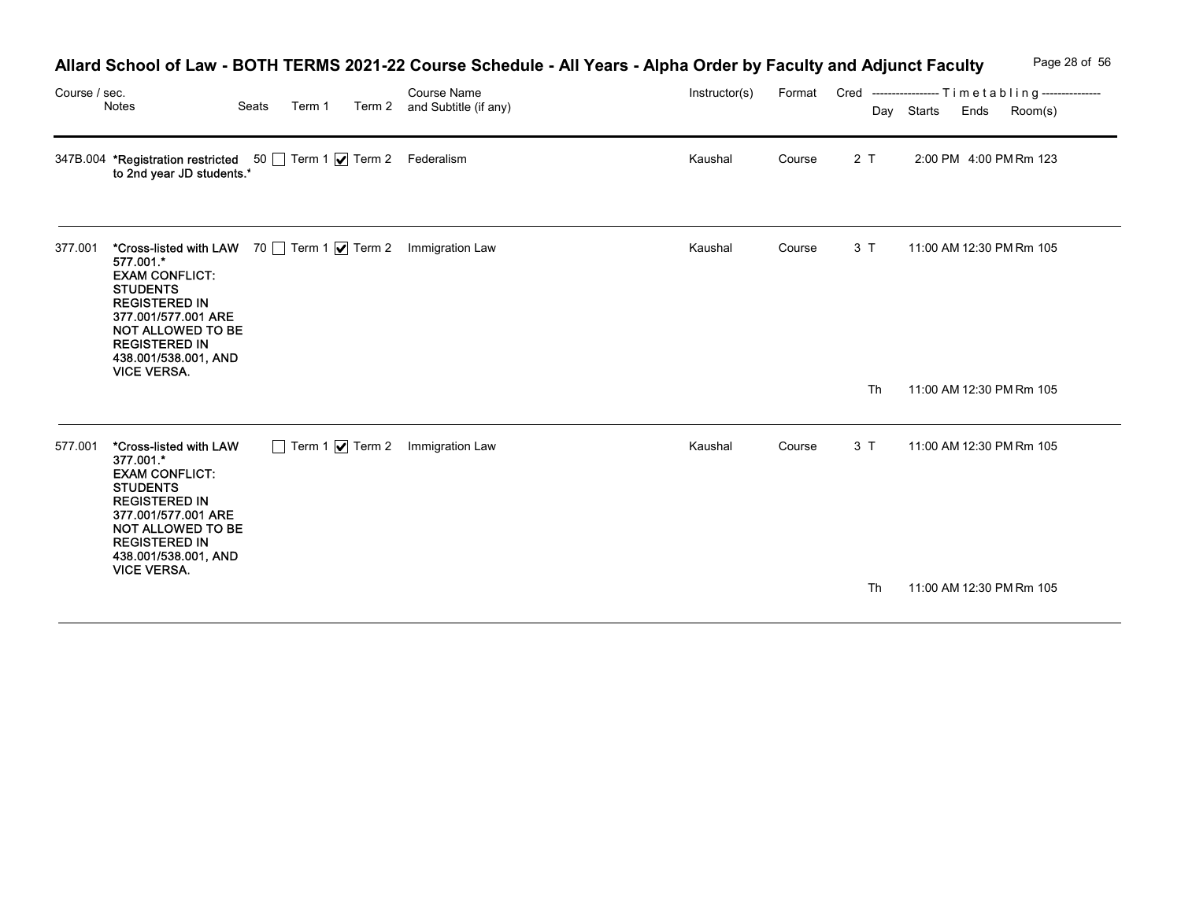# Allard School of Law - BOTH TERMS 2021-22 Course Schedule - All Years - Alpha Order by Faculty and Adjunct Faculty

| Course / sec. | Notes | Seats | Term 1 | Term 2 | Course Name and Subtitle (if any) | Instructor(s) | Format | Cred | Day | Starts | Ends | Room(s) |
|---|---|---|---|---|---|---|---|---|---|---|---|---|
| 347B.004 | *Registration restricted to 2nd year JD students.* | 50 | ☐ Term 1 | ☑ Term 2 | Federalism | Kaushal | Course | 2 | T | 2:00 PM | 4:00 PM | Rm 123 |
| 377.001 | *Cross-listed with LAW 577.001.* EXAM CONFLICT: STUDENTS REGISTERED IN 377.001/577.001 ARE NOT ALLOWED TO BE REGISTERED IN 438.001/538.001, AND VICE VERSA. | 70 | ☐ Term 1 | ☑ Term 2 | Immigration Law | Kaushal | Course | 3 | T | 11:00 AM | 12:30 PM | Rm 105 |
| | | | | | | | | | Th | 11:00 AM | 12:30 PM | Rm 105 |
| 577.001 | *Cross-listed with LAW 377.001.* EXAM CONFLICT: STUDENTS REGISTERED IN 377.001/577.001 ARE NOT ALLOWED TO BE REGISTERED IN 438.001/538.001, AND VICE VERSA. | | ☐ Term 1 | ☑ Term 2 | Immigration Law | Kaushal | Course | 3 | T | 11:00 AM | 12:30 PM | Rm 105 |
| | | | | | | | | | Th | 11:00 AM | 12:30 PM | Rm 105 |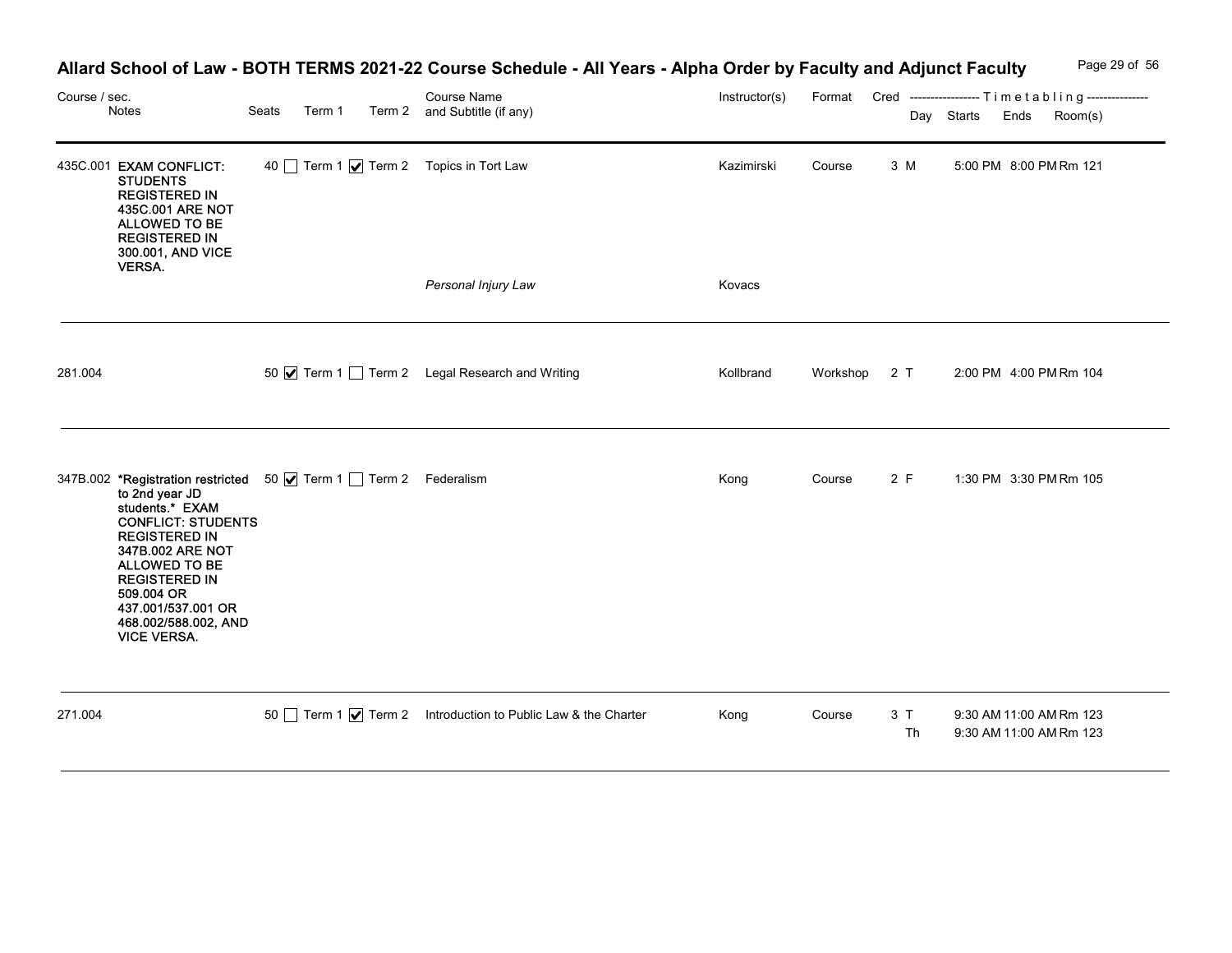# Allard School of Law - BOTH TERMS 2021-22 Course Schedule - All Years - Alpha Order by Faculty and Adjunct Faculty

| Course / sec. | Notes | Seats | Term 1 | Term 2 | Course Name and Subtitle (if any) | Instructor(s) | Format | Cred | Day | Starts | Ends | Room(s) |
|---|---|---|---|---|---|---|---|---|---|---|---|---|
| 435C.001 | EXAM CONFLICT: STUDENTS REGISTERED IN 435C.001 ARE NOT ALLOWED TO BE REGISTERED IN 300.001, AND VICE VERSA. | 40 | ☐ | ☑ | Topics in Tort Law | Kazimirski | Course | 3 | M | 5:00 PM | 8:00 PM | Rm 121 |
| | | | | | *Personal Injury Law* | Kovacs | | | | | | |
| 281.004 | | 50 | ☑ | ☐ | Legal Research and Writing | Kollbrand | Workshop | 2 | T | 2:00 PM | 4:00 PM | Rm 104 |
| 347B.002 | *Registration restricted to 2nd year JD students.* EXAM CONFLICT: STUDENTS REGISTERED IN 347B.002 ARE NOT ALLOWED TO BE REGISTERED IN 509.004 OR 437.001/537.001 OR 468.002/588.002, AND VICE VERSA. | 50 | ☑ | ☐ | Federalism | Kong | Course | 2 | F | 1:30 PM | 3:30 PM | Rm 105 |
| 271.004 | | 50 | ☐ | ☑ | Introduction to Public Law & the Charter | Kong | Course | 3 | T | 9:30 AM | 11:00 AM | Rm 123 |
| | | | | | | | | | Th | 9:30 AM | 11:00 AM | Rm 123 |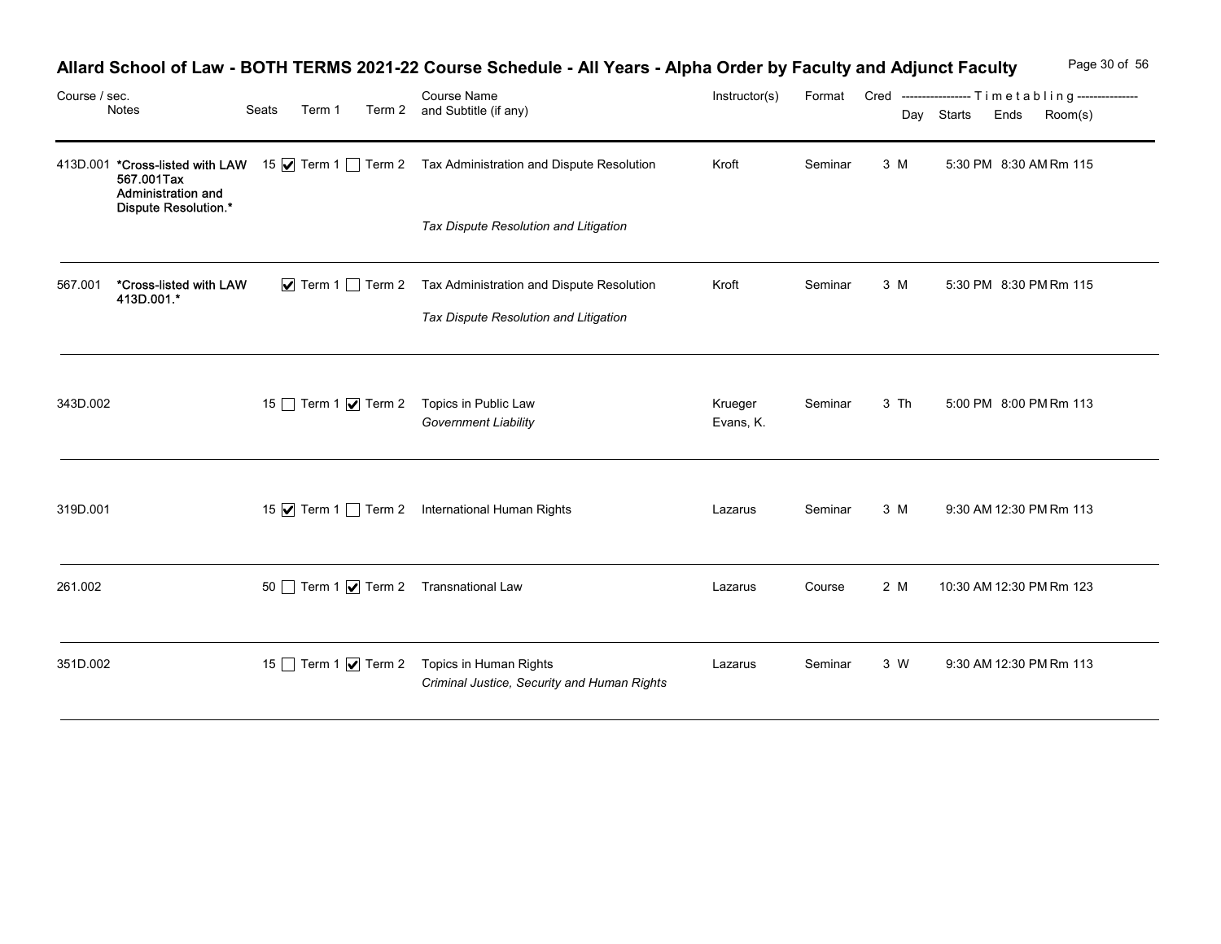# Allard School of Law - BOTH TERMS 2021-22 Course Schedule - All Years - Alpha Order by Faculty and Adjunct Faculty

| Course / sec. | Notes | Seats | Term 1 | Term 2 | Course Name and Subtitle (if any) | Instructor(s) | Format | Cred | Day | Starts | Ends | Room(s) |
|---|---|---|---|---|---|---|---|---|---|---|---|---|
| 413D.001 | **\*Cross-listed with LAW 567.001Tax Administration and Dispute Resolution.\*** | 15 | ☑ Term 1 | ☐ Term 2 | Tax Administration and Dispute Resolution<br>*Tax Dispute Resolution and Litigation* | Kroft | Seminar | 3 | M | 5:30 PM | 8:30 AM | Rm 115 |
| 567.001 | **\*Cross-listed with LAW 413D.001.\*** | | ☑ Term 1 | ☐ Term 2 | Tax Administration and Dispute Resolution<br>*Tax Dispute Resolution and Litigation* | Kroft | Seminar | 3 | M | 5:30 PM | 8:30 PM | Rm 115 |
| 343D.002 | | 15 | ☐ Term 1 | ☑ Term 2 | Topics in Public Law<br>*Government Liability* | Krueger<br>Evans, K. | Seminar | 3 | Th | 5:00 PM | 8:00 PM | Rm 113 |
| 319D.001 | | 15 | ☑ Term 1 | ☐ Term 2 | International Human Rights | Lazarus | Seminar | 3 | M | 9:30 AM | 12:30 PM | Rm 113 |
| 261.002 | | 50 | ☐ Term 1 | ☑ Term 2 | Transnational Law | Lazarus | Course | 2 | M | 10:30 AM | 12:30 PM | Rm 123 |
| 351D.002 | | 15 | ☐ Term 1 | ☑ Term 2 | Topics in Human Rights<br>*Criminal Justice, Security and Human Rights* | Lazarus | Seminar | 3 | W | 9:30 AM | 12:30 PM | Rm 113 |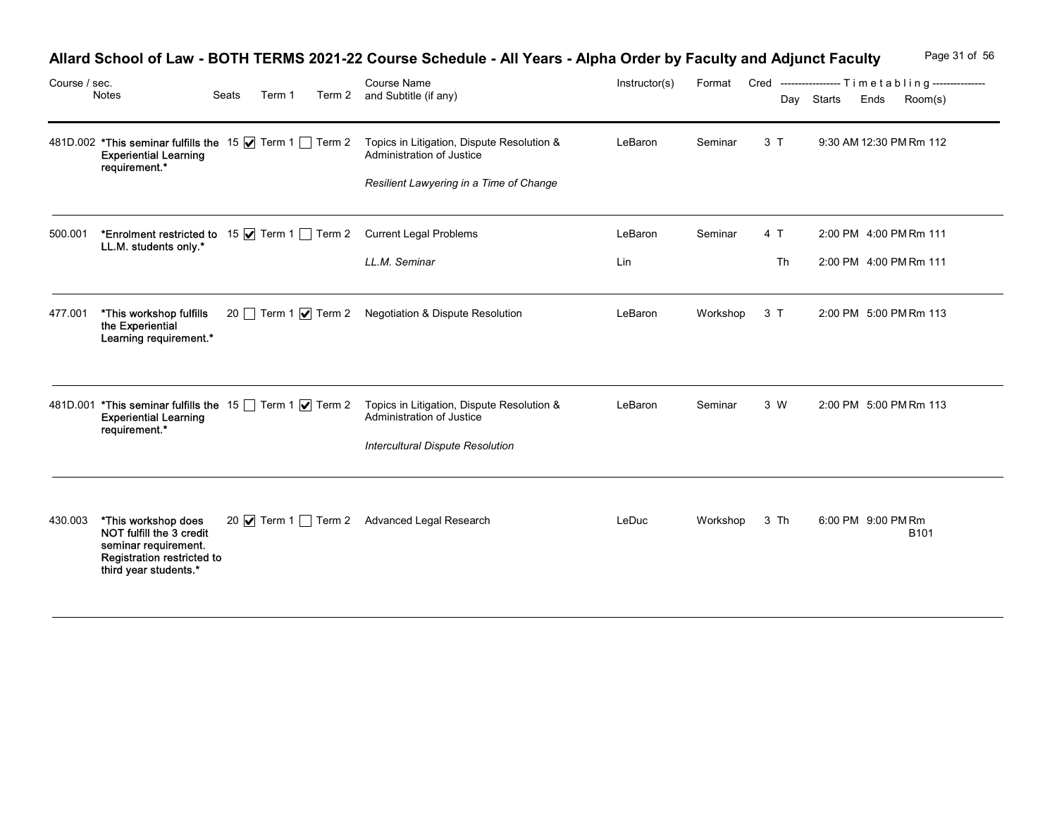# Allard School of Law - BOTH TERMS 2021-22 Course Schedule - All Years - Alpha Order by Faculty and Adjunct Faculty

| Course / sec. | Notes | Seats | Term 1 | Term 2 | Course Name and Subtitle (if any) | Instructor(s) | Format | Cred | Day | Starts | Ends | Room(s) |
|---|---|---|---|---|---|---|---|---|---|---|---|---|
| 481D.002 | **\*This seminar fulfills the Experiential Learning requirement.\*** | 15 | ☑ Term 1 | ☐ Term 2 | Topics in Litigation, Dispute Resolution & Administration of Justice<br>*Resilient Lawyering in a Time of Change* | LeBaron | Seminar | 3 | T | 9:30 AM | 12:30 PM | Rm 112 |
| 500.001 | **\*Enrolment restricted to LL.M. students only.\*** | 15 | ☑ Term 1 | ☐ Term 2 | Current Legal Problems<br>*LL.M. Seminar* | LeBaron<br>Lin | Seminar | 4 | T<br>Th | 2:00 PM<br>2:00 PM | 4:00 PM<br>4:00 PM | Rm 111<br>Rm 111 |
| 477.001 | **\*This workshop fulfills the Experiential Learning requirement.\*** | 20 | ☐ Term 1 | ☑ Term 2 | Negotiation & Dispute Resolution | LeBaron | Workshop | 3 | T | 2:00 PM | 5:00 PM | Rm 113 |
| 481D.001 | **\*This seminar fulfills the Experiential Learning requirement.\*** | 15 | ☐ Term 1 | ☑ Term 2 | Topics in Litigation, Dispute Resolution & Administration of Justice<br>*Intercultural Dispute Resolution* | LeBaron | Seminar | 3 | W | 2:00 PM | 5:00 PM | Rm 113 |
| 430.003 | **\*This workshop does NOT fulfill the 3 credit seminar requirement. Registration restricted to third year students.\*** | 20 | ☑ Term 1 | ☐ Term 2 | Advanced Legal Research | LeDuc | Workshop | 3 | Th | 6:00 PM | 9:00 PM | Rm B101 |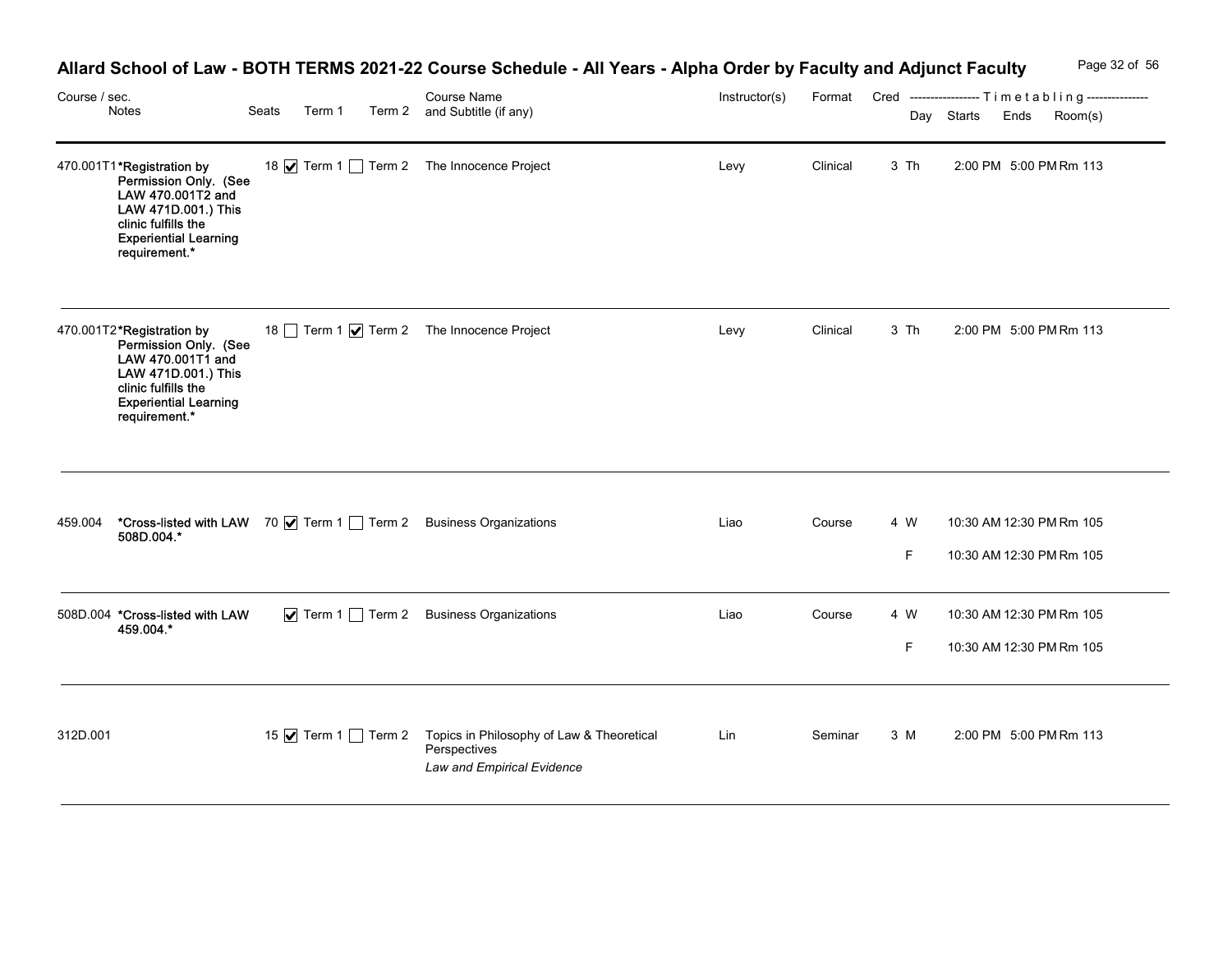# Allard School of Law - BOTH TERMS 2021-22 Course Schedule - All Years - Alpha Order by Faculty and Adjunct Faculty

| Course / sec. | Notes | Seats | Term 1 | Term 2 | Course Name and Subtitle (if any) | Instructor(s) | Format | Cred | Day | Starts | Ends | Room(s) |
|---|---|---|---|---|---|---|---|---|---|---|---|---|
| 470.001T1 | *Registration by Permission Only. (See LAW 470.001T2 and LAW 471D.001.) This clinic fulfills the Experiential Learning requirement.* | 18 | ☑ Term 1 | ☐ Term 2 | The Innocence Project | Levy | Clinical | 3 | Th | 2:00 PM | 5:00 PM | Rm 113 |
| 470.001T2 | *Registration by Permission Only. (See LAW 470.001T1 and LAW 471D.001.) This clinic fulfills the Experiential Learning requirement.* | 18 | ☐ Term 1 | ☑ Term 2 | The Innocence Project | Levy | Clinical | 3 | Th | 2:00 PM | 5:00 PM | Rm 113 |
| 459.004 | *Cross-listed with LAW 508D.004.* | 70 | ☑ Term 1 | ☐ Term 2 | Business Organizations | Liao | Course | 4 | W | 10:30 AM | 12:30 PM | Rm 105 |
| | | | | | | | | | F | 10:30 AM | 12:30 PM | Rm 105 |
| 508D.004 | *Cross-listed with LAW 459.004.* | | ☑ Term 1 | ☐ Term 2 | Business Organizations | Liao | Course | 4 | W | 10:30 AM | 12:30 PM | Rm 105 |
| | | | | | | | | | F | 10:30 AM | 12:30 PM | Rm 105 |
| 312D.001 | | 15 | ☑ Term 1 | ☐ Term 2 | Topics in Philosophy of Law & Theoretical Perspectives *Law and Empirical Evidence* | Lin | Seminar | 3 | M | 2:00 PM | 5:00 PM | Rm 113 |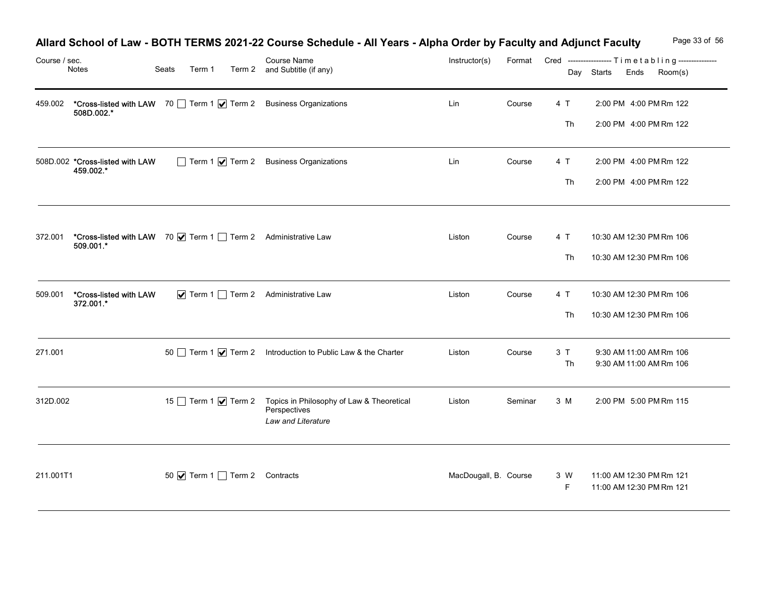# Allard School of Law - BOTH TERMS 2021-22 Course Schedule - All Years - Alpha Order by Faculty and Adjunct Faculty

| Course / sec. | Notes | Seats | Term 1 | Term 2 | Course Name and Subtitle (if any) | Instructor(s) | Format | Cred | Day | Starts | Ends | Room(s) |
|---|---|---|---|---|---|---|---|---|---|---|---|---|
| 459.002 | *Cross-listed with LAW 508D.002.* | 70 | ☐ Term 1 | ☑ Term 2 | Business Organizations | Lin | Course | 4 | T | 2:00 PM | 4:00 PM | Rm 122 |
| | | | | | | | | | Th | 2:00 PM | 4:00 PM | Rm 122 |
| 508D.002 | *Cross-listed with LAW 459.002.* | | ☐ Term 1 | ☑ Term 2 | Business Organizations | Lin | Course | 4 | T | 2:00 PM | 4:00 PM | Rm 122 |
| | | | | | | | | | Th | 2:00 PM | 4:00 PM | Rm 122 |
| 372.001 | *Cross-listed with LAW 509.001.* | 70 | ☑ Term 1 | ☐ Term 2 | Administrative Law | Liston | Course | 4 | T | 10:30 AM | 12:30 PM | Rm 106 |
| | | | | | | | | | Th | 10:30 AM | 12:30 PM | Rm 106 |
| 509.001 | *Cross-listed with LAW 372.001.* | | ☑ Term 1 | ☐ Term 2 | Administrative Law | Liston | Course | 4 | T | 10:30 AM | 12:30 PM | Rm 106 |
| | | | | | | | | | Th | 10:30 AM | 12:30 PM | Rm 106 |
| 271.001 | | 50 | ☐ Term 1 | ☑ Term 2 | Introduction to Public Law & the Charter | Liston | Course | 3 | T | 9:30 AM | 11:00 AM | Rm 106 |
| | | | | | | | | | Th | 9:30 AM | 11:00 AM | Rm 106 |
| 312D.002 | | 15 | ☐ Term 1 | ☑ Term 2 | Topics in Philosophy of Law & Theoretical Perspectives *Law and Literature* | Liston | Seminar | 3 | M | 2:00 PM | 5:00 PM | Rm 115 |
| 211.001T1 | | 50 | ☑ Term 1 | ☐ Term 2 | Contracts | MacDougall, B. | Course | 3 | W | 11:00 AM | 12:30 PM | Rm 121 |
| | | | | | | | | | F | 11:00 AM | 12:30 PM | Rm 121 |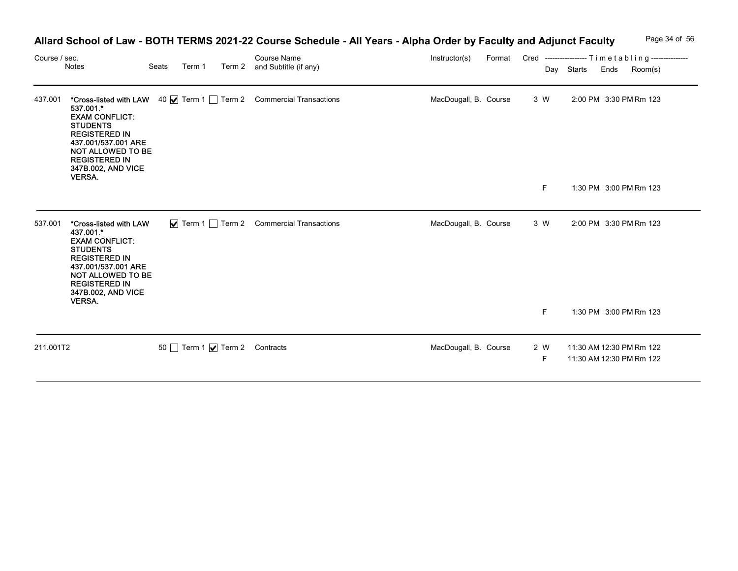# Allard School of Law - BOTH TERMS 2021-22 Course Schedule - All Years - Alpha Order by Faculty and Adjunct Faculty

| Course / sec. | Notes | Seats | Term 1 | Term 2 | Course Name and Subtitle (if any) | Instructor(s) | Format | Cred | Day | Starts | Ends | Room(s) |
|---|---|---|---|---|---|---|---|---|---|---|---|---|
| 437.001 | **\*Cross-listed with LAW 537.001.\* EXAM CONFLICT: STUDENTS REGISTERED IN 437.001/537.001 ARE NOT ALLOWED TO BE REGISTERED IN 347B.002, AND VICE VERSA.** | 40 | ☑ Term 1 | ☐ Term 2 | Commercial Transactions | MacDougall, B. | Course | 3 | W | 2:00 PM | 3:30 PM | Rm 123 |
| | | | | | | | | | F | 1:30 PM | 3:00 PM | Rm 123 |
| 537.001 | **\*Cross-listed with LAW 437.001.\* EXAM CONFLICT: STUDENTS REGISTERED IN 437.001/537.001 ARE NOT ALLOWED TO BE REGISTERED IN 347B.002, AND VICE VERSA.** | | ☑ Term 1 | ☐ Term 2 | Commercial Transactions | MacDougall, B. | Course | 3 | W | 2:00 PM | 3:30 PM | Rm 123 |
| | | | | | | | | | F | 1:30 PM | 3:00 PM | Rm 123 |
| 211.001T2 | | 50 | ☐ Term 1 | ☑ Term 2 | Contracts | MacDougall, B. | Course | 2 | W | 11:30 AM | 12:30 PM | Rm 122 |
| | | | | | | | | | F | 11:30 AM | 12:30 PM | Rm 122 |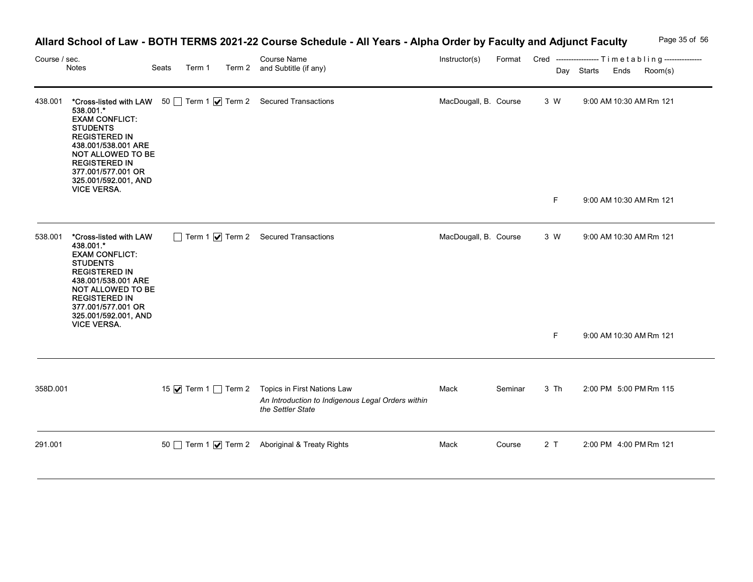# Allard School of Law - BOTH TERMS 2021-22 Course Schedule - All Years - Alpha Order by Faculty and Adjunct Faculty

| Course / sec. | Notes | Seats | Term 1 | Term 2 | Course Name and Subtitle (if any) | Instructor(s) | Format | Cred | Day | Starts | Ends | Room(s) |
|---|---|---|---|---|---|---|---|---|---|---|---|---|
| 438.001 | **\*Cross-listed with LAW 538.001.\* EXAM CONFLICT: STUDENTS REGISTERED IN 438.001/538.001 ARE NOT ALLOWED TO BE REGISTERED IN 377.001/577.001 OR 325.001/592.001, AND VICE VERSA.** | 50 | ☐ Term 1 | ☑ Term 2 | Secured Transactions | MacDougall, B. | Course | 3 | W | 9:00 AM | 10:30 AM | Rm 121 |
| | | | | | | | | | F | 9:00 AM | 10:30 AM | Rm 121 |
| 538.001 | **\*Cross-listed with LAW 438.001.\* EXAM CONFLICT: STUDENTS REGISTERED IN 438.001/538.001 ARE NOT ALLOWED TO BE REGISTERED IN 377.001/577.001 OR 325.001/592.001, AND VICE VERSA.** | | ☐ Term 1 | ☑ Term 2 | Secured Transactions | MacDougall, B. | Course | 3 | W | 9:00 AM | 10:30 AM | Rm 121 |
| | | | | | | | | | F | 9:00 AM | 10:30 AM | Rm 121 |
| 358D.001 | | 15 | ☑ Term 1 | ☐ Term 2 | Topics in First Nations Law<br>*An Introduction to Indigenous Legal Orders within the Settler State* | Mack | Seminar | 3 | Th | 2:00 PM | 5:00 PM | Rm 115 |
| 291.001 | | 50 | ☐ Term 1 | ☑ Term 2 | Aboriginal & Treaty Rights | Mack | Course | 2 | T | 2:00 PM | 4:00 PM | Rm 121 |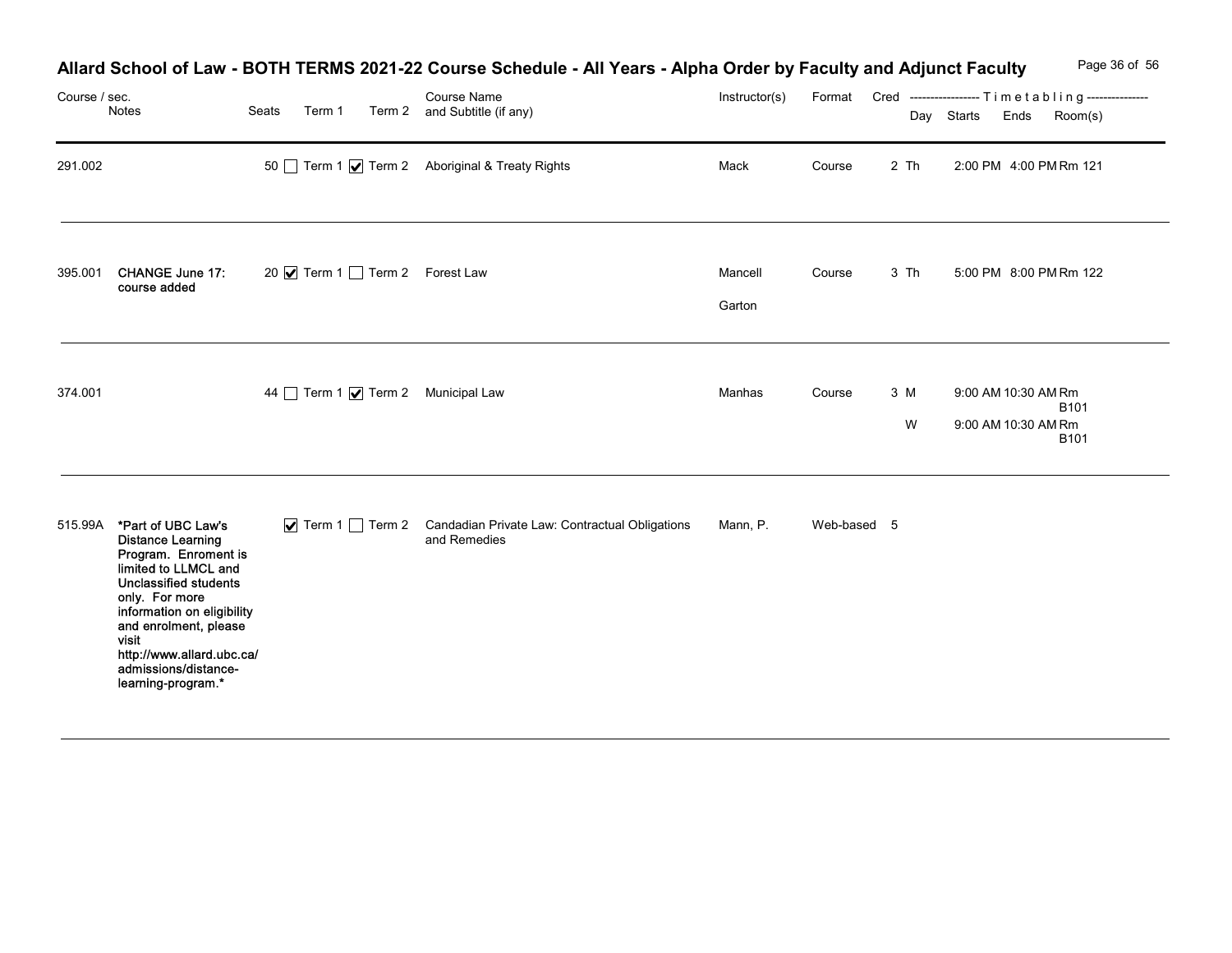# Allard School of Law - BOTH TERMS 2021-22 Course Schedule - All Years - Alpha Order by Faculty and Adjunct Faculty

| Course / sec. | Notes | Seats | Term 1 | Term 2 | Course Name and Subtitle (if any) | Instructor(s) | Format | Cred | Day | Starts | Ends | Room(s) |
|---|---|---|---|---|---|---|---|---|---|---|---|---|
| 291.002 | | 50 | ☐ Term 1 | ☑ Term 2 | Aboriginal & Treaty Rights | Mack | Course | 2 | Th | 2:00 PM | 4:00 PM | Rm 121 |
| 395.001 | **CHANGE June 17: course added** | 20 | ☑ Term 1 | ☐ Term 2 | Forest Law | Mancell<br>Garton | Course | 3 | Th | 5:00 PM | 8:00 PM | Rm 122 |
| 374.001 | | 44 | ☐ Term 1 | ☑ Term 2 | Municipal Law | Manhas | Course | 3 | M<br>W | 9:00 AM<br>9:00 AM | 10:30 AM<br>10:30 AM | Rm B101<br>Rm B101 |
| 515.99A | **\*Part of UBC Law's Distance Learning Program. Enroment is limited to LLMCL and Unclassified students only. For more information on eligibility and enrolment, please visit http://www.allard.ubc.ca/admissions/distance-learning-program.\*** | | ☑ Term 1 | ☐ Term 2 | Candadian Private Law: Contractual Obligations and Remedies | Mann, P. | Web-based | 5 | | | | |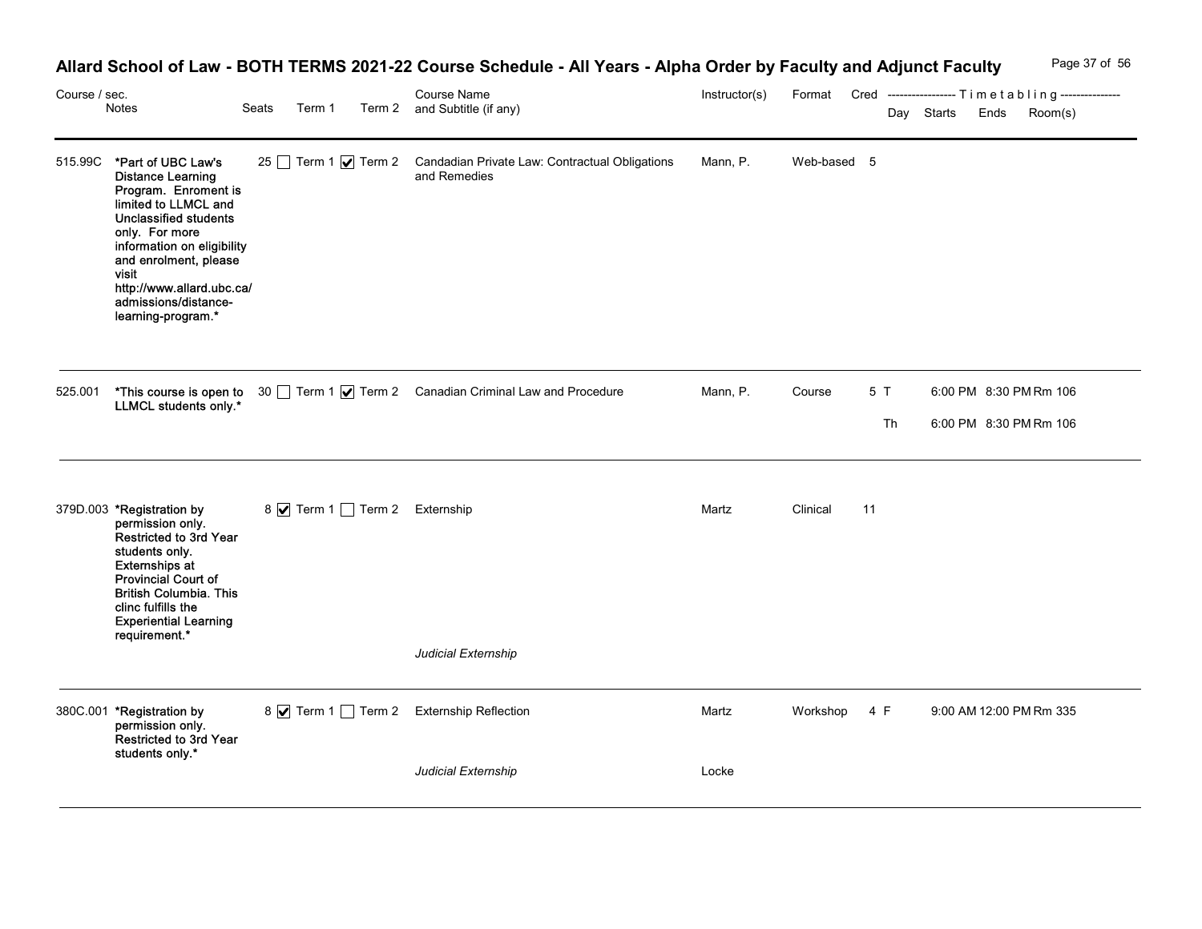# Allard School of Law - BOTH TERMS 2021-22 Course Schedule - All Years - Alpha Order by Faculty and Adjunct Faculty

| Course / sec. | Notes | Seats | Term 1 | Term 2 | Course Name and Subtitle (if any) | Instructor(s) | Format | Cred | Day | Starts | Ends | Room(s) |
|---|---|---|---|---|---|---|---|---|---|---|---|---|
| 515.99C | *Part of UBC Law's Distance Learning Program. Enroment is limited to LLMCL and Unclassified students only. For more information on eligibility and enrolment, please visit http://www.allard.ubc.ca/admissions/distance-learning-program.* | 25 | ☐ | ☑ | Candadian Private Law: Contractual Obligations and Remedies | Mann, P. | Web-based | 5 | | | | |
| 525.001 | *This course is open to LLMCL students only.* | 30 | ☐ | ☑ | Canadian Criminal Law and Procedure | Mann, P. | Course | 5 | T | 6:00 PM | 8:30 PM | Rm 106 |
| | | | | | | | | | Th | 6:00 PM | 8:30 PM | Rm 106 |
| 379D.003 | *Registration by permission only. Restricted to 3rd Year students only. Externships at Provincial Court of British Columbia. This clinc fulfills the Experiential Learning requirement.* | 8 | ☑ | ☐ | Externship<br>*Judicial Externship* | Martz | Clinical | 11 | | | | |
| 380C.001 | *Registration by permission only. Restricted to 3rd Year students only.* | 8 | ☑ | ☐ | Externship Reflection<br>*Judicial Externship* | Martz<br>Locke | Workshop | 4 | F | 9:00 AM | 12:00 PM | Rm 335 |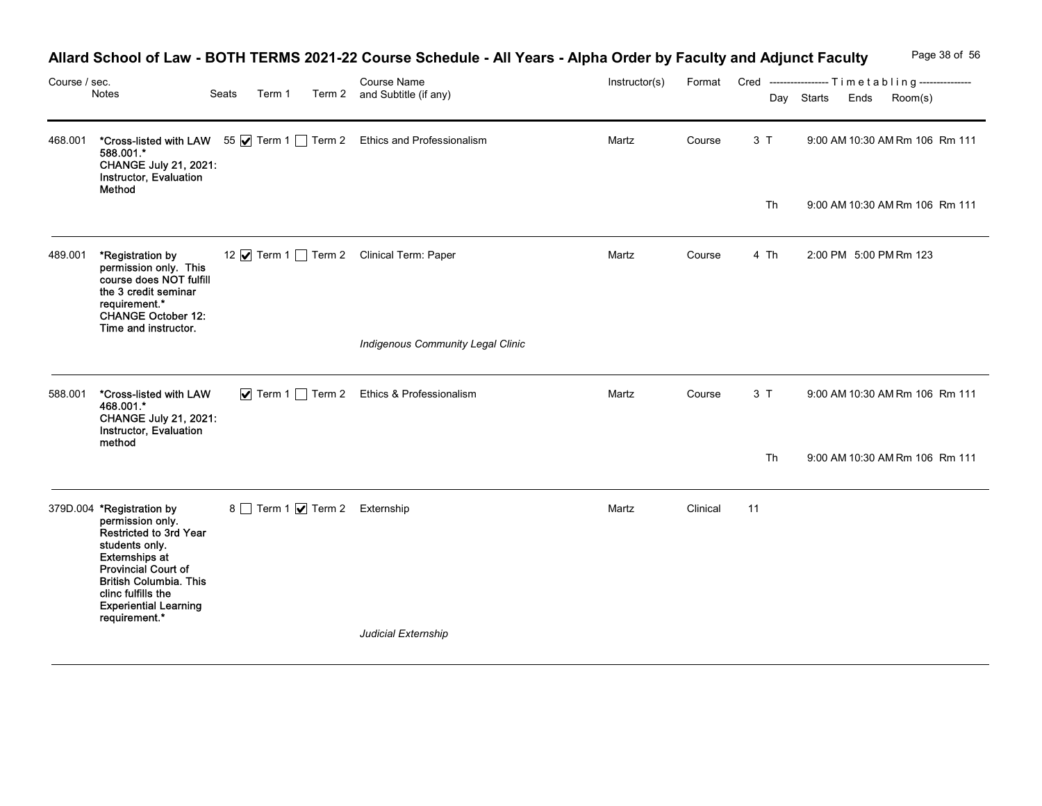# Allard School of Law - BOTH TERMS 2021-22 Course Schedule - All Years - Alpha Order by Faculty and Adjunct Faculty

| Course / sec. | Notes | Seats | Term 1 | Term 2 | Course Name and Subtitle (if any) | Instructor(s) | Format | Cred | Day | Starts | Ends | Room(s) |
|---|---|---|---|---|---|---|---|---|---|---|---|---|
| 468.001 | *Cross-listed with LAW 588.001.* CHANGE July 21, 2021: Instructor, Evaluation Method | 55 | ☑ Term 1 | ☐ Term 2 | Ethics and Professionalism | Martz | Course | 3 | T | 9:00 AM | 10:30 AM | Rm 106 Rm 111 |
| | | | | | | | | | Th | 9:00 AM | 10:30 AM | Rm 106 Rm 111 |
| 489.001 | *Registration by permission only. This course does NOT fulfill the 3 credit seminar requirement.* CHANGE October 12: Time and instructor. | 12 | ☑ Term 1 | ☐ Term 2 | Clinical Term: Paper<br>*Indigenous Community Legal Clinic* | Martz | Course | 4 | Th | 2:00 PM | 5:00 PM | Rm 123 |
| 588.001 | *Cross-listed with LAW 468.001.* CHANGE July 21, 2021: Instructor, Evaluation method | | ☑ Term 1 | ☐ Term 2 | Ethics & Professionalism | Martz | Course | 3 | T | 9:00 AM | 10:30 AM | Rm 106 Rm 111 |
| | | | | | | | | | Th | 9:00 AM | 10:30 AM | Rm 106 Rm 111 |
| 379D.004 | *Registration by permission only. Restricted to 3rd Year students only. Externships at Provincial Court of British Columbia. This clinc fulfills the Experiential Learning requirement.* | 8 | ☐ Term 1 | ☑ Term 2 | Externship<br>*Judicial Externship* | Martz | Clinical | 11 | | | | |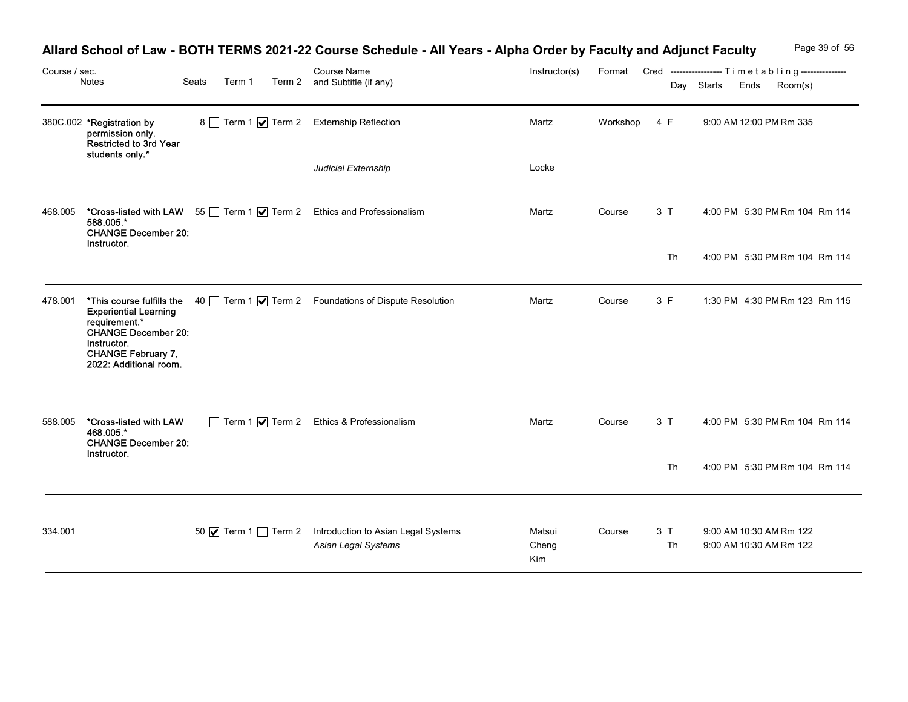# Allard School of Law - BOTH TERMS 2021-22 Course Schedule - All Years - Alpha Order by Faculty and Adjunct Faculty

| Course / sec. | Notes | Seats | Term 1 | Term 2 | Course Name and Subtitle (if any) | Instructor(s) | Format | Cred | Day | Starts | Ends | Room(s) |
|---|---|---|---|---|---|---|---|---|---|---|---|---|
| 380C.002 | *Registration by permission only. Restricted to 3rd Year students only.* | 8 | ☐ | ☑ | Externship Reflection | Martz | Workshop | 4 | F | 9:00 AM | 12:00 PM | Rm 335 |
| | | | | | *Judicial Externship* | Locke | | | | | | |
| 468.005 | *Cross-listed with LAW 588.005.* CHANGE December 20: Instructor. | 55 | ☐ | ☑ | Ethics and Professionalism | Martz | Course | 3 | T | 4:00 PM | 5:30 PM | Rm 104 Rm 114 |
| | | | | | | | | | Th | 4:00 PM | 5:30 PM | Rm 104 Rm 114 |
| 478.001 | *This course fulfills the Experiential Learning requirement.* CHANGE December 20: Instructor. CHANGE February 7, 2022: Additional room. | 40 | ☐ | ☑ | Foundations of Dispute Resolution | Martz | Course | 3 | F | 1:30 PM | 4:30 PM | Rm 123 Rm 115 |
| 588.005 | *Cross-listed with LAW 468.005.* CHANGE December 20: Instructor. | | ☐ | ☑ | Ethics & Professionalism | Martz | Course | 3 | T | 4:00 PM | 5:30 PM | Rm 104 Rm 114 |
| | | | | | | | | | Th | 4:00 PM | 5:30 PM | Rm 104 Rm 114 |
| 334.001 | | 50 | ☑ | ☐ | Introduction to Asian Legal Systems *Asian Legal Systems* | Matsui Cheng Kim | Course | 3 | T | 9:00 AM | 10:30 AM | Rm 122 |
| | | | | | | | | | Th | 9:00 AM | 10:30 AM | Rm 122 |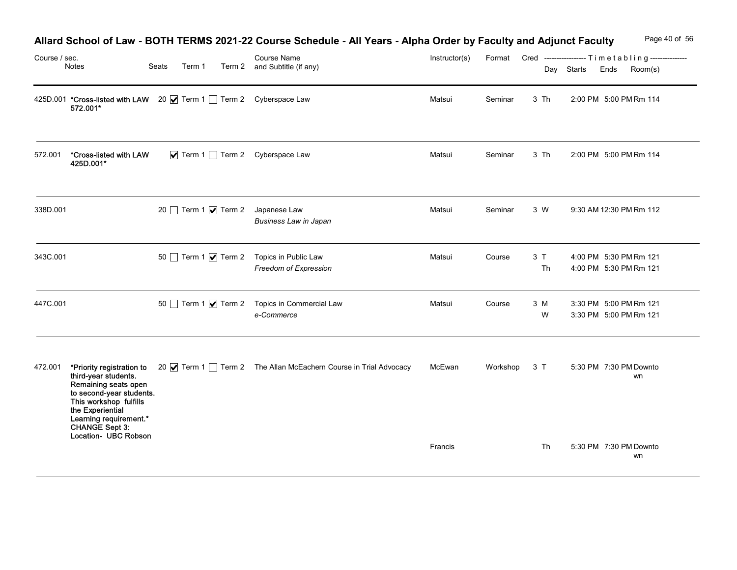# Allard School of Law - BOTH TERMS 2021-22 Course Schedule - All Years - Alpha Order by Faculty and Adjunct Faculty

| Course / sec. | Notes | Seats | Term 1 | Term 2 | Course Name and Subtitle (if any) | Instructor(s) | Format | Cred | Day | Starts | Ends | Room(s) |
|---|---|---|---|---|---|---|---|---|---|---|---|---|
| 425D.001 | *Cross-listed with LAW 572.001* | 20 | ☑ Term 1 | ☐ Term 2 | Cyberspace Law | Matsui | Seminar | 3 | Th | 2:00 PM | 5:00 PM | Rm 114 |
| 572.001 | *Cross-listed with LAW 425D.001* | | ☑ Term 1 | ☐ Term 2 | Cyberspace Law | Matsui | Seminar | 3 | Th | 2:00 PM | 5:00 PM | Rm 114 |
| 338D.001 | | 20 | ☐ Term 1 | ☑ Term 2 | Japanese Law<br>*Business Law in Japan* | Matsui | Seminar | 3 | W | 9:30 AM | 12:30 PM | Rm 112 |
| 343C.001 | | 50 | ☐ Term 1 | ☑ Term 2 | Topics in Public Law<br>*Freedom of Expression* | Matsui | Course | 3 | T<br>Th | 4:00 PM<br>4:00 PM | 5:30 PM<br>5:30 PM | Rm 121<br>Rm 121 |
| 447C.001 | | 50 | ☐ Term 1 | ☑ Term 2 | Topics in Commercial Law<br>*e-Commerce* | Matsui | Course | 3 | M<br>W | 3:30 PM<br>3:30 PM | 5:00 PM<br>5:00 PM | Rm 121<br>Rm 121 |
| 472.001 | *Priority registration to third-year students. Remaining seats open to second-year students. This workshop fulfills the Experiential Learning requirement.* CHANGE Sept 3: Location- UBC Robson | 20 | ☑ Term 1 | ☐ Term 2 | The Allan McEachern Course in Trial Advocacy | McEwan<br>Francis | Workshop | 3 | T<br>Th | 5:30 PM<br>5:30 PM | 7:30 PM<br>7:30 PM | Downtown<br>Downtown |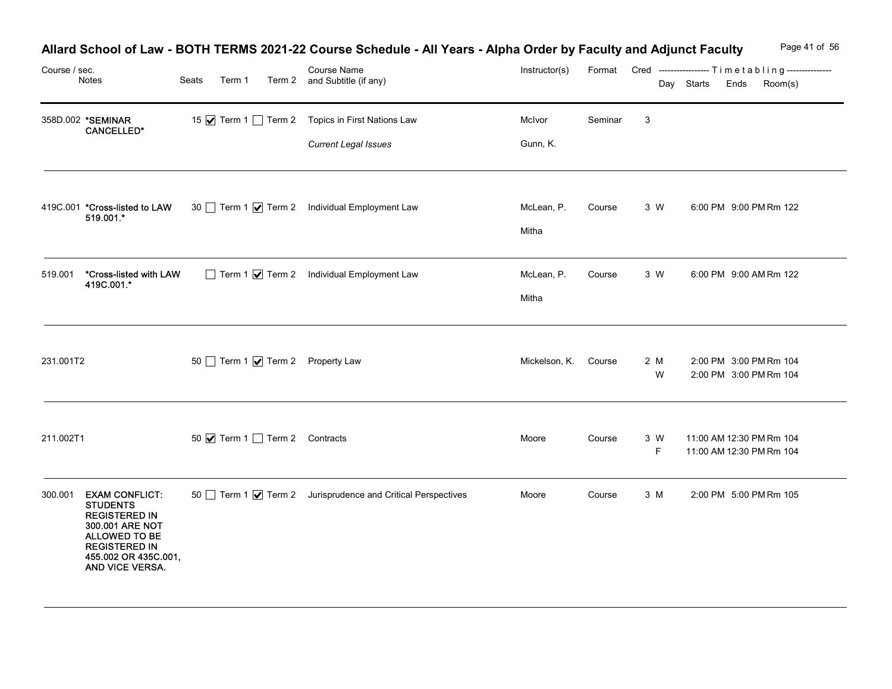# Allard School of Law - BOTH TERMS 2021-22 Course Schedule - All Years - Alpha Order by Faculty and Adjunct Faculty

| Course / sec. | Notes | Seats | Term 1 | Term 2 | Course Name and Subtitle (if any) | Instructor(s) | Format | Cred | Day | Starts | Ends | Room(s) |
|---|---|---|---|---|---|---|---|---|---|---|---|---|
| 358D.002 | *SEMINAR CANCELLED* | 15 | ☑ Term 1 | ☐ Term 2 | Topics in First Nations Law<br>*Current Legal Issues* | McIvor<br>Gunn, K. | Seminar | 3 | | | | |
| 419C.001 | *Cross-listed to LAW 519.001.* | 30 | ☐ Term 1 | ☑ Term 2 | Individual Employment Law | McLean, P.<br>Mitha | Course | 3 | W | 6:00 PM | 9:00 PM | Rm 122 |
| 519.001 | *Cross-listed with LAW 419C.001.* | | ☐ Term 1 | ☑ Term 2 | Individual Employment Law | McLean, P.<br>Mitha | Course | 3 | W | 6:00 PM | 9:00 AM | Rm 122 |
| 231.001T2 | | 50 | ☐ Term 1 | ☑ Term 2 | Property Law | Mickelson, K. | Course | 2 | M<br>W | 2:00 PM<br>2:00 PM | 3:00 PM<br>3:00 PM | Rm 104<br>Rm 104 |
| 211.002T1 | | 50 | ☑ Term 1 | ☐ Term 2 | Contracts | Moore | Course | 3 | W<br>F | 11:00 AM<br>11:00 AM | 12:30 PM<br>12:30 PM | Rm 104<br>Rm 104 |
| 300.001 | EXAM CONFLICT: STUDENTS REGISTERED IN 300.001 ARE NOT ALLOWED TO BE REGISTERED IN 455.002 OR 435C.001, AND VICE VERSA. | 50 | ☐ Term 1 | ☑ Term 2 | Jurisprudence and Critical Perspectives | Moore | Course | 3 | M | 2:00 PM | 5:00 PM | Rm 105 |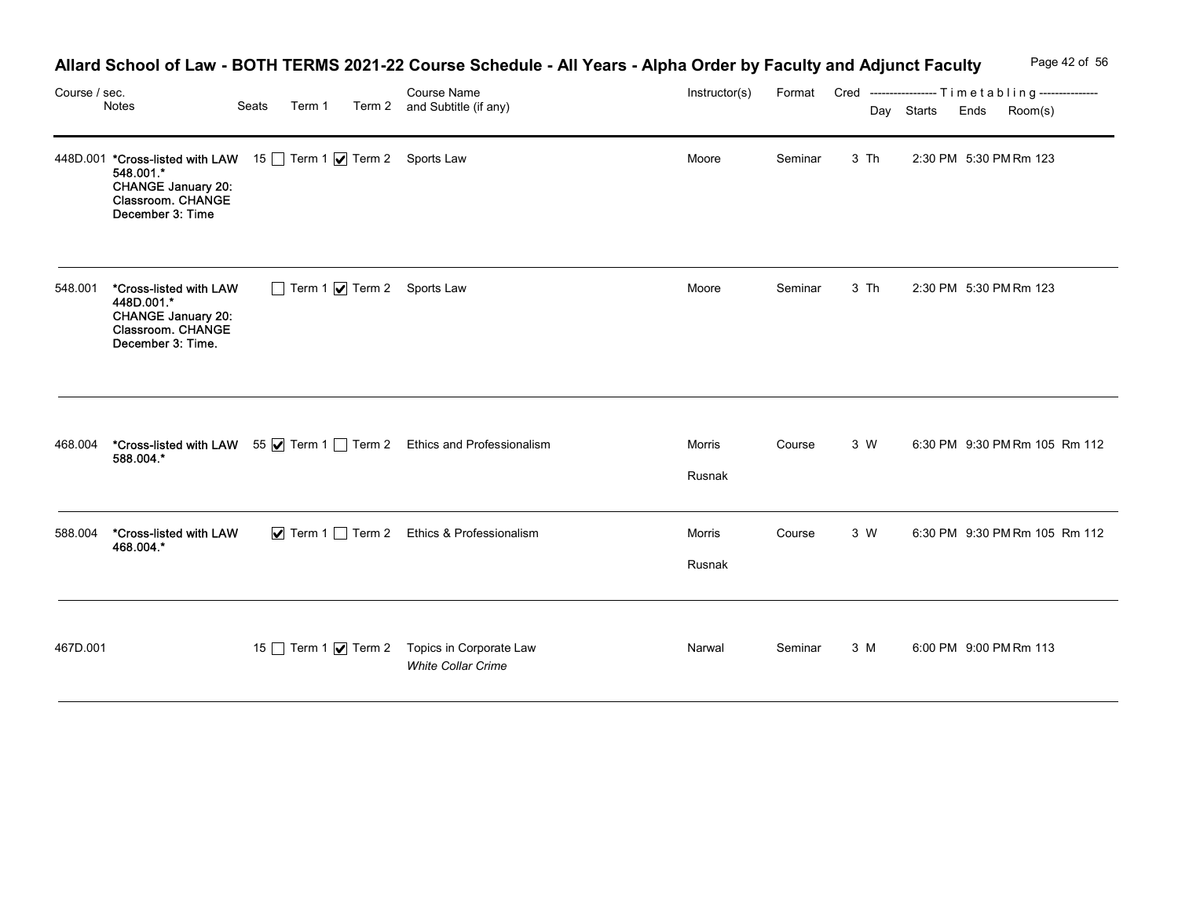# Allard School of Law - BOTH TERMS 2021-22 Course Schedule - All Years - Alpha Order by Faculty and Adjunct Faculty

| Course / sec. | Notes | Seats | Term 1 | Term 2 | Course Name and Subtitle (if any) | Instructor(s) | Format | Cred | Day | Starts | Ends | Room(s) |
|---|---|---|---|---|---|---|---|---|---|---|---|---|
| 448D.001 | *Cross-listed with LAW 548.001.* CHANGE January 20: Classroom. CHANGE December 3: Time | 15 | ☐ | ☑ | Sports Law | Moore | Seminar | 3 | Th | 2:30 PM | 5:30 PM | Rm 123 |
| 548.001 | *Cross-listed with LAW 448D.001.* CHANGE January 20: Classroom. CHANGE December 3: Time. | | ☐ | ☑ | Sports Law | Moore | Seminar | 3 | Th | 2:30 PM | 5:30 PM | Rm 123 |
| 468.004 | *Cross-listed with LAW 588.004.* | 55 | ☑ | ☐ | Ethics and Professionalism | Morris<br>Rusnak | Course | 3 | W | 6:30 PM | 9:30 PM | Rm 105 Rm 112 |
| 588.004 | *Cross-listed with LAW 468.004.* | | ☑ | ☐ | Ethics & Professionalism | Morris<br>Rusnak | Course | 3 | W | 6:30 PM | 9:30 PM | Rm 105 Rm 112 |
| 467D.001 | | 15 | ☐ | ☑ | Topics in Corporate Law<br>*White Collar Crime* | Narwal | Seminar | 3 | M | 6:00 PM | 9:00 PM | Rm 113 |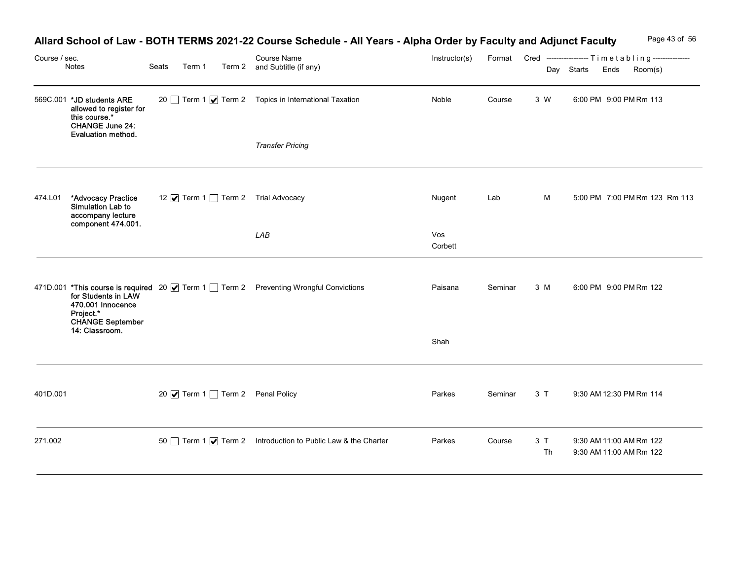# Allard School of Law - BOTH TERMS 2021-22 Course Schedule - All Years - Alpha Order by Faculty and Adjunct Faculty

| Course / sec. | Notes | Seats | Term 1 | Term 2 | Course Name and Subtitle (if any) | Instructor(s) | Format | Cred | Day | Starts | Ends | Room(s) |
|---|---|---|---|---|---|---|---|---|---|---|---|---|
| 569C.001 | *JD students ARE allowed to register for this course.* CHANGE June 24: Evaluation method. | 20 | ☐ | ☑ | Topics in International Taxation<br>*Transfer Pricing* | Noble | Course | 3 | W | 6:00 PM | 9:00 PM | Rm 113 |
| 474.L01 | *Advocacy Practice Simulation Lab to accompany lecture component 474.001. | 12 | ☑ | ☐ | Trial Advocacy<br>*LAB* | Nugent<br>Vos<br>Corbett | Lab | | M | 5:00 PM | 7:00 PM | Rm 123 Rm 113 |
| 471D.001 | *This course is required for Students in LAW 470.001 Innocence Project.* CHANGE September 14: Classroom. | 20 | ☑ | ☐ | Preventing Wrongful Convictions | Paisana<br>Shah | Seminar | 3 | M | 6:00 PM | 9:00 PM | Rm 122 |
| 401D.001 | | 20 | ☑ | ☐ | Penal Policy | Parkes | Seminar | 3 | T | 9:30 AM | 12:30 PM | Rm 114 |
| 271.002 | | 50 | ☐ | ☑ | Introduction to Public Law & the Charter | Parkes | Course | 3 | T<br>Th | 9:30 AM<br>9:30 AM | 11:00 AM<br>11:00 AM | Rm 122<br>Rm 122 |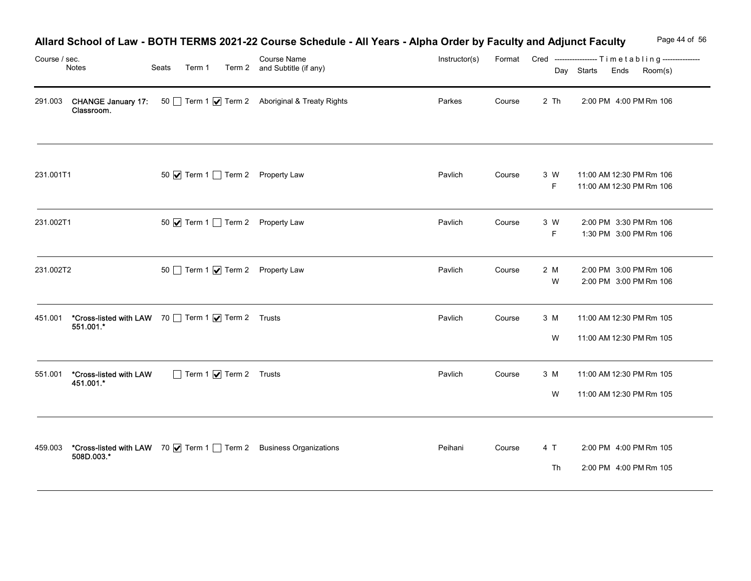# Allard School of Law - BOTH TERMS 2021-22 Course Schedule - All Years - Alpha Order by Faculty and Adjunct Faculty

| Course / sec. | Notes | Seats | Term 1 | Term 2 | Course Name and Subtitle (if any) | Instructor(s) | Format | Cred | Day | Starts | Ends | Room(s) |
|---|---|---|---|---|---|---|---|---|---|---|---|---|
| 291.003 | CHANGE January 17: Classroom. | 50 | ☐ | ☑ | Aboriginal & Treaty Rights | Parkes | Course | 2 | Th | 2:00 PM | 4:00 PM | Rm 106 |
| 231.001T1 | | 50 | ☑ | ☐ | Property Law | Pavlich | Course | 3 | W | 11:00 AM | 12:30 PM | Rm 106 |
| | | | | | | | | | F | 11:00 AM | 12:30 PM | Rm 106 |
| 231.002T1 | | 50 | ☑ | ☐ | Property Law | Pavlich | Course | 3 | W | 2:00 PM | 3:30 PM | Rm 106 |
| | | | | | | | | | F | 1:30 PM | 3:00 PM | Rm 106 |
| 231.002T2 | | 50 | ☐ | ☑ | Property Law | Pavlich | Course | 2 | M | 2:00 PM | 3:00 PM | Rm 106 |
| | | | | | | | | | W | 2:00 PM | 3:00 PM | Rm 106 |
| 451.001 | *Cross-listed with LAW 551.001.* | 70 | ☐ | ☑ | Trusts | Pavlich | Course | 3 | M | 11:00 AM | 12:30 PM | Rm 105 |
| | | | | | | | | | W | 11:00 AM | 12:30 PM | Rm 105 |
| 551.001 | *Cross-listed with LAW 451.001.* | | ☐ | ☑ | Trusts | Pavlich | Course | 3 | M | 11:00 AM | 12:30 PM | Rm 105 |
| | | | | | | | | | W | 11:00 AM | 12:30 PM | Rm 105 |
| 459.003 | *Cross-listed with LAW 508D.003.* | 70 | ☑ | ☐ | Business Organizations | Peihani | Course | 4 | T | 2:00 PM | 4:00 PM | Rm 105 |
| | | | | | | | | | Th | 2:00 PM | 4:00 PM | Rm 105 |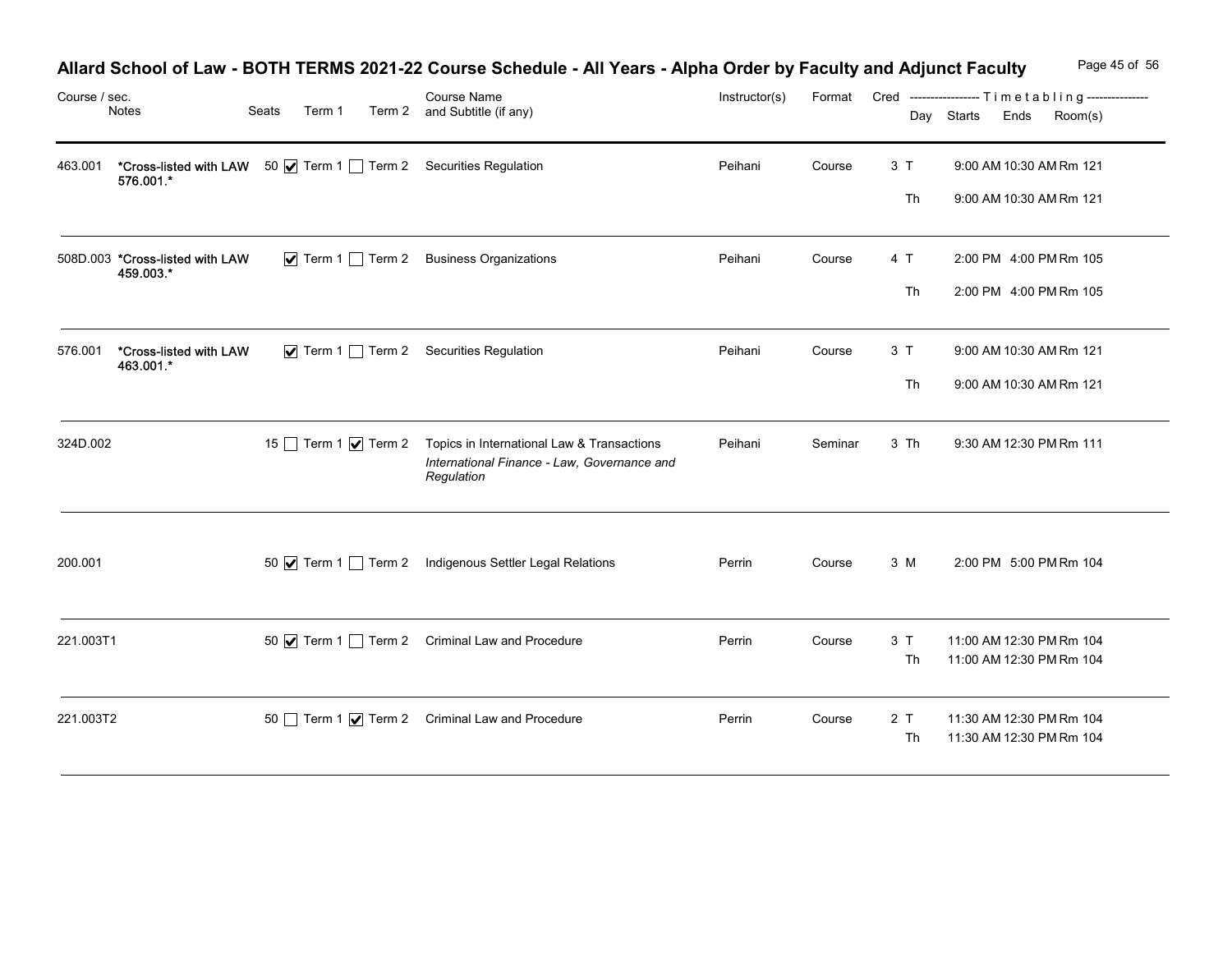# Allard School of Law - BOTH TERMS 2021-22 Course Schedule - All Years - Alpha Order by Faculty and Adjunct Faculty

| Course / sec. | Notes | Seats | Term 1 | Term 2 | Course Name and Subtitle (if any) | Instructor(s) | Format | Cred | Day | Starts | Ends | Room(s) |
|---|---|---|---|---|---|---|---|---|---|---|---|---|
| 463.001 | *Cross-listed with LAW 576.001.* | 50 | ☑ Term 1 | ☐ Term 2 | Securities Regulation | Peihani | Course | 3 | T | 9:00 AM | 10:30 AM | Rm 121 |
| | | | | | | | | | Th | 9:00 AM | 10:30 AM | Rm 121 |
| 508D.003 | *Cross-listed with LAW 459.003.* | | ☑ Term 1 | ☐ Term 2 | Business Organizations | Peihani | Course | 4 | T | 2:00 PM | 4:00 PM | Rm 105 |
| | | | | | | | | | Th | 2:00 PM | 4:00 PM | Rm 105 |
| 576.001 | *Cross-listed with LAW 463.001.* | | ☑ Term 1 | ☐ Term 2 | Securities Regulation | Peihani | Course | 3 | T | 9:00 AM | 10:30 AM | Rm 121 |
| | | | | | | | | | Th | 9:00 AM | 10:30 AM | Rm 121 |
| 324D.002 | | 15 | ☐ Term 1 | ☑ Term 2 | Topics in International Law & Transactions *International Finance - Law, Governance and Regulation* | Peihani | Seminar | 3 | Th | 9:30 AM | 12:30 PM | Rm 111 |
| 200.001 | | 50 | ☑ Term 1 | ☐ Term 2 | Indigenous Settler Legal Relations | Perrin | Course | 3 | M | 2:00 PM | 5:00 PM | Rm 104 |
| 221.003T1 | | 50 | ☑ Term 1 | ☐ Term 2 | Criminal Law and Procedure | Perrin | Course | 3 | T | 11:00 AM | 12:30 PM | Rm 104 |
| | | | | | | | | | Th | 11:00 AM | 12:30 PM | Rm 104 |
| 221.003T2 | | 50 | ☐ Term 1 | ☑ Term 2 | Criminal Law and Procedure | Perrin | Course | 2 | T | 11:30 AM | 12:30 PM | Rm 104 |
| | | | | | | | | | Th | 11:30 AM | 12:30 PM | Rm 104 |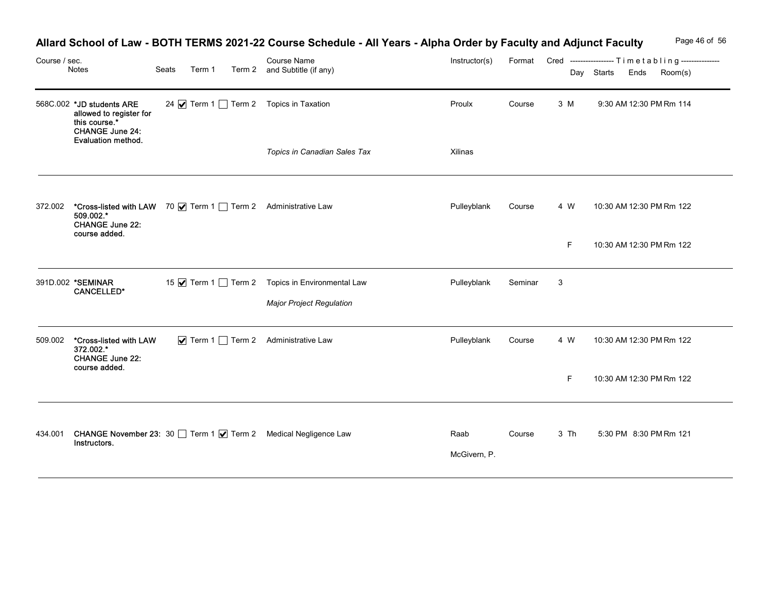# Allard School of Law - BOTH TERMS 2021-22 Course Schedule - All Years - Alpha Order by Faculty and Adjunct Faculty

| Course / sec. | Notes | Seats | Term 1 | Term 2 | Course Name and Subtitle (if any) | Instructor(s) | Format | Cred | Day | Starts | Ends | Room(s) |
|---|---|---|---|---|---|---|---|---|---|---|---|---|
| 568C.002 | *JD students ARE allowed to register for this course.* CHANGE June 24: Evaluation method. | 24 | ☑ Term 1 | ☐ Term 2 | Topics in Taxation | Proulx | Course | 3 | M | 9:30 AM | 12:30 PM | Rm 114 |
| | | | | | *Topics in Canadian Sales Tax* | Xilinas | | | | | | |
| 372.002 | *Cross-listed with LAW 509.002.* CHANGE June 22: course added. | 70 | ☑ Term 1 | ☐ Term 2 | Administrative Law | Pulleyblank | Course | 4 | W | 10:30 AM | 12:30 PM | Rm 122 |
| | | | | | | | | | F | 10:30 AM | 12:30 PM | Rm 122 |
| 391D.002 | *SEMINAR CANCELLED* | 15 | ☑ Term 1 | ☐ Term 2 | Topics in Environmental Law | Pulleyblank | Seminar | 3 | | | | |
| | | | | | *Major Project Regulation* | | | | | | | |
| 509.002 | *Cross-listed with LAW 372.002.* CHANGE June 22: course added. | | ☑ Term 1 | ☐ Term 2 | Administrative Law | Pulleyblank | Course | 4 | W | 10:30 AM | 12:30 PM | Rm 122 |
| | | | | | | | | | F | 10:30 AM | 12:30 PM | Rm 122 |
| 434.001 | CHANGE November 23: Instructors. | 30 | ☐ Term 1 | ☑ Term 2 | Medical Negligence Law | Raab | Course | 3 | Th | 5:30 PM | 8:30 PM | Rm 121 |
| | | | | | | McGivern, P. | | | | | | |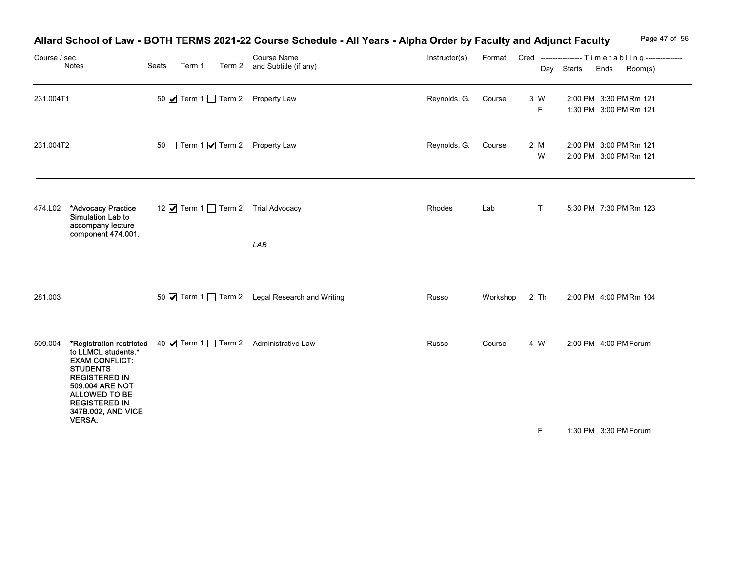# Allard School of Law - BOTH TERMS 2021-22 Course Schedule - All Years - Alpha Order by Faculty and Adjunct Faculty

| Course / sec. | Notes | Seats | Term 1 | Term 2 | Course Name and Subtitle (if any) | Instructor(s) | Format | Cred | Day | Starts | Ends | Room(s) |
|---|---|---|---|---|---|---|---|---|---|---|---|---|
| 231.004T1 | | 50 | ☑ Term 1 | ☐ Term 2 | Property Law | Reynolds, G. | Course | 3 | W | 2:00 PM | 3:30 PM | Rm 121 |
| | | | | | | | | | F | 1:30 PM | 3:00 PM | Rm 121 |
| 231.004T2 | | 50 | ☐ Term 1 | ☑ Term 2 | Property Law | Reynolds, G. | Course | 2 | M | 2:00 PM | 3:00 PM | Rm 121 |
| | | | | | | | | | W | 2:00 PM | 3:00 PM | Rm 121 |
| 474.L02 | **\*Advocacy Practice Simulation Lab to accompany lecture component 474.001.** | 12 | ☑ Term 1 | ☐ Term 2 | Trial Advocacy *LAB* | Rhodes | Lab | | T | 5:30 PM | 7:30 PM | Rm 123 |
| 281.003 | | 50 | ☑ Term 1 | ☐ Term 2 | Legal Research and Writing | Russo | Workshop | 2 | Th | 2:00 PM | 4:00 PM | Rm 104 |
| 509.004 | **\*Registration restricted to LLMCL students.\* EXAM CONFLICT: STUDENTS REGISTERED IN 509.004 ARE NOT ALLOWED TO BE REGISTERED IN 347B.002, AND VICE VERSA.** | 40 | ☑ Term 1 | ☐ Term 2 | Administrative Law | Russo | Course | 4 | W | 2:00 PM | 4:00 PM | Forum |
| | | | | | | | | | F | 1:30 PM | 3:30 PM | Forum |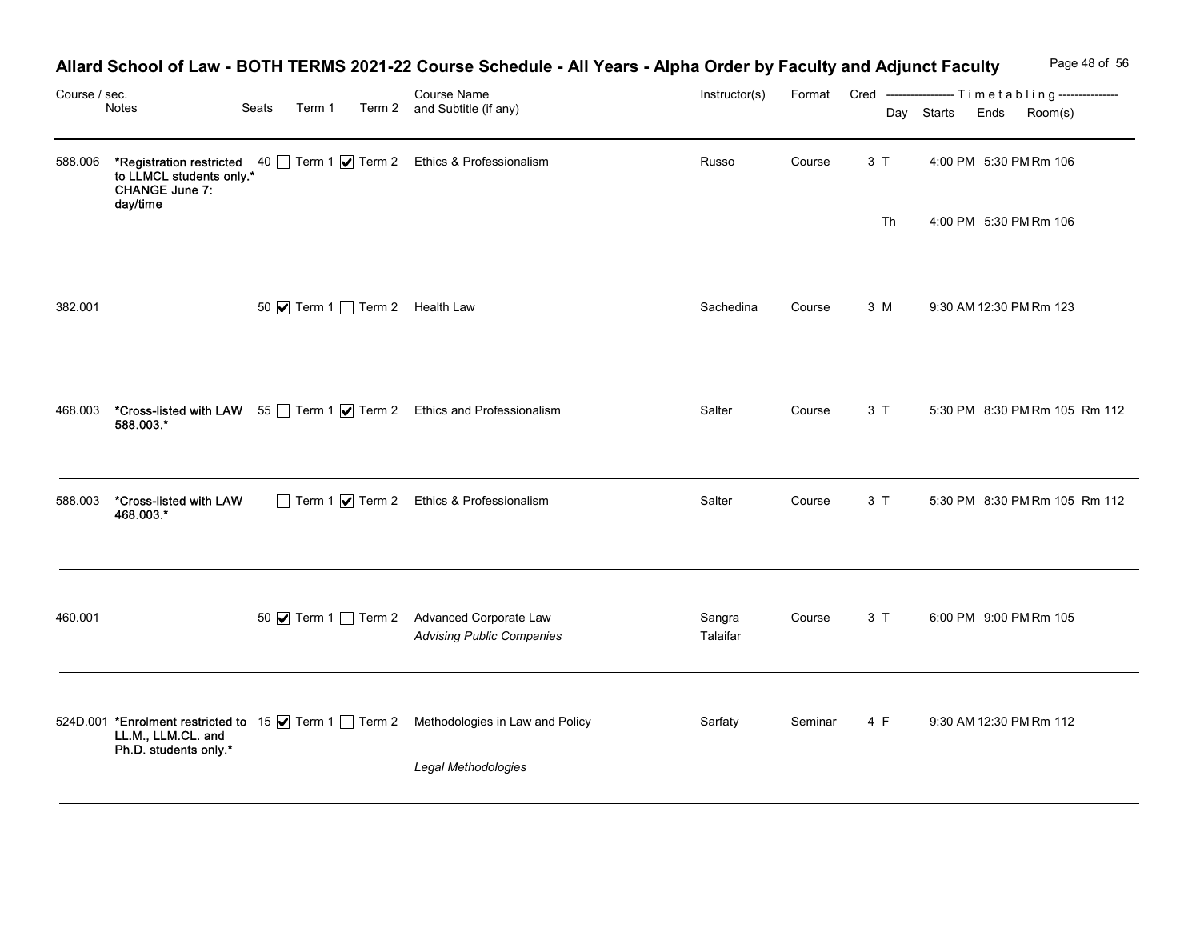# Allard School of Law - BOTH TERMS 2021-22 Course Schedule - All Years - Alpha Order by Faculty and Adjunct Faculty

| Course / sec. | Notes | Seats | Term 1 | Term 2 | Course Name and Subtitle (if any) | Instructor(s) | Format | Cred | Day | Starts | Ends | Room(s) |
|---|---|---|---|---|---|---|---|---|---|---|---|---|
| 588.006 | *Registration restricted to LLMCL students only.* CHANGE June 7: day/time | 40 | ☐ | ☑ | Ethics & Professionalism | Russo | Course | 3 | T | 4:00 PM | 5:30 PM | Rm 106 |
| | | | | | | | | | Th | 4:00 PM | 5:30 PM | Rm 106 |
| 382.001 | | 50 | ☑ | ☐ | Health Law | Sachedina | Course | 3 | M | 9:30 AM | 12:30 PM | Rm 123 |
| 468.003 | *Cross-listed with LAW 588.003.* | 55 | ☐ | ☑ | Ethics and Professionalism | Salter | Course | 3 | T | 5:30 PM | 8:30 PM | Rm 105 Rm 112 |
| 588.003 | *Cross-listed with LAW 468.003.* | | ☐ | ☑ | Ethics & Professionalism | Salter | Course | 3 | T | 5:30 PM | 8:30 PM | Rm 105 Rm 112 |
| 460.001 | | 50 | ☑ | ☐ | Advanced Corporate Law *Advising Public Companies* | Sangra Talaifar | Course | 3 | T | 6:00 PM | 9:00 PM | Rm 105 |
| 524D.001 | *Enrolment restricted to LL.M., LLM.CL. and Ph.D. students only.* | 15 | ☑ | ☐ | Methodologies in Law and Policy *Legal Methodologies* | Sarfaty | Seminar | 4 | F | 9:30 AM | 12:30 PM | Rm 112 |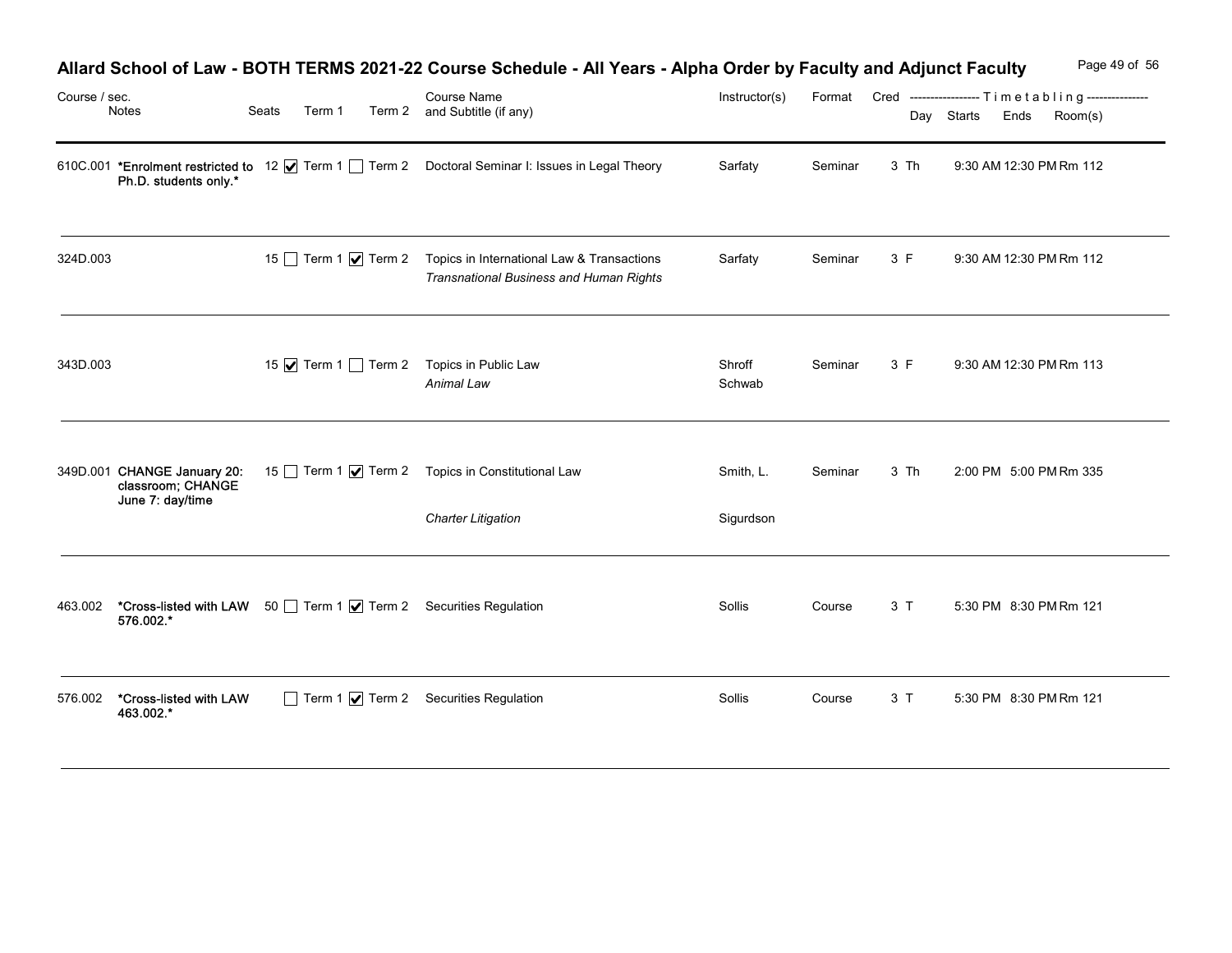# Allard School of Law - BOTH TERMS 2021-22 Course Schedule - All Years - Alpha Order by Faculty and Adjunct Faculty

| Course / sec. | Notes | Seats | Term 1 | Term 2 | Course Name and Subtitle (if any) | Instructor(s) | Format | Cred | Day | Starts | Ends | Room(s) |
|---|---|---|---|---|---|---|---|---|---|---|---|---|
| 610C.001 | **\*Enrolment restricted to Ph.D. students only.\*** | 12 | ☑ Term 1 | ☐ Term 2 | Doctoral Seminar I: Issues in Legal Theory | Sarfaty | Seminar | 3 | Th | 9:30 AM | 12:30 PM | Rm 112 |
| 324D.003 | | 15 | ☐ Term 1 | ☑ Term 2 | Topics in International Law & Transactions *Transnational Business and Human Rights* | Sarfaty | Seminar | 3 | F | 9:30 AM | 12:30 PM | Rm 112 |
| 343D.003 | | 15 | ☑ Term 1 | ☐ Term 2 | Topics in Public Law *Animal Law* | Shroff Schwab | Seminar | 3 | F | 9:30 AM | 12:30 PM | Rm 113 |
| 349D.001 | **CHANGE January 20: classroom; CHANGE June 7: day/time** | 15 | ☐ Term 1 | ☑ Term 2 | Topics in Constitutional Law *Charter Litigation* | Smith, L. Sigurdson | Seminar | 3 | Th | 2:00 PM | 5:00 PM | Rm 335 |
| 463.002 | **\*Cross-listed with LAW 576.002.\*** | 50 | ☐ Term 1 | ☑ Term 2 | Securities Regulation | Sollis | Course | 3 | T | 5:30 PM | 8:30 PM | Rm 121 |
| 576.002 | **\*Cross-listed with LAW 463.002.\*** | | ☐ Term 1 | ☑ Term 2 | Securities Regulation | Sollis | Course | 3 | T | 5:30 PM | 8:30 PM | Rm 121 |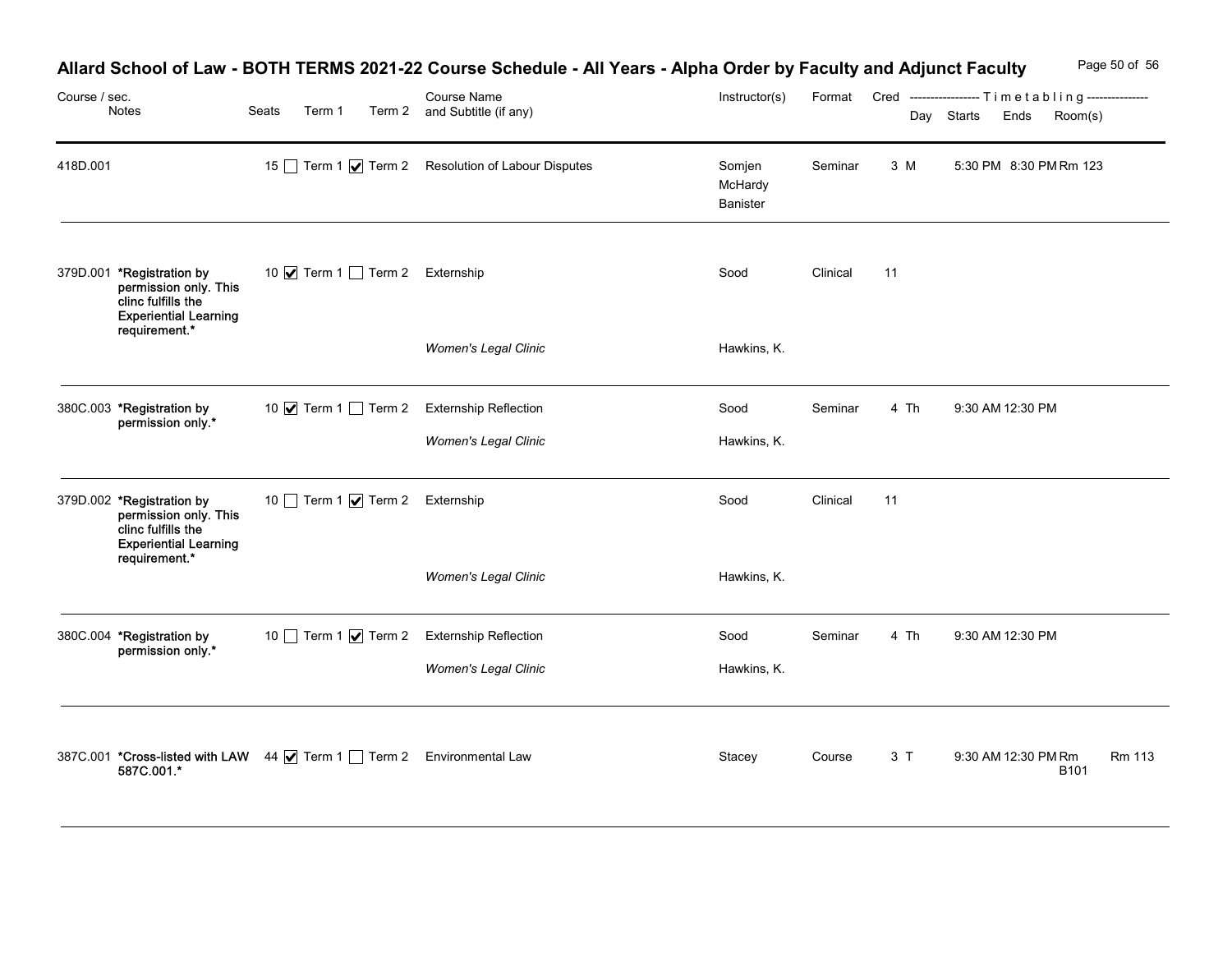# Allard School of Law - BOTH TERMS 2021-22 Course Schedule - All Years - Alpha Order by Faculty and Adjunct Faculty

| Course / sec. | Notes | Seats | Term 1 | Term 2 | Course Name and Subtitle (if any) | Instructor(s) | Format | Cred | Day | Starts | Ends | Room(s) |
|---|---|---|---|---|---|---|---|---|---|---|---|---|
| 418D.001 | | 15 | ☐ Term 1 | ☑ Term 2 | Resolution of Labour Disputes | Somjen McHardy Banister | Seminar | 3 | M | 5:30 PM | 8:30 PM | Rm 123 |
| 379D.001 | *Registration by permission only. This clinc fulfills the Experiential Learning requirement.* | 10 | ☑ Term 1 | ☐ Term 2 | Externship<br>*Women's Legal Clinic* | Sood<br>Hawkins, K. | Clinical | 11 | | | | |
| 380C.003 | *Registration by permission only.* | 10 | ☑ Term 1 | ☐ Term 2 | Externship Reflection<br>*Women's Legal Clinic* | Sood<br>Hawkins, K. | Seminar | 4 | Th | 9:30 AM | 12:30 PM | |
| 379D.002 | *Registration by permission only. This clinc fulfills the Experiential Learning requirement.* | 10 | ☐ Term 1 | ☑ Term 2 | Externship<br>*Women's Legal Clinic* | Sood<br>Hawkins, K. | Clinical | 11 | | | | |
| 380C.004 | *Registration by permission only.* | 10 | ☐ Term 1 | ☑ Term 2 | Externship Reflection<br>*Women's Legal Clinic* | Sood<br>Hawkins, K. | Seminar | 4 | Th | 9:30 AM | 12:30 PM | |
| 387C.001 | *Cross-listed with LAW 587C.001.* | 44 | ☑ Term 1 | ☐ Term 2 | Environmental Law | Stacey | Course | 3 | T | 9:30 AM | 12:30 PM | Rm B101 Rm 113 |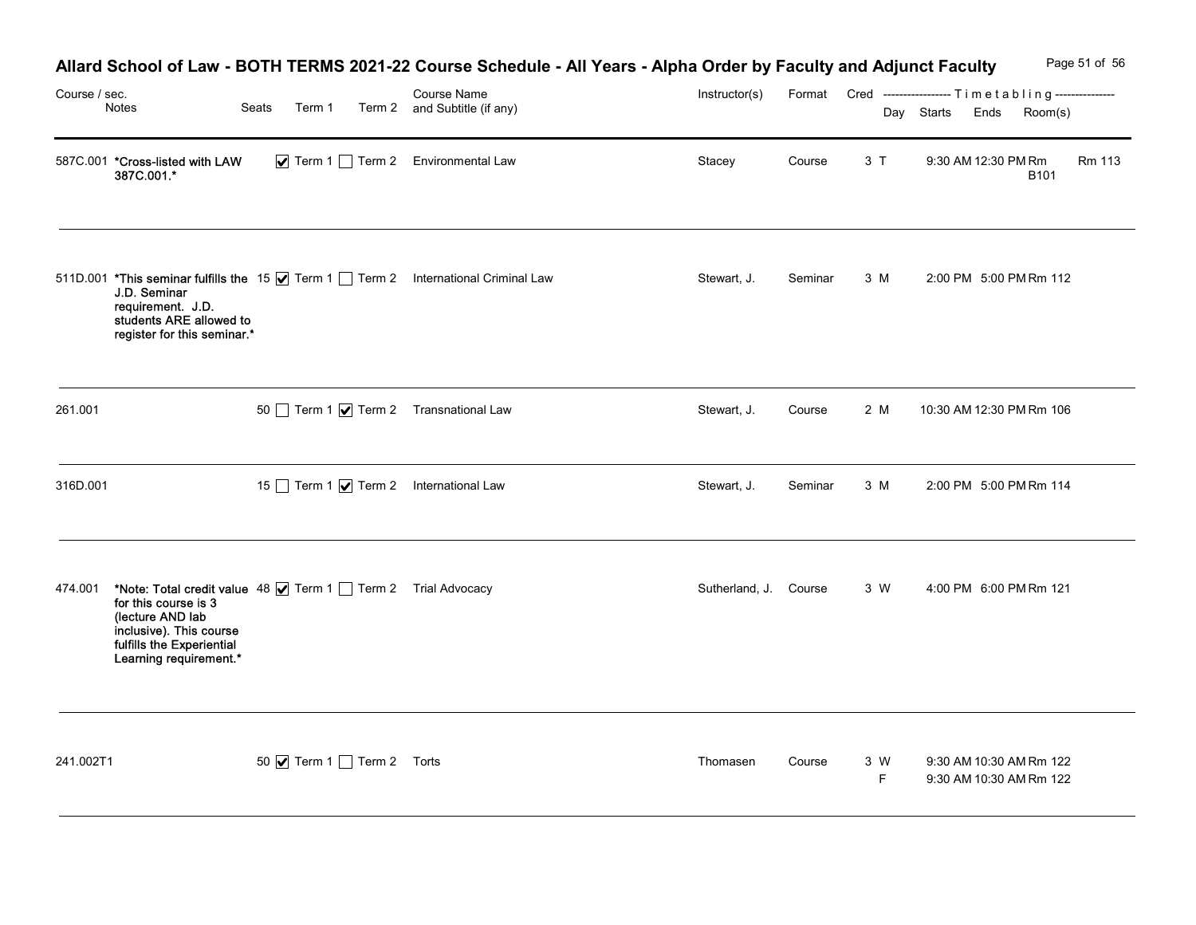# Allard School of Law - BOTH TERMS 2021-22 Course Schedule - All Years - Alpha Order by Faculty and Adjunct Faculty

| Course / sec. | Notes | Seats | Term 1 | Term 2 | Course Name and Subtitle (if any) | Instructor(s) | Format | Cred | Day | Starts | Ends | Room(s) |
|---|---|---|---|---|---|---|---|---|---|---|---|---|
| 587C.001 | *Cross-listed with LAW 387C.001.* | | ☑ Term 1 | ☐ Term 2 | Environmental Law | Stacey | Course | 3 | T | 9:30 AM | 12:30 PM | Rm B101 Rm 113 |
| 511D.001 | *This seminar fulfills the J.D. Seminar requirement. J.D. students ARE allowed to register for this seminar.* | 15 | ☑ Term 1 | ☐ Term 2 | International Criminal Law | Stewart, J. | Seminar | 3 | M | 2:00 PM | 5:00 PM | Rm 112 |
| 261.001 | | 50 | ☐ Term 1 | ☑ Term 2 | Transnational Law | Stewart, J. | Course | 2 | M | 10:30 AM | 12:30 PM | Rm 106 |
| 316D.001 | | 15 | ☐ Term 1 | ☑ Term 2 | International Law | Stewart, J. | Seminar | 3 | M | 2:00 PM | 5:00 PM | Rm 114 |
| 474.001 | *Note: Total credit value for this course is 3 (lecture AND lab inclusive). This course fulfills the Experiential Learning requirement.* | 48 | ☑ Term 1 | ☐ Term 2 | Trial Advocacy | Sutherland, J. | Course | 3 | W | 4:00 PM | 6:00 PM | Rm 121 |
| 241.002T1 | | 50 | ☑ Term 1 | ☐ Term 2 | Torts | Thomasen | Course | 3 | W<br>F | 9:30 AM<br>9:30 AM | 10:30 AM<br>10:30 AM | Rm 122<br>Rm 122 |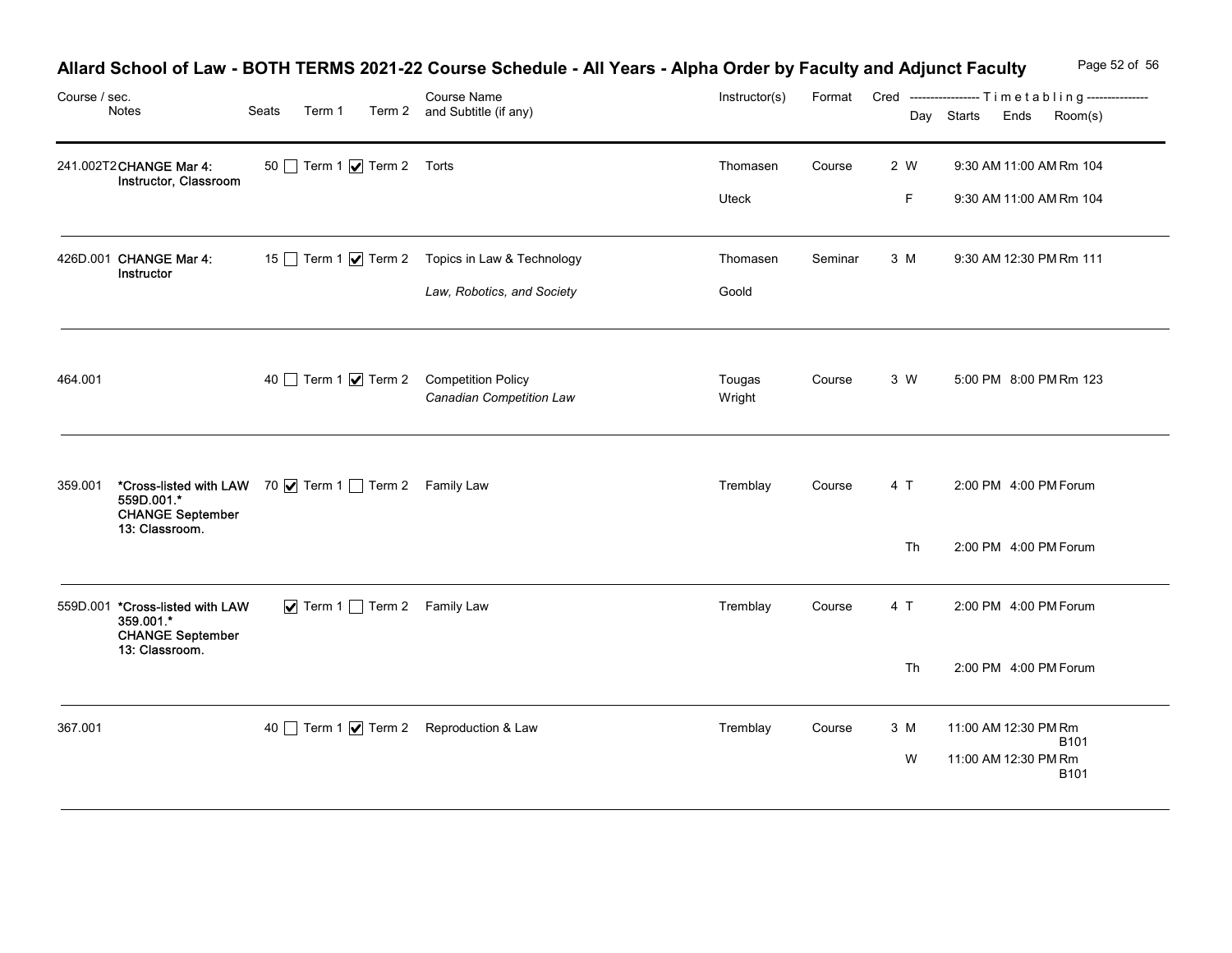# Allard School of Law - BOTH TERMS 2021-22 Course Schedule - All Years - Alpha Order by Faculty and Adjunct Faculty

| Course / sec. | Notes | Seats | Term 1 | Term 2 | Course Name and Subtitle (if any) | Instructor(s) | Format | Cred | Day | Starts | Ends | Room(s) |
|---|---|---|---|---|---|---|---|---|---|---|---|---|
| 241.002T2 | CHANGE Mar 4: Instructor, Classroom | 50 | ☐ | ☑ | Torts | Thomasen | Course | 2 | W | 9:30 AM | 11:00 AM | Rm 104 |
| | | | | | | Uteck | | | F | 9:30 AM | 11:00 AM | Rm 104 |
| 426D.001 | CHANGE Mar 4: Instructor | 15 | ☐ | ☑ | Topics in Law & Technology *Law, Robotics, and Society* | Thomasen Goold | Seminar | 3 | M | 9:30 AM | 12:30 PM | Rm 111 |
| 464.001 | | 40 | ☐ | ☑ | Competition Policy *Canadian Competition Law* | Tougas Wright | Course | 3 | W | 5:00 PM | 8:00 PM | Rm 123 |
| 359.001 | *Cross-listed with LAW 559D.001.* CHANGE September 13: Classroom. | 70 | ☑ | ☐ | Family Law | Tremblay | Course | 4 | T | 2:00 PM | 4:00 PM | Forum |
| | | | | | | | | | Th | 2:00 PM | 4:00 PM | Forum |
| 559D.001 | *Cross-listed with LAW 359.001.* CHANGE September 13: Classroom. | | ☑ | ☐ | Family Law | Tremblay | Course | 4 | T | 2:00 PM | 4:00 PM | Forum |
| | | | | | | | | | Th | 2:00 PM | 4:00 PM | Forum |
| 367.001 | | 40 | ☐ | ☑ | Reproduction & Law | Tremblay | Course | 3 | M | 11:00 AM | 12:30 PM | Rm B101 |
| | | | | | | | | | W | 11:00 AM | 12:30 PM | Rm B101 |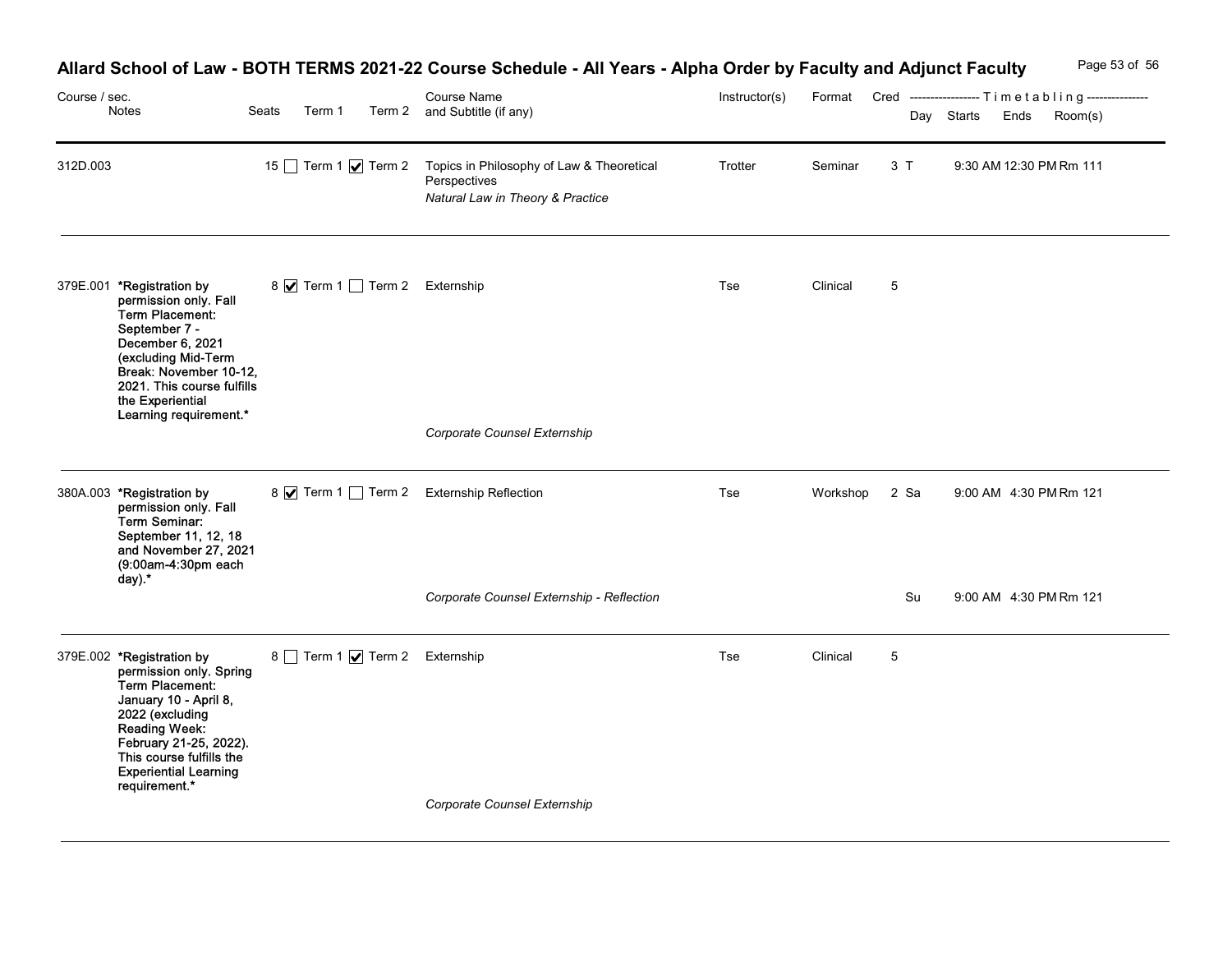# Allard School of Law - BOTH TERMS 2021-22 Course Schedule - All Years - Alpha Order by Faculty and Adjunct Faculty

| Course / sec. | Notes | Seats | Term 1 | Term 2 | Course Name and Subtitle (if any) | Instructor(s) | Format | Cred | Day | Starts | Ends | Room(s) |
|---|---|---|---|---|---|---|---|---|---|---|---|---|
| 312D.003 | | 15 | ☐ Term 1 | ☑ Term 2 | Topics in Philosophy of Law & Theoretical Perspectives<br>*Natural Law in Theory & Practice* | Trotter | Seminar | 3 | T | 9:30 AM | 12:30 PM | Rm 111 |
| 379E.001 | **\*Registration by permission only. Fall Term Placement: September 7 - December 6, 2021 (excluding Mid-Term Break: November 10-12, 2021. This course fulfills the Experiential Learning requirement.\*** | 8 | ☑ Term 1 | ☐ Term 2 | Externship<br>*Corporate Counsel Externship* | Tse | Clinical | 5 | | | | |
| 380A.003 | **\*Registration by permission only. Fall Term Seminar: September 11, 12, 18 and November 27, 2021 (9:00am-4:30pm each day).\*** | 8 | ☑ Term 1 | ☐ Term 2 | Externship Reflection<br>*Corporate Counsel Externship - Reflection* | Tse | Workshop | 2 | Sa | 9:00 AM | 4:30 PM | Rm 121 |
| | | | | | | | | | Su | 9:00 AM | 4:30 PM | Rm 121 |
| 379E.002 | **\*Registration by permission only. Spring Term Placement: January 10 - April 8, 2022 (excluding Reading Week: February 21-25, 2022). This course fulfills the Experiential Learning requirement.\*** | 8 | ☐ Term 1 | ☑ Term 2 | Externship<br>*Corporate Counsel Externship* | Tse | Clinical | 5 | | | | |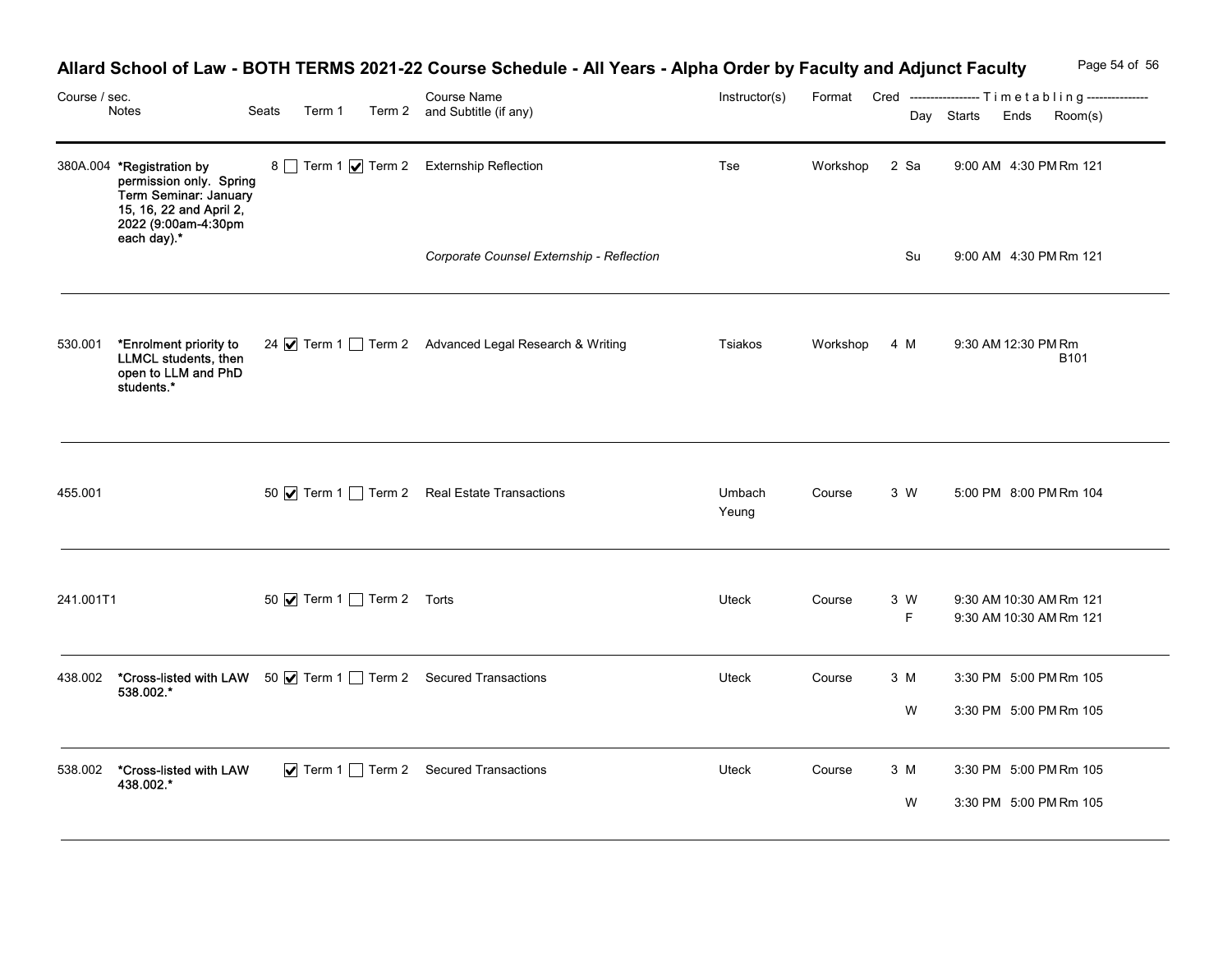# Allard School of Law - BOTH TERMS 2021-22 Course Schedule - All Years - Alpha Order by Faculty and Adjunct Faculty

| Course / sec. | Notes | Seats | Term 1 | Term 2 | Course Name and Subtitle (if any) | Instructor(s) | Format | Cred | Day | Starts | Ends | Room(s) |
|---|---|---|---|---|---|---|---|---|---|---|---|---|
| 380A.004 | *Registration by permission only. Spring Term Seminar: January 15, 16, 22 and April 2, 2022 (9:00am-4:30pm each day).* | 8 | ☐ | ☑ | Externship Reflection | Tse | Workshop | 2 | Sa | 9:00 AM | 4:30 PM | Rm 121 |
| | | | | | *Corporate Counsel Externship - Reflection* | | | | Su | 9:00 AM | 4:30 PM | Rm 121 |
| 530.001 | *Enrolment priority to LLMCL students, then open to LLM and PhD students.* | 24 | ☑ | ☐ | Advanced Legal Research & Writing | Tsiakos | Workshop | 4 | M | 9:30 AM | 12:30 PM | Rm B101 |
| 455.001 | | 50 | ☑ | ☐ | Real Estate Transactions | Umbach Yeung | Course | 3 | W | 5:00 PM | 8:00 PM | Rm 104 |
| 241.001T1 | | 50 | ☑ | ☐ | Torts | Uteck | Course | 3 | W | 9:30 AM | 10:30 AM | Rm 121 |
| | | | | | | | | | F | 9:30 AM | 10:30 AM | Rm 121 |
| 438.002 | *Cross-listed with LAW 538.002.* | 50 | ☑ | ☐ | Secured Transactions | Uteck | Course | 3 | M | 3:30 PM | 5:00 PM | Rm 105 |
| | | | | | | | | | W | 3:30 PM | 5:00 PM | Rm 105 |
| 538.002 | *Cross-listed with LAW 438.002.* | | ☑ | ☐ | Secured Transactions | Uteck | Course | 3 | M | 3:30 PM | 5:00 PM | Rm 105 |
| | | | | | | | | | W | 3:30 PM | 5:00 PM | Rm 105 |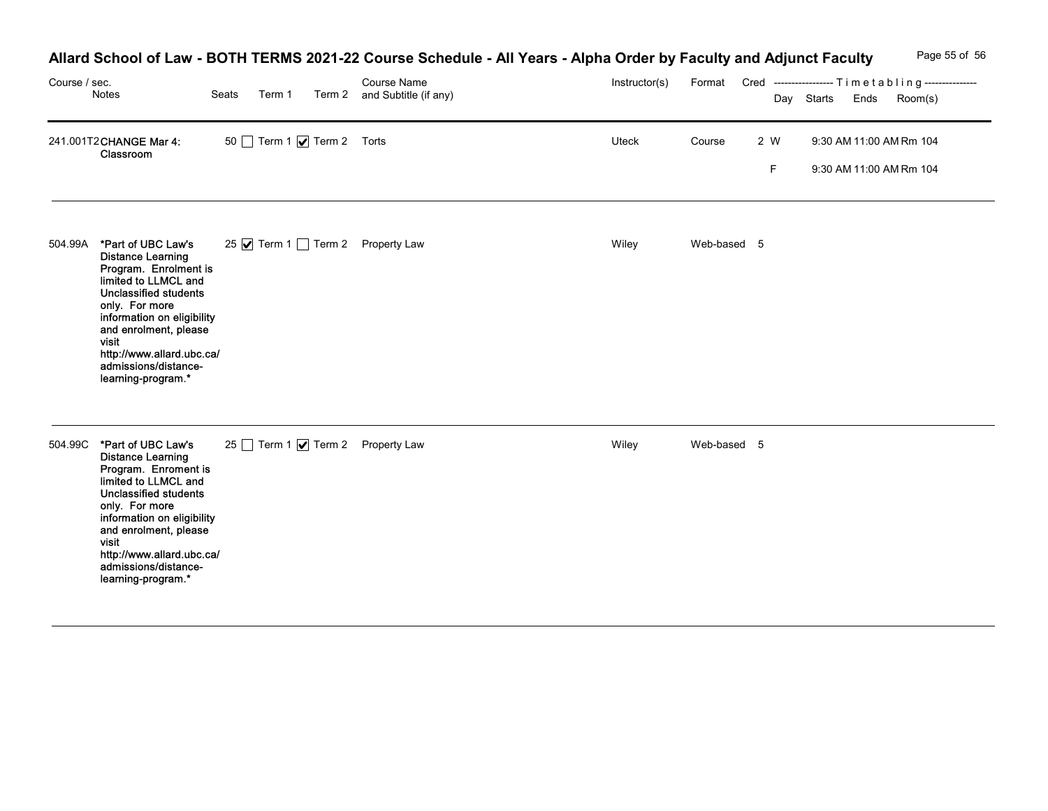# Allard School of Law - BOTH TERMS 2021-22 Course Schedule - All Years - Alpha Order by Faculty and Adjunct Faculty

| Course / sec. | Notes | Seats | Term 1 | Term 2 | Course Name and Subtitle (if any) | Instructor(s) | Format | Cred | Day | Starts | Ends | Room(s) |
|---|---|---|---|---|---|---|---|---|---|---|---|---|
| 241.001T2 | CHANGE Mar 4: Classroom | 50 | ☐ Term 1 | ☑ Term 2 | Torts | Uteck | Course | 2 | W | 9:30 AM | 11:00 AM | Rm 104 |
| | | | | | | | | | F | 9:30 AM | 11:00 AM | Rm 104 |
| 504.99A | *Part of UBC Law's Distance Learning Program. Enrolment is limited to LLMCL and Unclassified students only. For more information on eligibility and enrolment, please visit http://www.allard.ubc.ca/admissions/distance-learning-program.* | 25 | ☑ Term 1 | ☐ Term 2 | Property Law | Wiley | Web-based | 5 | | | | |
| 504.99C | *Part of UBC Law's Distance Learning Program. Enroment is limited to LLMCL and Unclassified students only. For more information on eligibility and enrolment, please visit http://www.allard.ubc.ca/admissions/distance-learning-program.* | 25 | ☐ Term 1 | ☑ Term 2 | Property Law | Wiley | Web-based | 5 | | | | |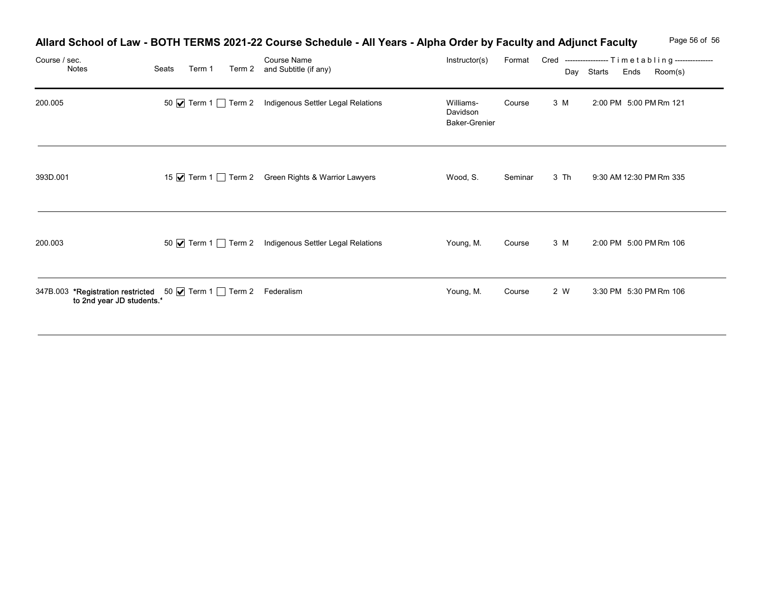# Allard School of Law - BOTH TERMS 2021-22 Course Schedule - All Years - Alpha Order by Faculty and Adjunct Faculty

| Course / sec. | Notes | Seats | Term 1 | Term 2 | Course Name and Subtitle (if any) | Instructor(s) | Format | Cred | Day | Starts | Ends | Room(s) |
|---|---|---|---|---|---|---|---|---|---|---|---|---|
| 200.005 | | 50 | ☑ Term 1 | ☐ Term 2 | Indigenous Settler Legal Relations | Williams-Davidson Baker-Grenier | Course | 3 | M | 2:00 PM | 5:00 PM | Rm 121 |
| 393D.001 | | 15 | ☑ Term 1 | ☐ Term 2 | Green Rights & Warrior Lawyers | Wood, S. | Seminar | 3 | Th | 9:30 AM | 12:30 PM | Rm 335 |
| 200.003 | | 50 | ☑ Term 1 | ☐ Term 2 | Indigenous Settler Legal Relations | Young, M. | Course | 3 | M | 2:00 PM | 5:00 PM | Rm 106 |
| 347B.003 | **\*Registration restricted to 2nd year JD students.\*** | 50 | ☑ Term 1 | ☐ Term 2 | Federalism | Young, M. | Course | 2 | W | 3:30 PM | 5:30 PM | Rm 106 |